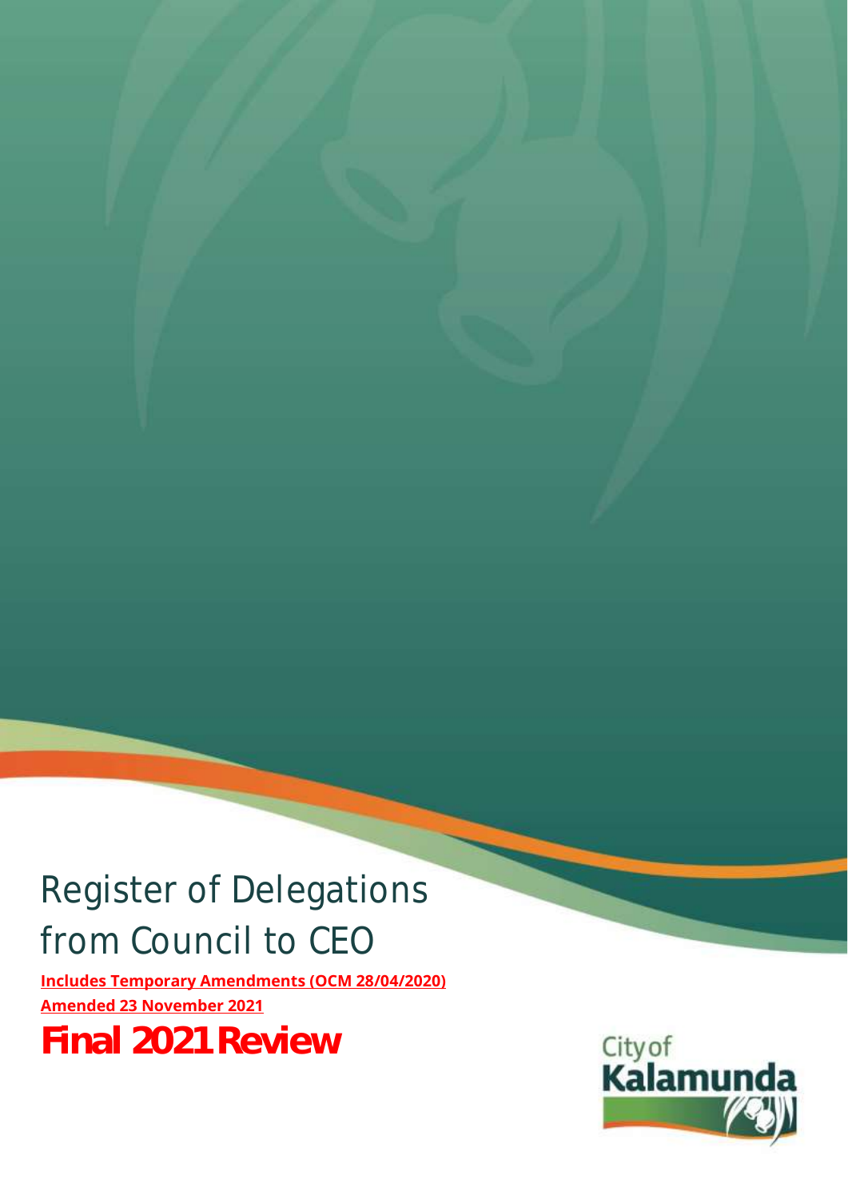# Register of Delegations from Council to CEO

**Includes Temporary Amendments (OCM 28/04/2020)**

**Amended 23 November 2021**

**Final 2021 Review**

City of Kalamunda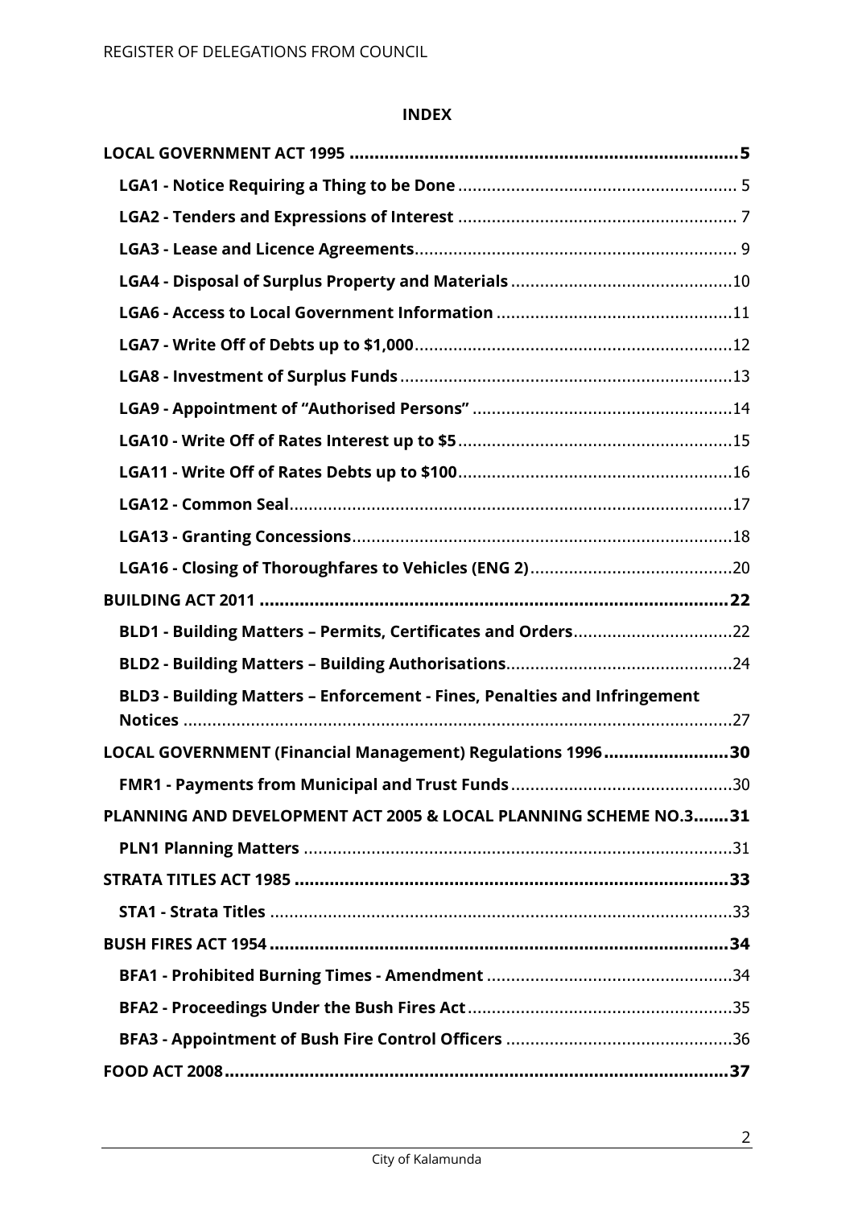**INDEX**

**LOCAL GOVERNMENT ACT 1995** .......... **5**

- **LGA1 - Notice Requiring a Thing to be Done** .......... 5
- **LGA2 - Tenders and Expressions of Interest** .......... 7
- **LGA3 - Lease and Licence Agreements** .......... 9
- **LGA4 - Disposal of Surplus Property and Materials** .......... 10
- **LGA6 - Access to Local Government Information** .......... 11
- **LGA7 - Write Off of Debts up to $1,000** .......... 12
- **LGA8 - Investment of Surplus Funds** .......... 13
- **LGA9 - Appointment of "Authorised Persons"** .......... 14
- **LGA10 - Write Off of Rates Interest up to $5** .......... 15
- **LGA11 - Write Off of Rates Debts up to $100** .......... 16
- **LGA12 - Common Seal** .......... 17
- **LGA13 - Granting Concessions** .......... 18
- **LGA16 - Closing of Thoroughfares to Vehicles (ENG 2)** .......... 20

**BUILDING ACT 2011** .......... **22**

- **BLD1 - Building Matters – Permits, Certificates and Orders** .......... 22
- **BLD2 - Building Matters – Building Authorisations** .......... 24
- **BLD3 - Building Matters – Enforcement - Fines, Penalties and Infringement Notices** .......... 27

**LOCAL GOVERNMENT (Financial Management) Regulations 1996** .......... **30**

- **FMR1 - Payments from Municipal and Trust Funds** .......... 30

**PLANNING AND DEVELOPMENT ACT 2005 & LOCAL PLANNING SCHEME NO.3** .......... **31**

- **PLN1 Planning Matters** .......... 31

**STRATA TITLES ACT 1985** .......... **33**

- **STA1 - Strata Titles** .......... 33

**BUSH FIRES ACT 1954** .......... **34**

- **BFA1 - Prohibited Burning Times - Amendment** .......... 34
- **BFA2 - Proceedings Under the Bush Fires Act** .......... 35
- **BFA3 - Appointment of Bush Fire Control Officers** .......... 36

**FOOD ACT 2008** .......... **37**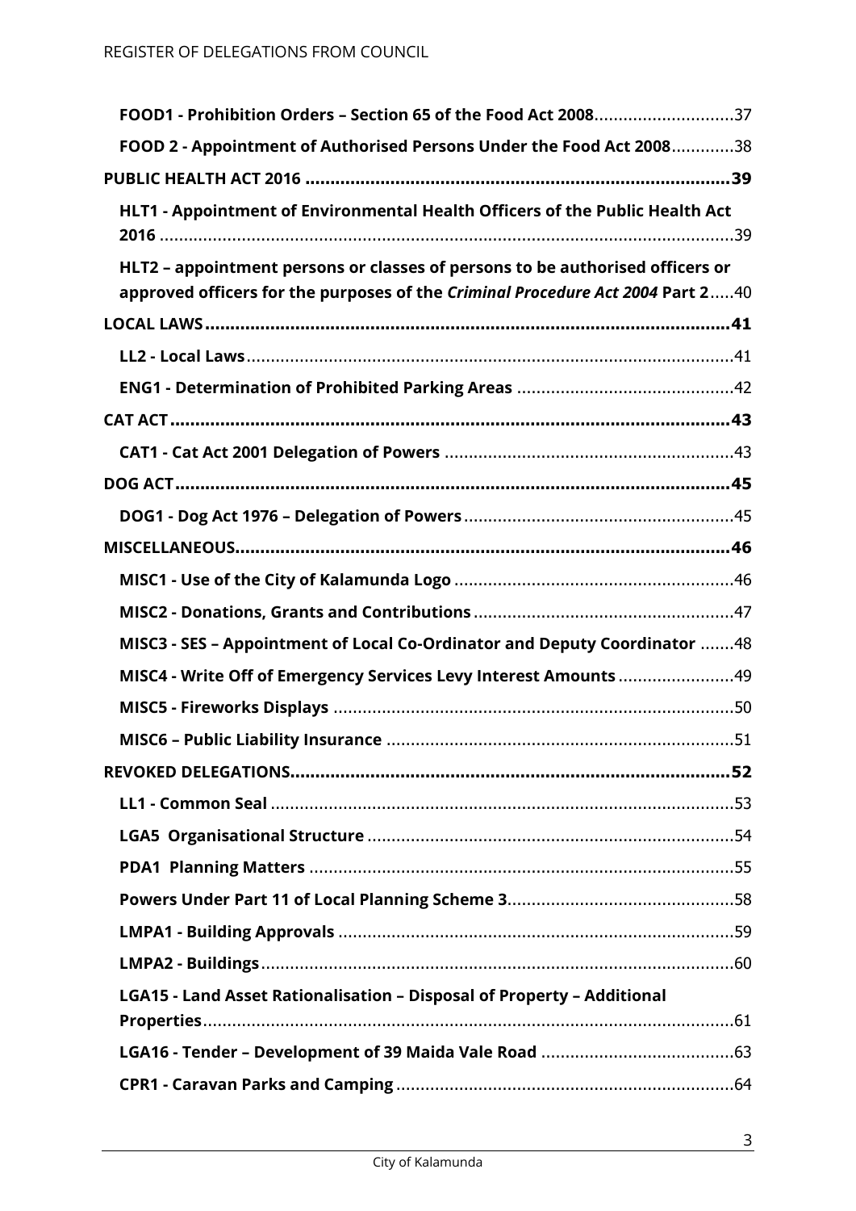FOOD1 - Prohibition Orders – Section 65 of the Food Act 2008 ............................ 37

FOOD 2 - Appointment of Authorised Persons Under the Food Act 2008 ............ 38

PUBLIC HEALTH ACT 2016 ........................................................................... 39

HLT1 - Appointment of Environmental Health Officers of the Public Health Act 2016 ...................................................................................................................... 39

HLT2 – appointment persons or classes of persons to be authorised officers or approved officers for the purposes of the *Criminal Procedure Act 2004* Part 2 ..... 40

LOCAL LAWS ................................................................................................ 41

LL2 - Local Laws .................................................................................................... 41

ENG1 - Determination of Prohibited Parking Areas ............................................ 42

CAT ACT ....................................................................................................... 43

CAT1 - Cat Act 2001 Delegation of Powers ........................................................... 43

DOG ACT ...................................................................................................... 45

DOG1 - Dog Act 1976 – Delegation of Powers ....................................................... 45

MISCELLANEOUS .......................................................................................... 46

MISC1 - Use of the City of Kalamunda Logo ......................................................... 46

MISC2 - Donations, Grants and Contributions ..................................................... 47

MISC3 - SES – Appointment of Local Co-Ordinator and Deputy Coordinator ....... 48

MISC4 - Write Off of Emergency Services Levy Interest Amounts ....................... 49

MISC5 - Fireworks Displays .................................................................................. 50

MISC6 – Public Liability Insurance ....................................................................... 51

REVOKED DELEGATIONS ............................................................................... 52

LL1 - Common Seal ............................................................................................... 53

LGA5 Organisational Structure ........................................................................... 54

PDA1 Planning Matters ....................................................................................... 55

Powers Under Part 11 of Local Planning Scheme 3 .............................................. 58

LMPA1 - Building Approvals ................................................................................. 59

LMPA2 - Buildings ................................................................................................. 60

LGA15 - Land Asset Rationalisation – Disposal of Property – Additional Properties ............................................................................................................. 61

LGA16 - Tender – Development of 39 Maida Vale Road ....................................... 63

CPR1 - Caravan Parks and Camping ..................................................................... 64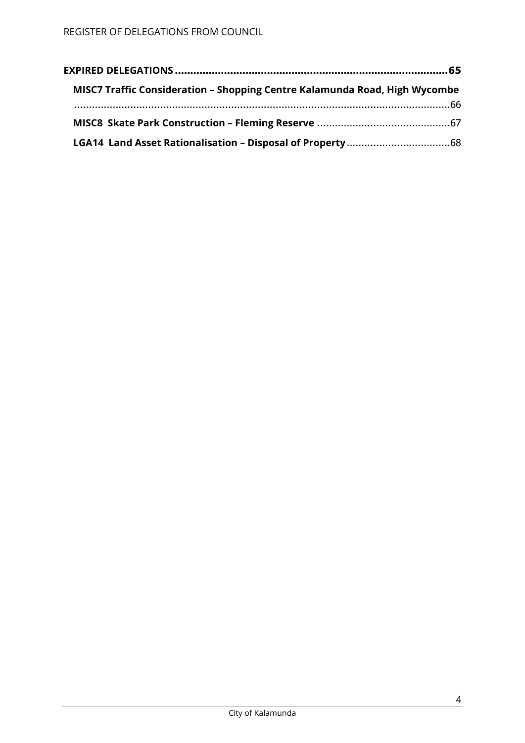**EXPIRED DELEGATIONS .......................................................................................65**

- **MISC7 Traffic Consideration – Shopping Centre Kalamunda Road, High Wycombe** ..............................................................................................................................66
- **MISC8 Skate Park Construction – Fleming Reserve** ............................................67
- **LGA14 Land Asset Rationalisation – Disposal of Property**...................................68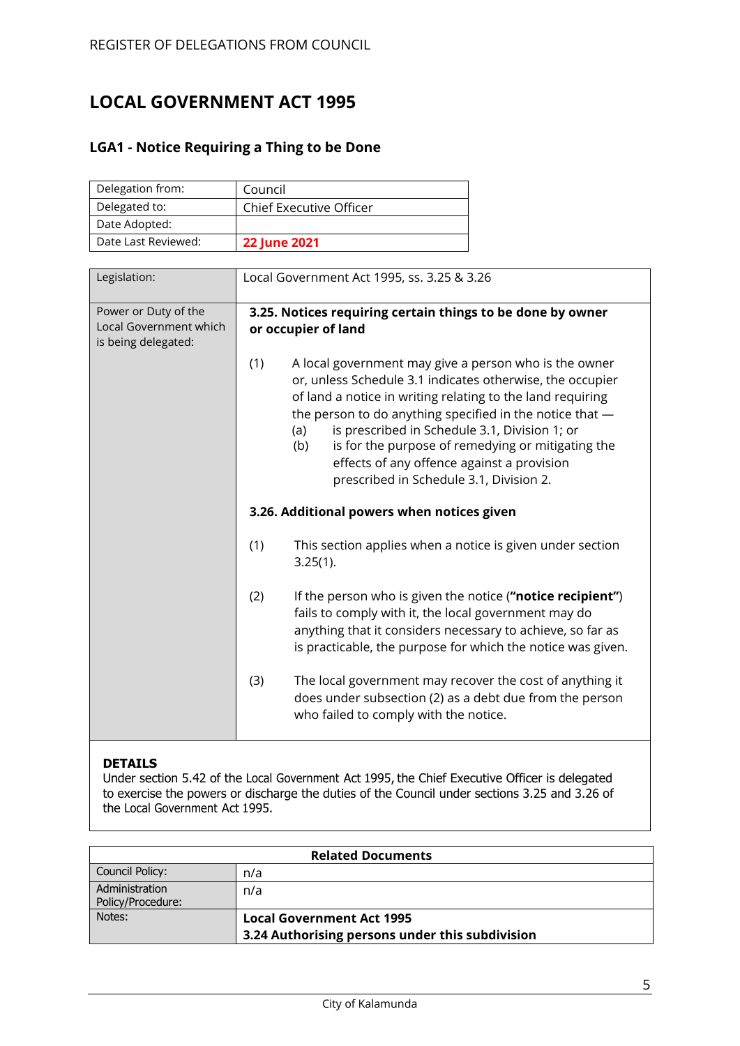# LOCAL GOVERNMENT ACT 1995

## LGA1 - Notice Requiring a Thing to be Done

| Delegation from: | Council |
|---|---|
| Delegated to: | Chief Executive Officer |
| Date Adopted: | |
| Date Last Reviewed: | **22 June 2021** |

| Legislation: | Local Government Act 1995, ss. 3.25 & 3.26 |
|---|---|
| Power or Duty of the Local Government which is being delegated: | **3.25. Notices requiring certain things to be done by owner or occupier of land**<br><br>(1) A local government may give a person who is the owner or, unless Schedule 3.1 indicates otherwise, the occupier of land a notice in writing relating to the land requiring the person to do anything specified in the notice that —<br>(a) is prescribed in Schedule 3.1, Division 1; or<br>(b) is for the purpose of remedying or mitigating the effects of any offence against a provision prescribed in Schedule 3.1, Division 2.<br><br>**3.26. Additional powers when notices given**<br><br>(1) This section applies when a notice is given under section 3.25(1).<br><br>(2) If the person who is given the notice (**"notice recipient"**) fails to comply with it, the local government may do anything that it considers necessary to achieve, so far as is practicable, the purpose for which the notice was given.<br><br>(3) The local government may recover the cost of anything it does under subsection (2) as a debt due from the person who failed to comply with the notice. |

**DETAILS**

Under section 5.42 of the Local Government Act 1995, the Chief Executive Officer is delegated to exercise the powers or discharge the duties of the Council under sections 3.25 and 3.26 of the Local Government Act 1995.

| Related Documents | |
|---|---|
| Council Policy: | n/a |
| Administration Policy/Procedure: | n/a |
| Notes: | **Local Government Act 1995**<br>**3.24 Authorising persons under this subdivision** |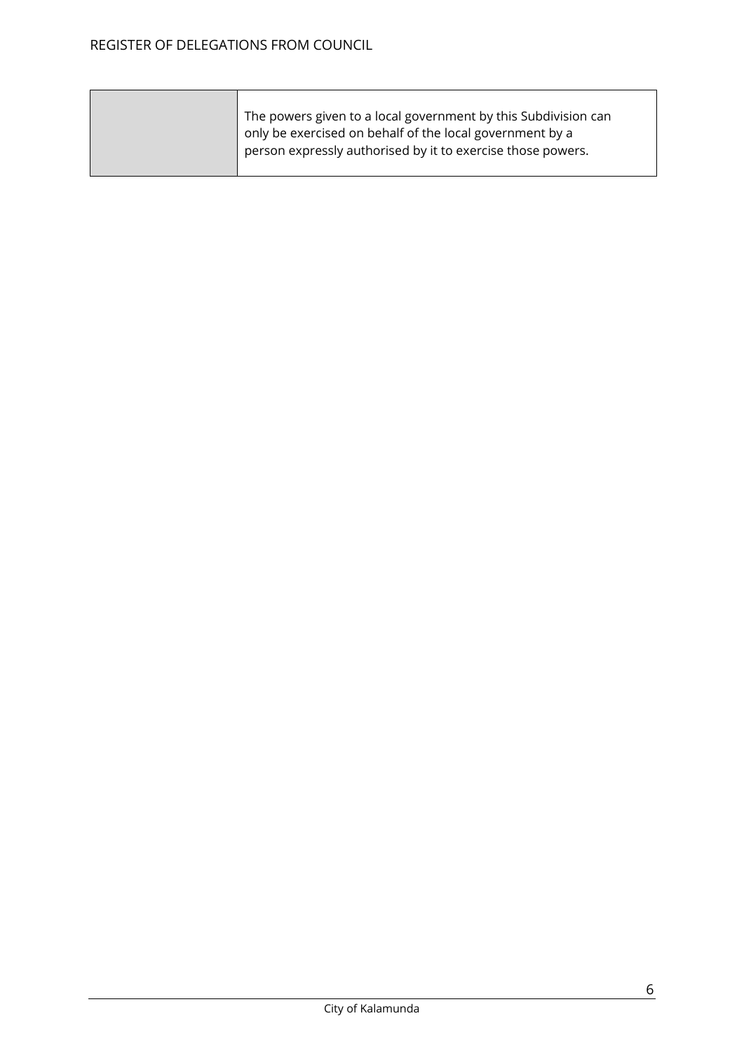|  | The powers given to a local government by this Subdivision can only be exercised on behalf of the local government by a person expressly authorised by it to exercise those powers. |
| --- | --- |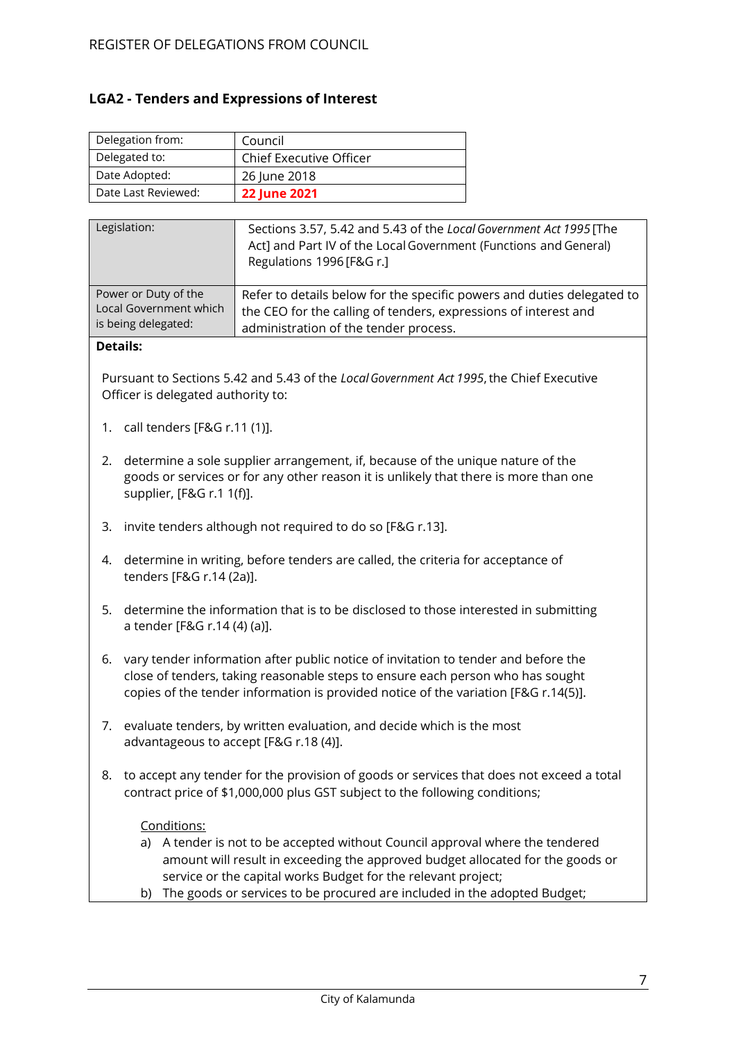## LGA2 - Tenders and Expressions of Interest

| Delegation from: | Council |
|---|---|
| Delegated to: | Chief Executive Officer |
| Date Adopted: | 26 June 2018 |
| Date Last Reviewed: | **22 June 2021** |

| Legislation: | Sections 3.57, 5.42 and 5.43 of the *Local Government Act 1995* [The Act] and Part IV of the Local Government (Functions and General) Regulations 1996 [F&G r.] |
|---|---|
| Power or Duty of the Local Government which is being delegated: | Refer to details below for the specific powers and duties delegated to the CEO for the calling of tenders, expressions of interest and administration of the tender process. |

**Details:**

Pursuant to Sections 5.42 and 5.43 of the *Local Government Act 1995*, the Chief Executive Officer is delegated authority to:

1. call tenders [F&G r.11 (1)].
2. determine a sole supplier arrangement, if, because of the unique nature of the goods or services or for any other reason it is unlikely that there is more than one supplier, [F&G r.1 1(f)].
3. invite tenders although not required to do so [F&G r.13].
4. determine in writing, before tenders are called, the criteria for acceptance of tenders [F&G r.14 (2a)].
5. determine the information that is to be disclosed to those interested in submitting a tender [F&G r.14 (4) (a)].
6. vary tender information after public notice of invitation to tender and before the close of tenders, taking reasonable steps to ensure each person who has sought copies of the tender information is provided notice of the variation [F&G r.14(5)].
7. evaluate tenders, by written evaluation, and decide which is the most advantageous to accept [F&G r.18 (4)].
8. to accept any tender for the provision of goods or services that does not exceed a total contract price of $1,000,000 plus GST subject to the following conditions;

   Conditions:
   a) A tender is not to be accepted without Council approval where the tendered amount will result in exceeding the approved budget allocated for the goods or service or the capital works Budget for the relevant project;
   b) The goods or services to be procured are included in the adopted Budget;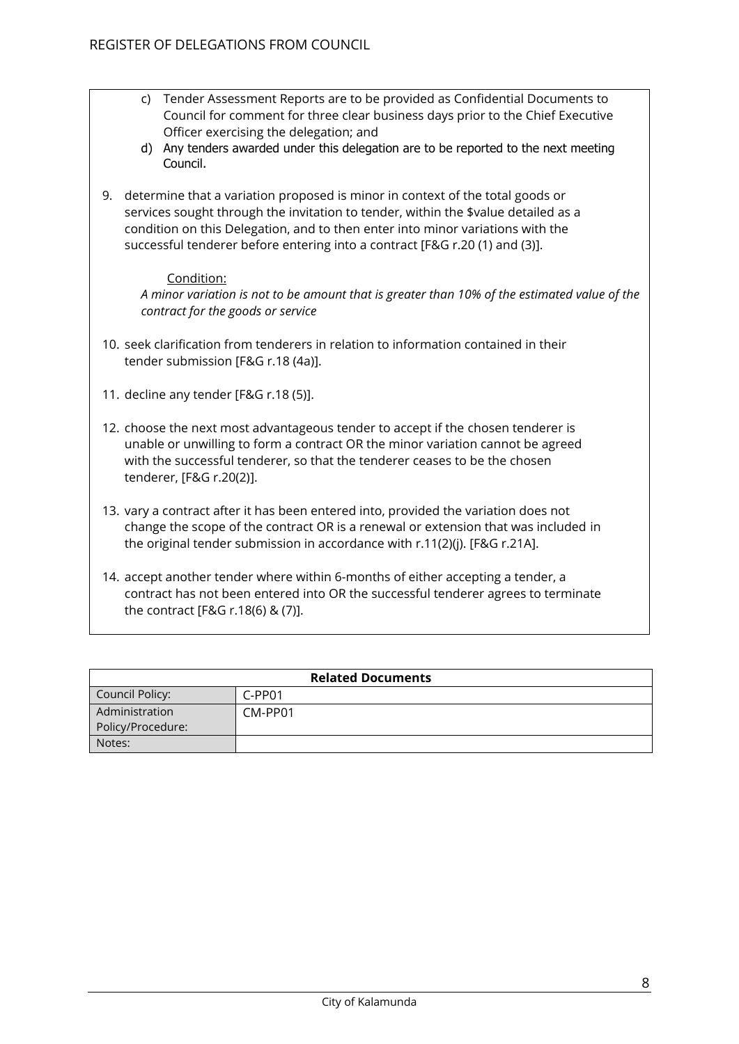c) Tender Assessment Reports are to be provided as Confidential Documents to Council for comment for three clear business days prior to the Chief Executive Officer exercising the delegation; and
d) Any tenders awarded under this delegation are to be reported to the next meeting Council.

9. determine that a variation proposed is minor in context of the total goods or services sought through the invitation to tender, within the $value detailed as a condition on this Delegation, and to then enter into minor variations with the successful tenderer before entering into a contract [F&G r.20 (1) and (3)].

   Condition:
   *A minor variation is not to be amount that is greater than 10% of the estimated value of the contract for the goods or service*

10. seek clarification from tenderers in relation to information contained in their tender submission [F&G r.18 (4a)].

11. decline any tender [F&G r.18 (5)].

12. choose the next most advantageous tender to accept if the chosen tenderer is unable or unwilling to form a contract OR the minor variation cannot be agreed with the successful tenderer, so that the tenderer ceases to be the chosen tenderer, [F&G r.20(2)].

13. vary a contract after it has been entered into, provided the variation does not change the scope of the contract OR is a renewal or extension that was included in the original tender submission in accordance with r.11(2)(j). [F&G r.21A].

14. accept another tender where within 6-months of either accepting a tender, a contract has not been entered into OR the successful tenderer agrees to terminate the contract [F&G r.18(6) & (7)].

| **Related Documents** | |
|---|---|
| Council Policy: | C-PP01 |
| Administration Policy/Procedure: | CM-PP01 |
| Notes: | |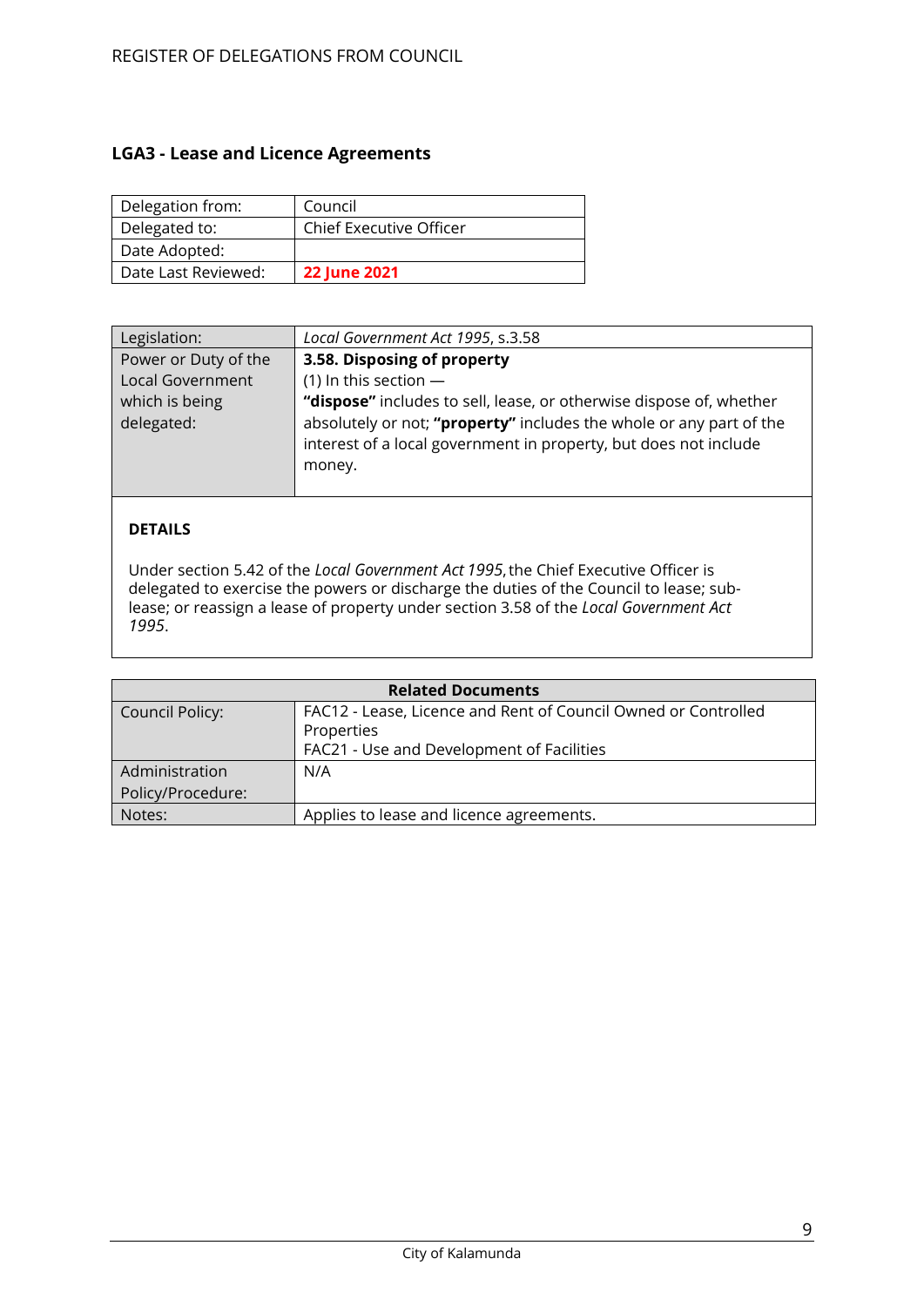## LGA3 - Lease and Licence Agreements

| Delegation from: | Council |
|---|---|
| Delegated to: | Chief Executive Officer |
| Date Adopted: | |
| Date Last Reviewed: | **22 June 2021** |

| Legislation: | *Local Government Act 1995*, s.3.58 |
|---|---|
| Power or Duty of the Local Government which is being delegated: | **3.58. Disposing of property**<br>(1) In this section —<br>**"dispose"** includes to sell, lease, or otherwise dispose of, whether absolutely or not; **"property"** includes the whole or any part of the interest of a local government in property, but does not include money. |

**DETAILS**

Under section 5.42 of the *Local Government Act 1995*, the Chief Executive Officer is delegated to exercise the powers or discharge the duties of the Council to lease; sub-lease; or reassign a lease of property under section 3.58 of the *Local Government Act 1995*.

| Related Documents | |
|---|---|
| Council Policy: | FAC12 - Lease, Licence and Rent of Council Owned or Controlled Properties<br>FAC21 - Use and Development of Facilities |
| Administration Policy/Procedure: | N/A |
| Notes: | Applies to lease and licence agreements. |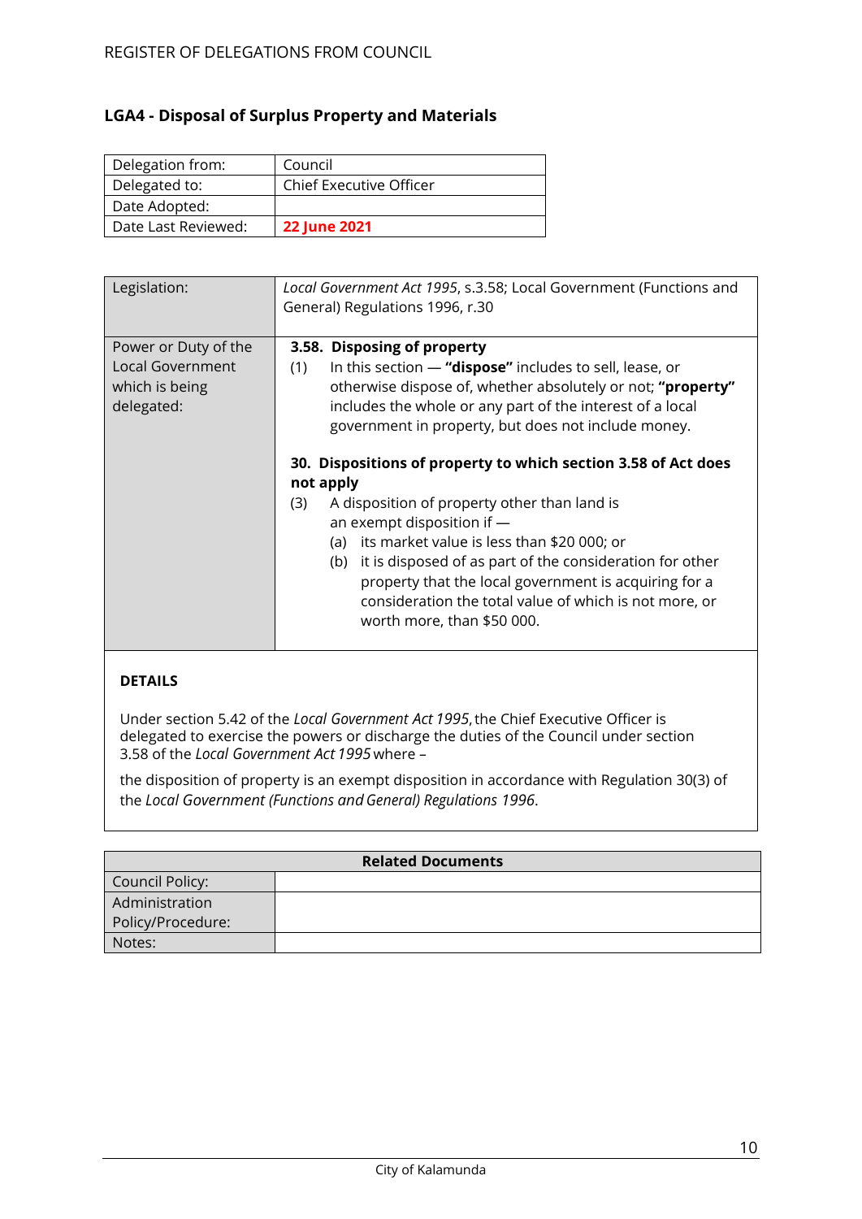## LGA4 - Disposal of Surplus Property and Materials

| Delegation from: | Council |
|---|---|
| Delegated to: | Chief Executive Officer |
| Date Adopted: | |
| Date Last Reviewed: | **22 June 2021** |

| Legislation: | *Local Government Act 1995*, s.3.58; Local Government (Functions and General) Regulations 1996, r.30 |
|---|---|
| Power or Duty of the Local Government which is being delegated: | **3.58. Disposing of property**<br>(1) In this section — **"dispose"** includes to sell, lease, or otherwise dispose of, whether absolutely or not; **"property"** includes the whole or any part of the interest of a local government in property, but does not include money.<br><br>**30. Dispositions of property to which section 3.58 of Act does not apply**<br>(3) A disposition of property other than land is an exempt disposition if —<br>(a) its market value is less than $20 000; or<br>(b) it is disposed of as part of the consideration for other property that the local government is acquiring for a consideration the total value of which is not more, or worth more, than $50 000. |

**DETAILS**

Under section 5.42 of the *Local Government Act 1995*, the Chief Executive Officer is delegated to exercise the powers or discharge the duties of the Council under section 3.58 of the *Local Government Act 1995* where –

the disposition of property is an exempt disposition in accordance with Regulation 30(3) of the *Local Government (Functions and General) Regulations 1996*.

| **Related Documents** | |
|---|---|
| Council Policy: | |
| Administration Policy/Procedure: | |
| Notes: | |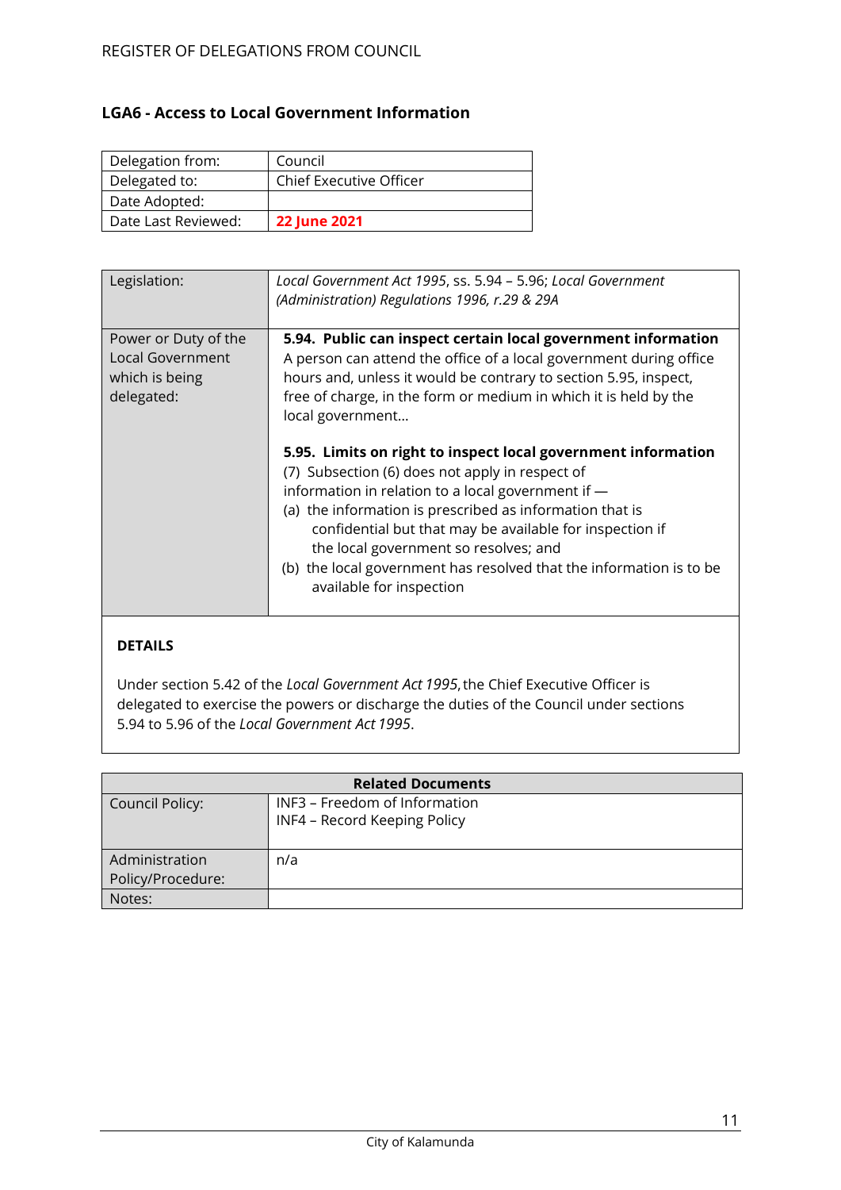## LGA6 - Access to Local Government Information

| Delegation from: | Council |
|---|---|
| Delegated to: | Chief Executive Officer |
| Date Adopted: | |
| Date Last Reviewed: | **22 June 2021** |

| Legislation: | *Local Government Act 1995*, ss. 5.94 – 5.96; *Local Government (Administration) Regulations 1996, r.29 & 29A* |
|---|---|
| Power or Duty of the Local Government which is being delegated: | **5.94. Public can inspect certain local government information**<br>A person can attend the office of a local government during office hours and, unless it would be contrary to section 5.95, inspect, free of charge, in the form or medium in which it is held by the local government…<br><br>**5.95. Limits on right to inspect local government information**<br>(7) Subsection (6) does not apply in respect of information in relation to a local government if —<br>(a) the information is prescribed as information that is confidential but that may be available for inspection if the local government so resolves; and<br>(b) the local government has resolved that the information is to be available for inspection |

**DETAILS**

Under section 5.42 of the *Local Government Act 1995*, the Chief Executive Officer is delegated to exercise the powers or discharge the duties of the Council under sections 5.94 to 5.96 of the *Local Government Act 1995*.

| Related Documents | |
|---|---|
| Council Policy: | INF3 – Freedom of Information<br>INF4 – Record Keeping Policy |
| Administration Policy/Procedure: | n/a |
| Notes: | |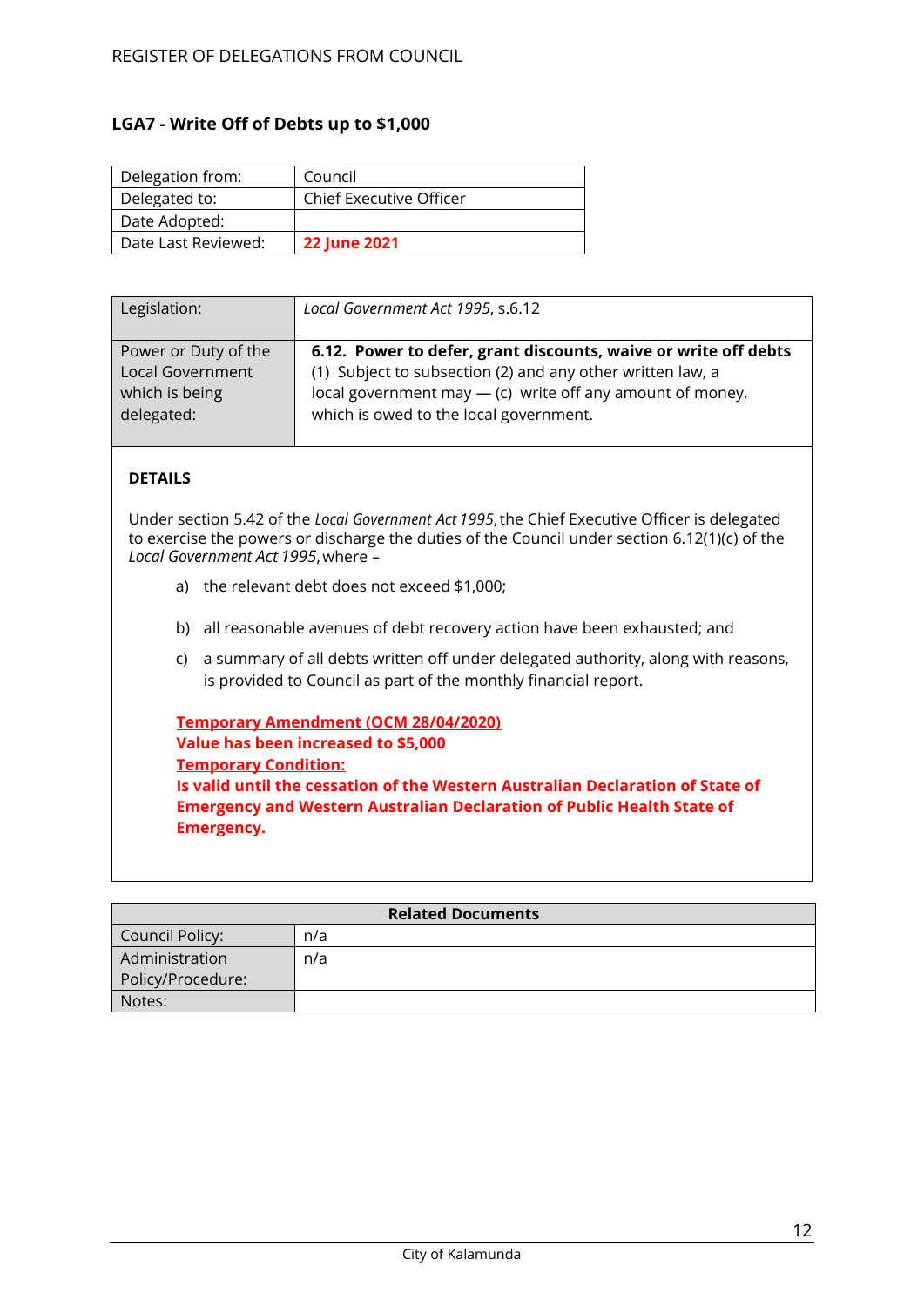## LGA7 - Write Off of Debts up to $1,000

| Delegation from: | Council |
|---|---|
| Delegated to: | Chief Executive Officer |
| Date Adopted: | |
| Date Last Reviewed: | **22 June 2021** |

| Legislation: | *Local Government Act 1995*, s.6.12 |
|---|---|
| Power or Duty of the Local Government which is being delegated: | **6.12. Power to defer, grant discounts, waive or write off debts** (1) Subject to subsection (2) and any other written law, a local government may — (c) write off any amount of money, which is owed to the local government. |

**DETAILS**

Under section 5.42 of the *Local Government Act 1995*, the Chief Executive Officer is delegated to exercise the powers or discharge the duties of the Council under section 6.12(1)(c) of the *Local Government Act 1995*, where –

a) the relevant debt does not exceed $1,000;

b) all reasonable avenues of debt recovery action have been exhausted; and

c) a summary of all debts written off under delegated authority, along with reasons, is provided to Council as part of the monthly financial report.

**Temporary Amendment (OCM 28/04/2020)**
**Value has been increased to $5,000**
**Temporary Condition:**
**Is valid until the cessation of the Western Australian Declaration of State of Emergency and Western Australian Declaration of Public Health State of Emergency.**

| Related Documents | |
|---|---|
| Council Policy: | n/a |
| Administration Policy/Procedure: | n/a |
| Notes: | |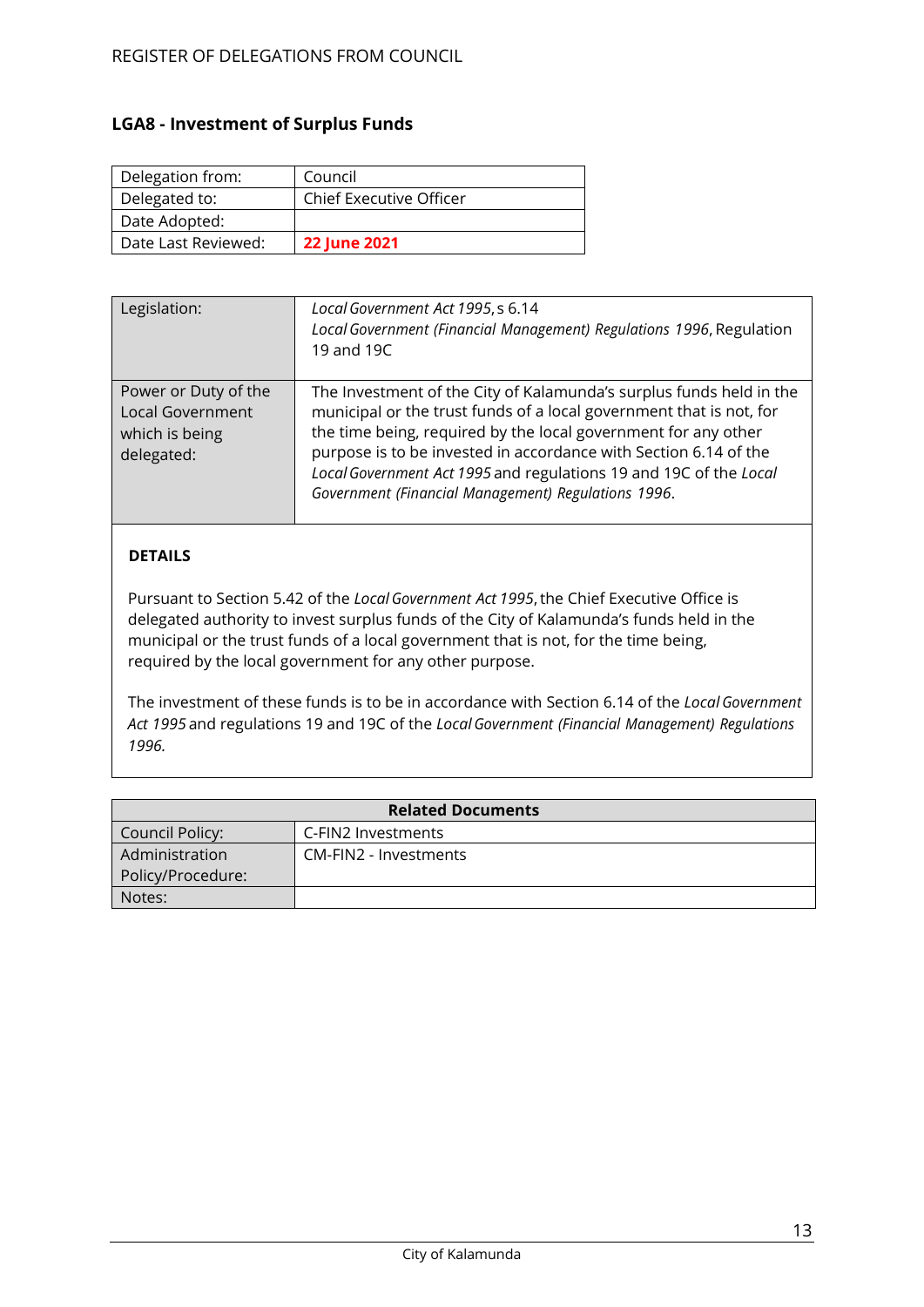## LGA8 - Investment of Surplus Funds

| Delegation from: | Council |
|---|---|
| Delegated to: | Chief Executive Officer |
| Date Adopted: | |
| Date Last Reviewed: | **22 June 2021** |

| Legislation: | *Local Government Act 1995*, s 6.14<br>*Local Government (Financial Management) Regulations 1996*, Regulation 19 and 19C |
|---|---|
| Power or Duty of the Local Government which is being delegated: | The Investment of the City of Kalamunda's surplus funds held in the municipal or the trust funds of a local government that is not, for the time being, required by the local government for any other purpose is to be invested in accordance with Section 6.14 of the *Local Government Act 1995* and regulations 19 and 19C of the *Local Government (Financial Management) Regulations 1996*. |

**DETAILS**

Pursuant to Section 5.42 of the *Local Government Act 1995*, the Chief Executive Office is delegated authority to invest surplus funds of the City of Kalamunda's funds held in the municipal or the trust funds of a local government that is not, for the time being, required by the local government for any other purpose.

The investment of these funds is to be in accordance with Section 6.14 of the *Local Government Act 1995* and regulations 19 and 19C of the *Local Government (Financial Management) Regulations 1996*.

| **Related Documents** | |
|---|---|
| Council Policy: | C-FIN2 Investments |
| Administration Policy/Procedure: | CM-FIN2 - Investments |
| Notes: | |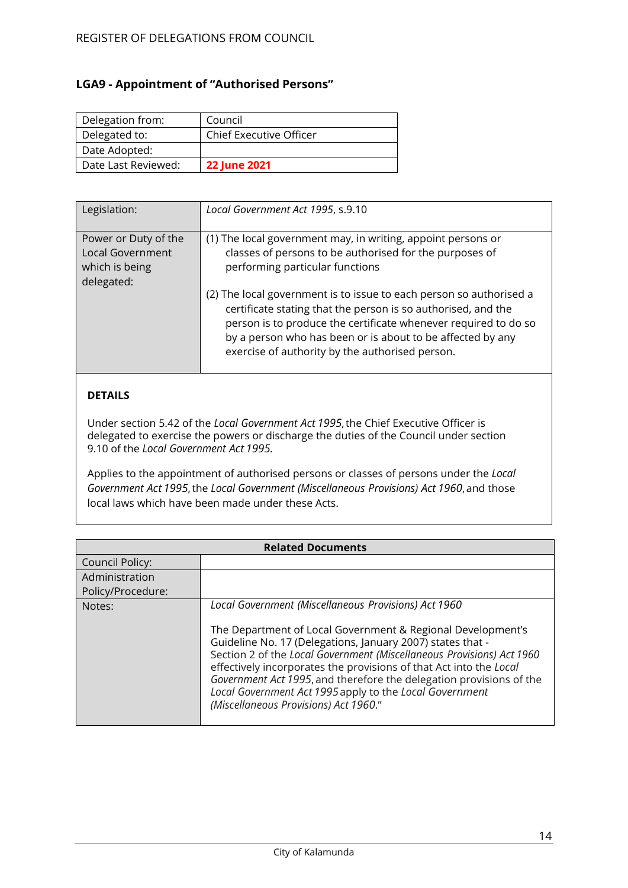## LGA9 - Appointment of "Authorised Persons"

| Delegation from: | Council |
|---|---|
| Delegated to: | Chief Executive Officer |
| Date Adopted: | |
| Date Last Reviewed: | **22 June 2021** |

| Legislation: | *Local Government Act 1995*, s.9.10 |
|---|---|
| Power or Duty of the Local Government which is being delegated: | (1) The local government may, in writing, appoint persons or classes of persons to be authorised for the purposes of performing particular functions<br><br>(2) The local government is to issue to each person so authorised a certificate stating that the person is so authorised, and the person is to produce the certificate whenever required to do so by a person who has been or is about to be affected by any exercise of authority by the authorised person. |

**DETAILS**

Under section 5.42 of the *Local Government Act 1995*, the Chief Executive Officer is delegated to exercise the powers or discharge the duties of the Council under section 9.10 of the *Local Government Act 1995.*

Applies to the appointment of authorised persons or classes of persons under the *Local Government Act 1995*, the *Local Government (Miscellaneous Provisions) Act 1960*, and those local laws which have been made under these Acts.

| Related Documents | |
|---|---|
| Council Policy: | |
| Administration Policy/Procedure: | |
| Notes: | *Local Government (Miscellaneous Provisions) Act 1960*<br><br>The Department of Local Government & Regional Development's Guideline No. 17 (Delegations, January 2007) states that - Section 2 of the *Local Government (Miscellaneous Provisions) Act 1960* effectively incorporates the provisions of that Act into the *Local Government Act 1995*, and therefore the delegation provisions of the *Local Government Act 1995* apply to the *Local Government (Miscellaneous Provisions) Act 1960*." |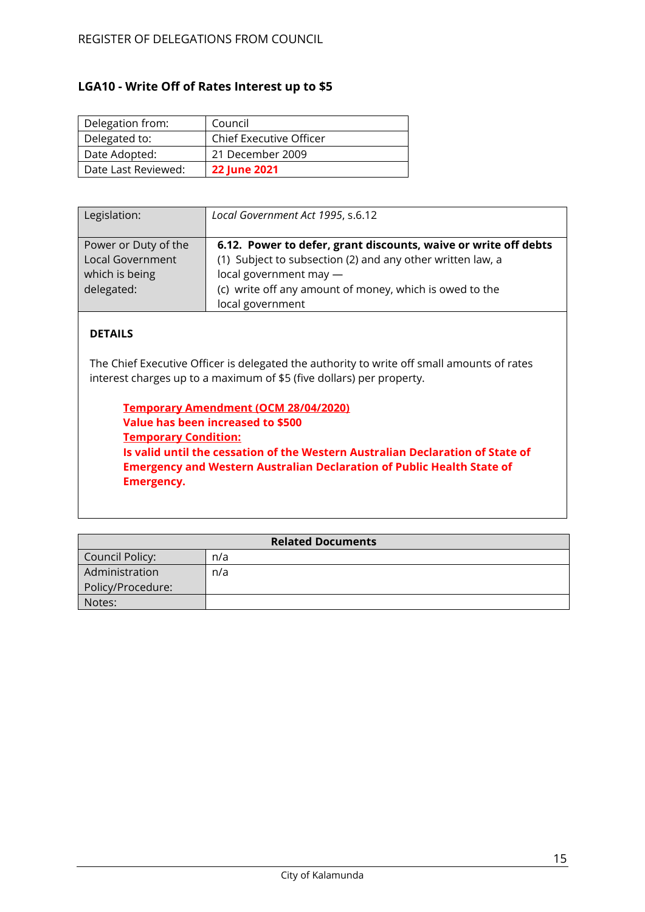## LGA10 - Write Off of Rates Interest up to $5

| Delegation from: | Council |
|---|---|
| Delegated to: | Chief Executive Officer |
| Date Adopted: | 21 December 2009 |
| Date Last Reviewed: | **22 June 2021** |

| Legislation: | *Local Government Act 1995*, s.6.12 |
|---|---|
| Power or Duty of the Local Government which is being delegated: | **6.12. Power to defer, grant discounts, waive or write off debts**<br>(1) Subject to subsection (2) and any other written law, a local government may —<br>(c) write off any amount of money, which is owed to the local government |

**DETAILS**

The Chief Executive Officer is delegated the authority to write off small amounts of rates interest charges up to a maximum of $5 (five dollars) per property.

**Temporary Amendment (OCM 28/04/2020)**
**Value has been increased to $500**
**Temporary Condition:**
**Is valid until the cessation of the Western Australian Declaration of State of Emergency and Western Australian Declaration of Public Health State of Emergency.**

| Related Documents | |
|---|---|
| Council Policy: | n/a |
| Administration Policy/Procedure: | n/a |
| Notes: | |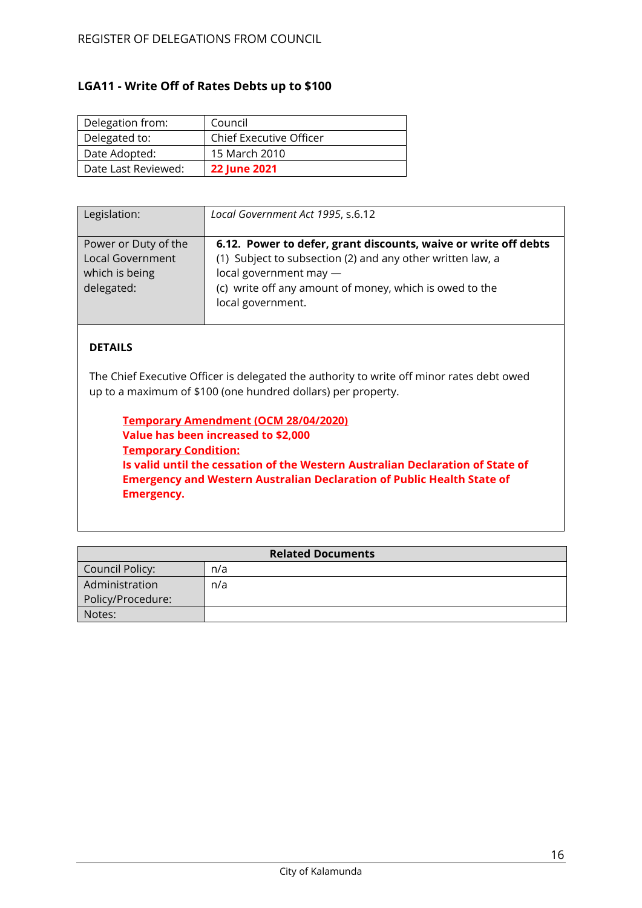## LGA11 - Write Off of Rates Debts up to $100

| Delegation from: | Council |
|---|---|
| Delegated to: | Chief Executive Officer |
| Date Adopted: | 15 March 2010 |
| Date Last Reviewed: | **22 June 2021** |

| Legislation: | *Local Government Act 1995*, s.6.12 |
|---|---|
| Power or Duty of the Local Government which is being delegated: | **6.12. Power to defer, grant discounts, waive or write off debts**<br>(1) Subject to subsection (2) and any other written law, a local government may —<br>(c) write off any amount of money, which is owed to the local government. |

**DETAILS**

The Chief Executive Officer is delegated the authority to write off minor rates debt owed up to a maximum of $100 (one hundred dollars) per property.

> **Temporary Amendment (OCM 28/04/2020)**
> **Value has been increased to $2,000**
> **Temporary Condition:**
> **Is valid until the cessation of the Western Australian Declaration of State of Emergency and Western Australian Declaration of Public Health State of Emergency.**

| Related Documents | |
|---|---|
| Council Policy: | n/a |
| Administration Policy/Procedure: | n/a |
| Notes: | |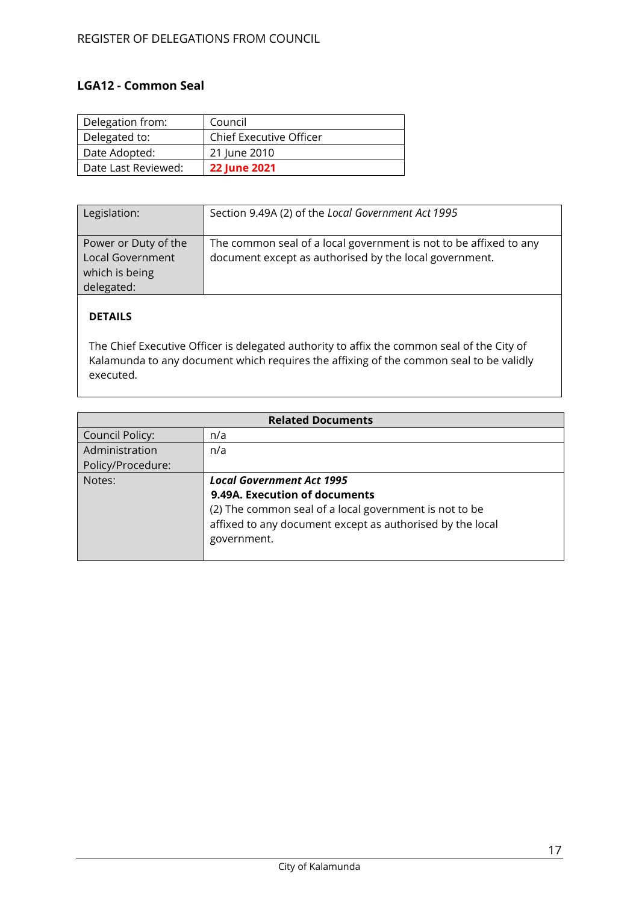## LGA12 - Common Seal

| Delegation from: | Council |
|---|---|
| Delegated to: | Chief Executive Officer |
| Date Adopted: | 21 June 2010 |
| Date Last Reviewed: | **22 June 2021** |

| Legislation: | Section 9.49A (2) of the *Local Government Act 1995* |
|---|---|
| Power or Duty of the Local Government which is being delegated: | The common seal of a local government is not to be affixed to any document except as authorised by the local government. |

**DETAILS**

The Chief Executive Officer is delegated authority to affix the common seal of the City of Kalamunda to any document which requires the affixing of the common seal to be validly executed.

| **Related Documents** | |
|---|---|
| Council Policy: | n/a |
| Administration Policy/Procedure: | n/a |
| Notes: | ***Local Government Act 1995*** **9.49A. Execution of documents** (2) The common seal of a local government is not to be affixed to any document except as authorised by the local government. |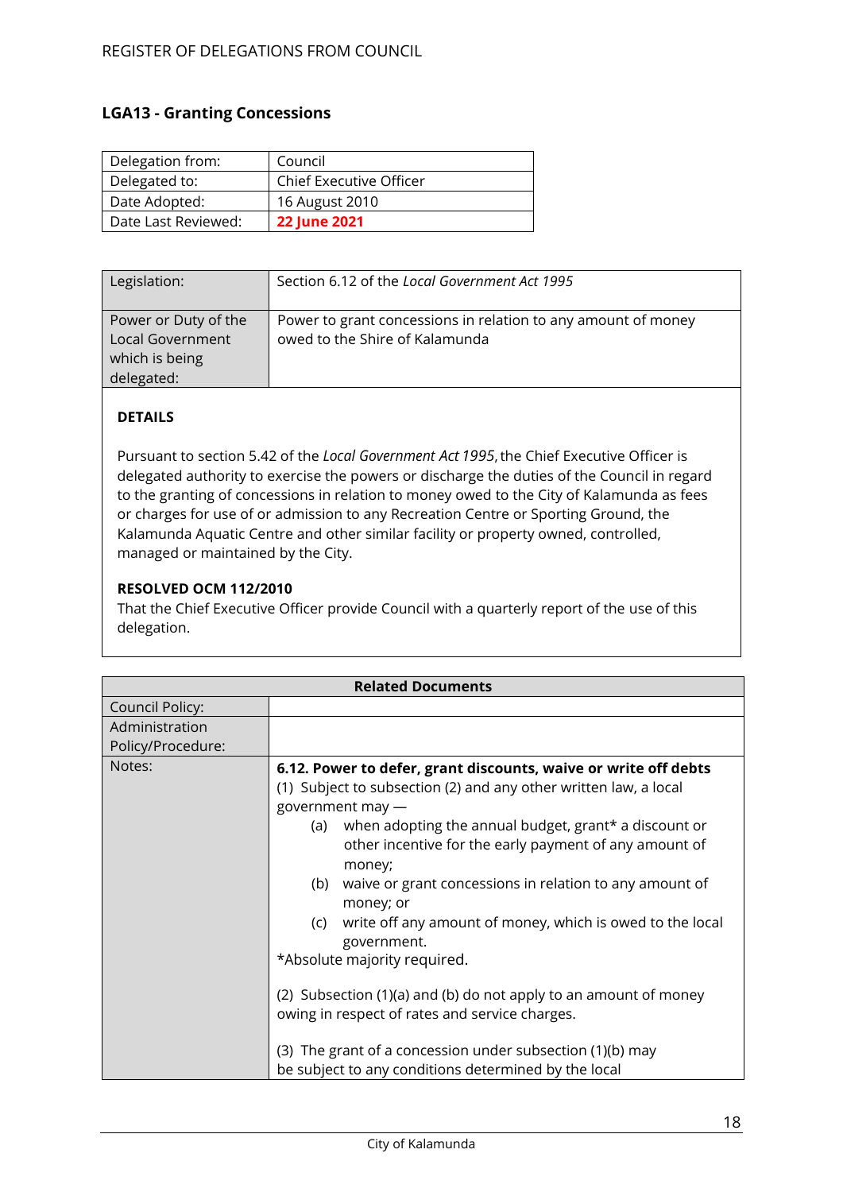## LGA13 - Granting Concessions

| Delegation from: | Council |
|---|---|
| Delegated to: | Chief Executive Officer |
| Date Adopted: | 16 August 2010 |
| Date Last Reviewed: | **22 June 2021** |

| Legislation: | Section 6.12 of the *Local Government Act 1995* |
|---|---|
| Power or Duty of the Local Government which is being delegated: | Power to grant concessions in relation to any amount of money owed to the Shire of Kalamunda |

**DETAILS**

Pursuant to section 5.42 of the *Local Government Act 1995*, the Chief Executive Officer is delegated authority to exercise the powers or discharge the duties of the Council in regard to the granting of concessions in relation to money owed to the City of Kalamunda as fees or charges for use of or admission to any Recreation Centre or Sporting Ground, the Kalamunda Aquatic Centre and other similar facility or property owned, controlled, managed or maintained by the City.

**RESOLVED OCM 112/2010**

That the Chief Executive Officer provide Council with a quarterly report of the use of this delegation.

| **Related Documents** | |
|---|---|
| Council Policy: | |
| Administration Policy/Procedure: | |
| Notes: | **6.12. Power to defer, grant discounts, waive or write off debts**<br>(1) Subject to subsection (2) and any other written law, a local government may —<br>(a) when adopting the annual budget, grant* a discount or other incentive for the early payment of any amount of money;<br>(b) waive or grant concessions in relation to any amount of money; or<br>(c) write off any amount of money, which is owed to the local government.<br>*Absolute majority required.<br><br>(2) Subsection (1)(a) and (b) do not apply to an amount of money owing in respect of rates and service charges.<br><br>(3) The grant of a concession under subsection (1)(b) may be subject to any conditions determined by the local |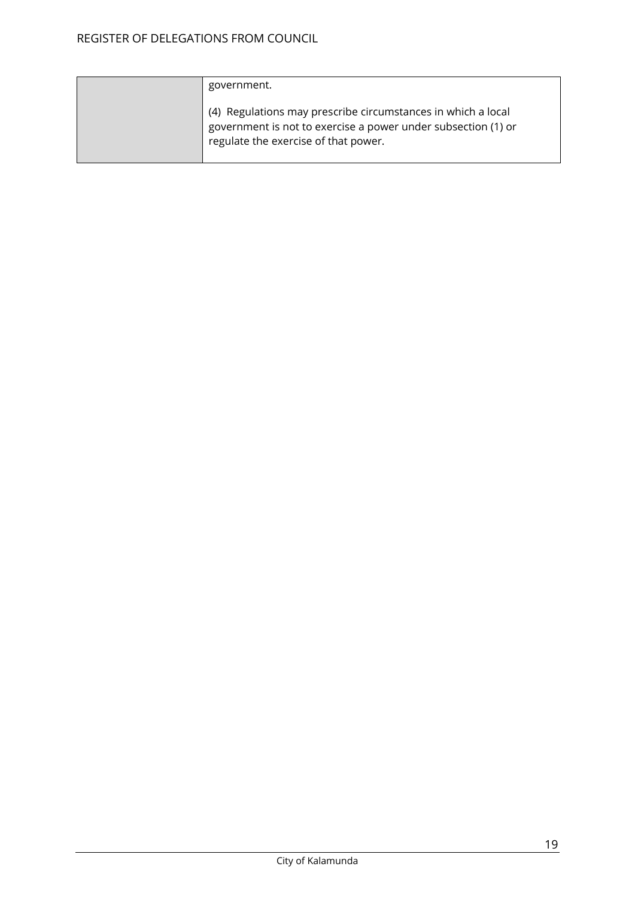| | |
|---|---|
| | government.<br><br>(4) Regulations may prescribe circumstances in which a local government is not to exercise a power under subsection (1) or regulate the exercise of that power. |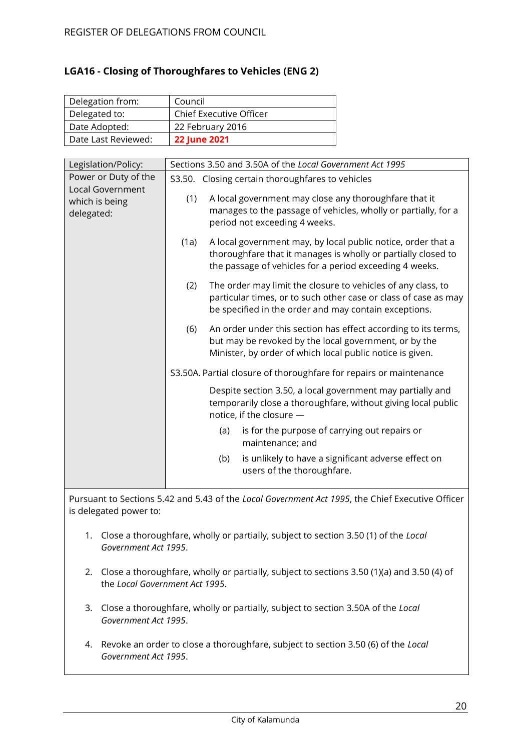## LGA16 - Closing of Thoroughfares to Vehicles (ENG 2)

| Delegation from: | Council |
|---|---|
| Delegated to: | Chief Executive Officer |
| Date Adopted: | 22 February 2016 |
| Date Last Reviewed: | **22 June 2021** |

| Legislation/Policy: | Sections 3.50 and 3.50A of the *Local Government Act 1995* |
|---|---|
| Power or Duty of the Local Government which is being delegated: | S3.50. Closing certain thoroughfares to vehicles<br><br>(1) A local government may close any thoroughfare that it manages to the passage of vehicles, wholly or partially, for a period not exceeding 4 weeks.<br><br>(1a) A local government may, by local public notice, order that a thoroughfare that it manages is wholly or partially closed to the passage of vehicles for a period exceeding 4 weeks.<br><br>(2) The order may limit the closure to vehicles of any class, to particular times, or to such other case or class of case as may be specified in the order and may contain exceptions.<br><br>(6) An order under this section has effect according to its terms, but may be revoked by the local government, or by the Minister, by order of which local public notice is given.<br><br>S3.50A. Partial closure of thoroughfare for repairs or maintenance<br><br>Despite section 3.50, a local government may partially and temporarily close a thoroughfare, without giving local public notice, if the closure —<br><br>(a) is for the purpose of carrying out repairs or maintenance; and<br><br>(b) is unlikely to have a significant adverse effect on users of the thoroughfare. |

Pursuant to Sections 5.42 and 5.43 of the *Local Government Act 1995*, the Chief Executive Officer is delegated power to:

1. Close a thoroughfare, wholly or partially, subject to section 3.50 (1) of the *Local Government Act 1995*.
2. Close a thoroughfare, wholly or partially, subject to sections 3.50 (1)(a) and 3.50 (4) of the *Local Government Act 1995*.
3. Close a thoroughfare, wholly or partially, subject to section 3.50A of the *Local Government Act 1995*.
4. Revoke an order to close a thoroughfare, subject to section 3.50 (6) of the *Local Government Act 1995*.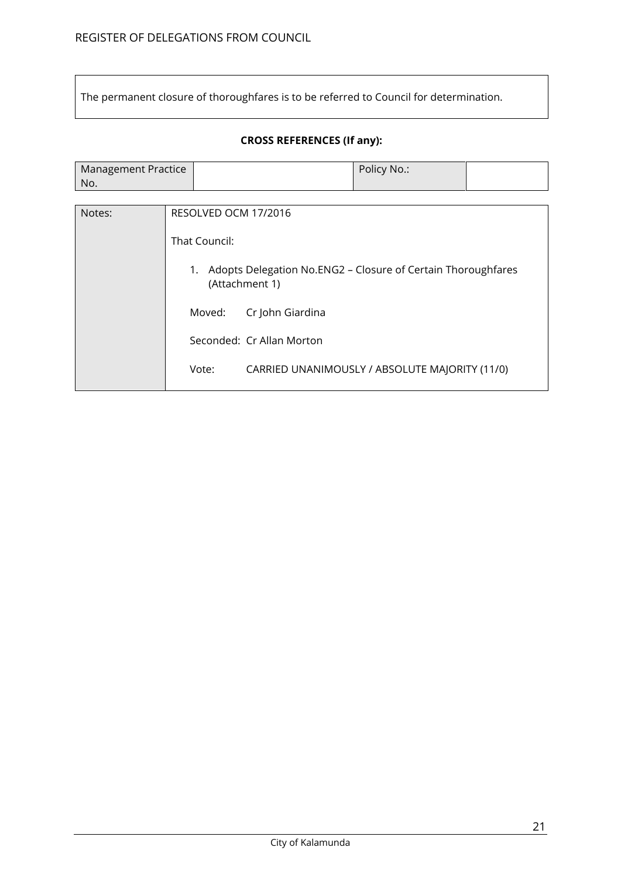The permanent closure of thoroughfares is to be referred to Council for determination.

**CROSS REFERENCES (If any):**

| Management Practice No. | | Policy No.: | |
|---|---|---|---|

| Notes: | RESOLVED OCM 17/2016<br><br>That Council:<br><br>1. Adopts Delegation No.ENG2 – Closure of Certain Thoroughfares (Attachment 1)<br><br>Moved: Cr John Giardina<br><br>Seconded: Cr Allan Morton<br><br>Vote: CARRIED UNANIMOUSLY / ABSOLUTE MAJORITY (11/0) |
|---|---|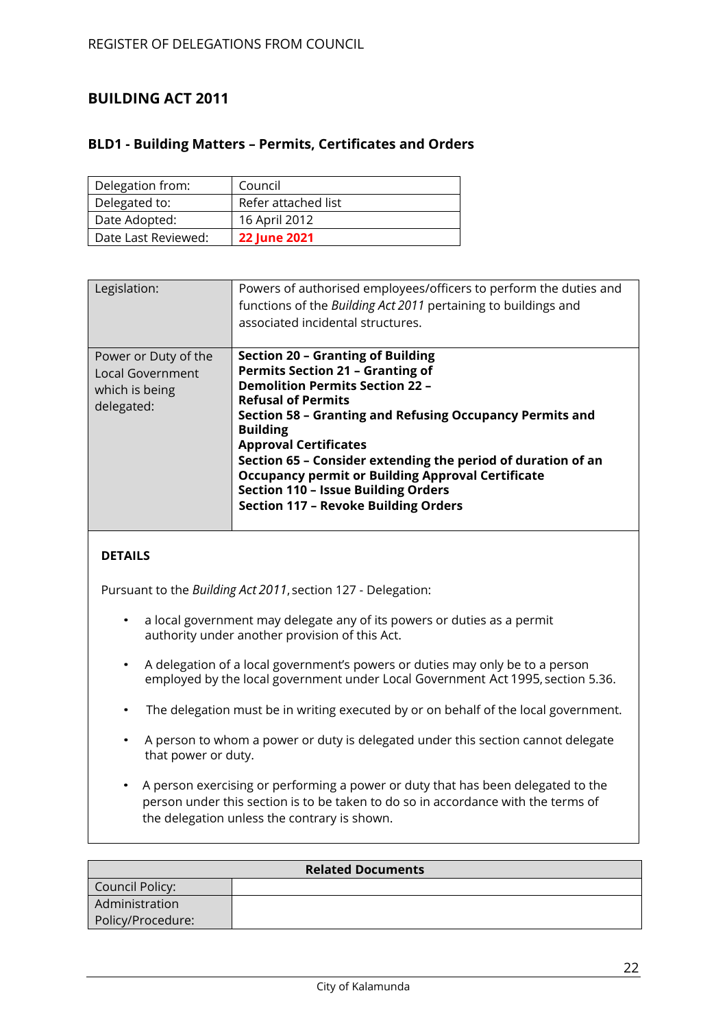# BUILDING ACT 2011

## BLD1 - Building Matters – Permits, Certificates and Orders

| Delegation from: | Council |
|---|---|
| Delegated to: | Refer attached list |
| Date Adopted: | 16 April 2012 |
| Date Last Reviewed: | **22 June 2021** |

| Legislation: | Powers of authorised employees/officers to perform the duties and functions of the *Building Act 2011* pertaining to buildings and associated incidental structures. |
|---|---|
| Power or Duty of the Local Government which is being delegated: | **Section 20 – Granting of Building Permits Section 21 – Granting of Demolition Permits Section 22 – Refusal of Permits**<br>**Section 58 – Granting and Refusing Occupancy Permits and Building Approval Certificates**<br>**Section 65 – Consider extending the period of duration of an Occupancy permit or Building Approval Certificate**<br>**Section 110 – Issue Building Orders**<br>**Section 117 – Revoke Building Orders** |

**DETAILS**

Pursuant to the *Building Act 2011*, section 127 - Delegation:

- a local government may delegate any of its powers or duties as a permit authority under another provision of this Act.
- A delegation of a local government's powers or duties may only be to a person employed by the local government under Local Government Act 1995, section 5.36.
- The delegation must be in writing executed by or on behalf of the local government.
- A person to whom a power or duty is delegated under this section cannot delegate that power or duty.
- A person exercising or performing a power or duty that has been delegated to the person under this section is to be taken to do so in accordance with the terms of the delegation unless the contrary is shown.

| **Related Documents** | |
|---|---|
| Council Policy: | |
| Administration Policy/Procedure: | |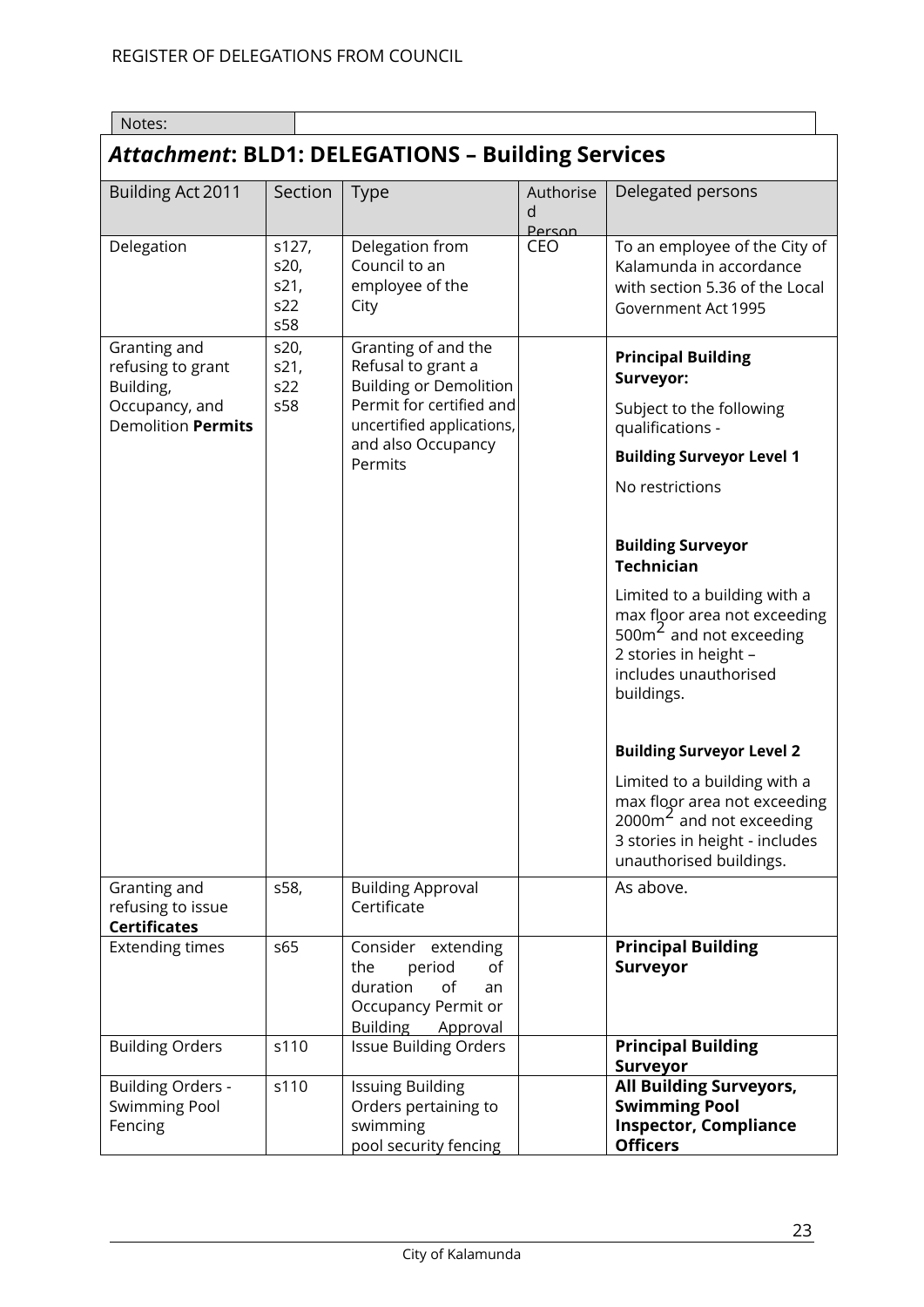| Notes: | |
|---|---|

## *Attachment*: BLD1: DELEGATIONS – Building Services

| Building Act 2011 | Section | Type | Authorised Person | Delegated persons |
|---|---|---|---|---|
| Delegation | s127, s20, s21, s22 s58 | Delegation from Council to an employee of the City | CEO | To an employee of the City of Kalamunda in accordance with section 5.36 of the Local Government Act 1995 |
| Granting and refusing to grant Building, Occupancy, and Demolition **Permits** | s20, s21, s22 s58 | Granting of and the Refusal to grant a Building or Demolition Permit for certified and uncertified applications, and also Occupancy Permits | | **Principal Building Surveyor:** Subject to the following qualifications - **Building Surveyor Level 1** No restrictions **Building Surveyor Technician** Limited to a building with a max floor area not exceeding $500m^2$ and not exceeding 2 stories in height – includes unauthorised buildings. **Building Surveyor Level 2** Limited to a building with a max floor area not exceeding $2000m^2$ and not exceeding 3 stories in height - includes unauthorised buildings. |
| Granting and refusing to issue **Certificates** | s58, | Building Approval Certificate | | As above. |
| Extending times | s65 | Consider extending the period of duration of an Occupancy Permit or Building Approval | | **Principal Building Surveyor** |
| Building Orders | s110 | Issue Building Orders | | **Principal Building Surveyor** |
| Building Orders - Swimming Pool Fencing | s110 | Issuing Building Orders pertaining to swimming pool security fencing | | **All Building Surveyors, Swimming Pool Inspector, Compliance Officers** |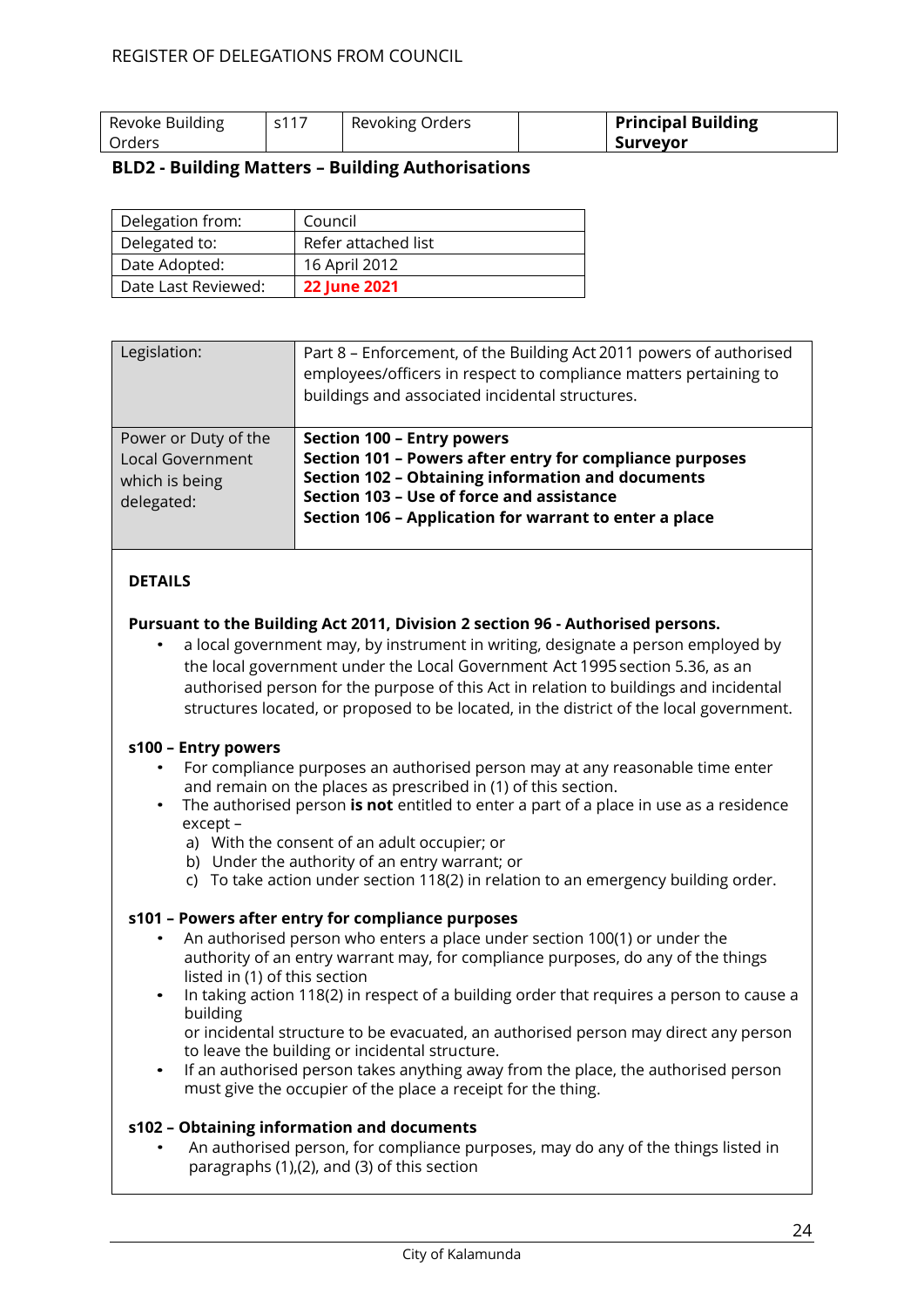| Revoke Building Orders | s117 | Revoking Orders | | **Principal Building Surveyor** |
|---|---|---|---|---|

## BLD2 - Building Matters – Building Authorisations

| Delegation from: | Council |
|---|---|
| Delegated to: | Refer attached list |
| Date Adopted: | 16 April 2012 |
| Date Last Reviewed: | **22 June 2021** |

| Legislation: | Part 8 – Enforcement, of the Building Act 2011 powers of authorised employees/officers in respect to compliance matters pertaining to buildings and associated incidental structures. |
|---|---|
| Power or Duty of the Local Government which is being delegated: | **Section 100 – Entry powers**<br>**Section 101 – Powers after entry for compliance purposes**<br>**Section 102 – Obtaining information and documents**<br>**Section 103 – Use of force and assistance**<br>**Section 106 – Application for warrant to enter a place** |

**DETAILS**

**Pursuant to the Building Act 2011, Division 2 section 96 - Authorised persons.**

- a local government may, by instrument in writing, designate a person employed by the local government under the Local Government Act 1995 section 5.36, as an authorised person for the purpose of this Act in relation to buildings and incidental structures located, or proposed to be located, in the district of the local government.

**s100 – Entry powers**

- For compliance purposes an authorised person may at any reasonable time enter and remain on the places as prescribed in (1) of this section.
- The authorised person **is not** entitled to enter a part of a place in use as a residence except –
  a) With the consent of an adult occupier; or
  b) Under the authority of an entry warrant; or
  c) To take action under section 118(2) in relation to an emergency building order.

**s101 – Powers after entry for compliance purposes**

- An authorised person who enters a place under section 100(1) or under the authority of an entry warrant may, for compliance purposes, do any of the things listed in (1) of this section
- In taking action 118(2) in respect of a building order that requires a person to cause a building
  or incidental structure to be evacuated, an authorised person may direct any person to leave the building or incidental structure.
- If an authorised person takes anything away from the place, the authorised person must give the occupier of the place a receipt for the thing.

**s102 – Obtaining information and documents**

- An authorised person, for compliance purposes, may do any of the things listed in paragraphs (1),(2), and (3) of this section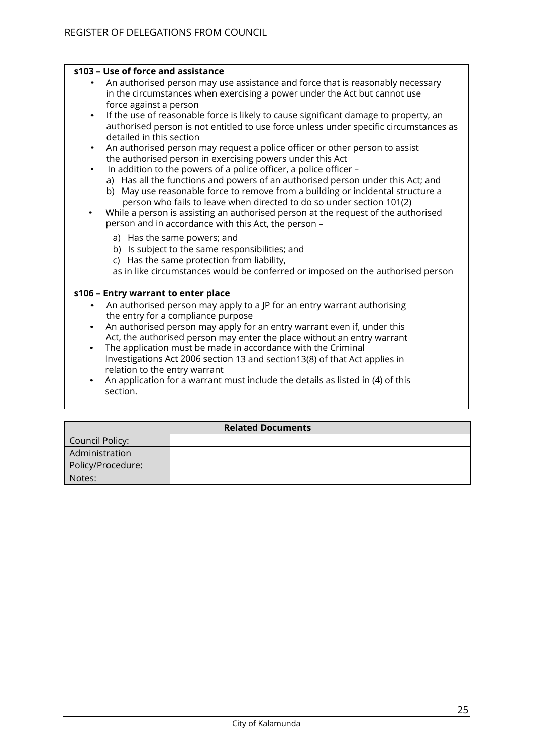**s103 – Use of force and assistance**

- An authorised person may use assistance and force that is reasonably necessary in the circumstances when exercising a power under the Act but cannot use force against a person
- If the use of reasonable force is likely to cause significant damage to property, an authorised person is not entitled to use force unless under specific circumstances as detailed in this section
- An authorised person may request a police officer or other person to assist the authorised person in exercising powers under this Act
- In addition to the powers of a police officer, a police officer –
  a) Has all the functions and powers of an authorised person under this Act; and
  b) May use reasonable force to remove from a building or incidental structure a person who fails to leave when directed to do so under section 101(2)
- While a person is assisting an authorised person at the request of the authorised person and in accordance with this Act, the person –
  a) Has the same powers; and
  b) Is subject to the same responsibilities; and
  c) Has the same protection from liability,
  
  as in like circumstances would be conferred or imposed on the authorised person

**s106 – Entry warrant to enter place**

- An authorised person may apply to a JP for an entry warrant authorising the entry for a compliance purpose
- An authorised person may apply for an entry warrant even if, under this Act, the authorised person may enter the place without an entry warrant
- The application must be made in accordance with the Criminal Investigations Act 2006 section 13 and section13(8) of that Act applies in relation to the entry warrant
- An application for a warrant must include the details as listed in (4) of this section.

| Related Documents | |
|---|---|
| Council Policy: | |
| Administration Policy/Procedure: | |
| Notes: | |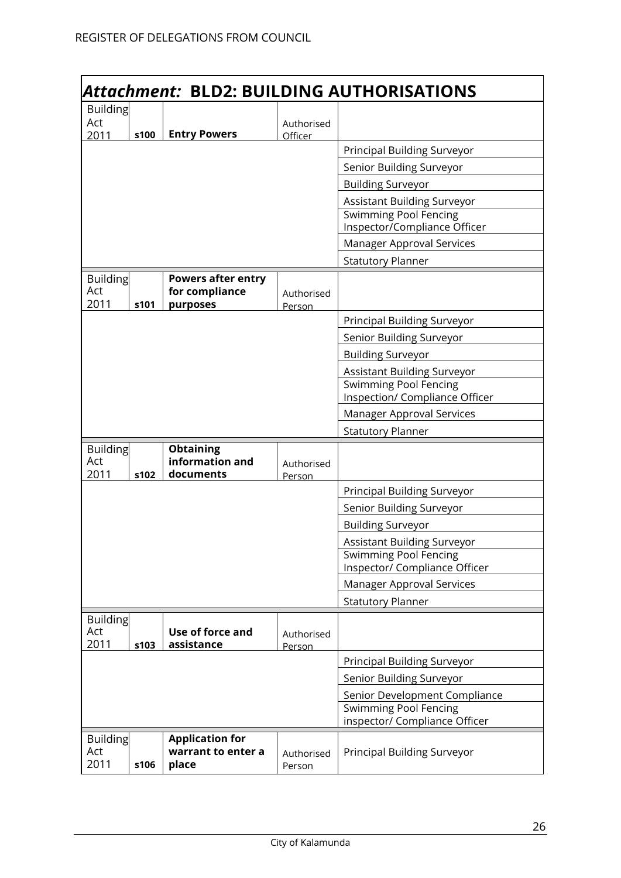## *Attachment:* BLD2: BUILDING AUTHORISATIONS

| | | | | |
|---|---|---|---|---|
| Building Act 2011 | **s100** | **Entry Powers** | Authorised Officer | |
| | | | | Principal Building Surveyor |
| | | | | Senior Building Surveyor |
| | | | | Building Surveyor |
| | | | | Assistant Building Surveyor |
| | | | | Swimming Pool Fencing Inspector/Compliance Officer |
| | | | | Manager Approval Services |
| | | | | Statutory Planner |
| Building Act 2011 | **s101** | **Powers after entry for compliance purposes** | Authorised Person | |
| | | | | Principal Building Surveyor |
| | | | | Senior Building Surveyor |
| | | | | Building Surveyor |
| | | | | Assistant Building Surveyor |
| | | | | Swimming Pool Fencing Inspection/ Compliance Officer |
| | | | | Manager Approval Services |
| | | | | Statutory Planner |
| Building Act 2011 | **s102** | **Obtaining information and documents** | Authorised Person | |
| | | | | Principal Building Surveyor |
| | | | | Senior Building Surveyor |
| | | | | Building Surveyor |
| | | | | Assistant Building Surveyor |
| | | | | Swimming Pool Fencing Inspector/ Compliance Officer |
| | | | | Manager Approval Services |
| | | | | Statutory Planner |
| Building Act 2011 | **s103** | **Use of force and assistance** | Authorised Person | |
| | | | | Principal Building Surveyor |
| | | | | Senior Building Surveyor |
| | | | | Senior Development Compliance |
| | | | | Swimming Pool Fencing inspector/ Compliance Officer |
| Building Act 2011 | **s106** | **Application for warrant to enter a place** | Authorised Person | Principal Building Surveyor |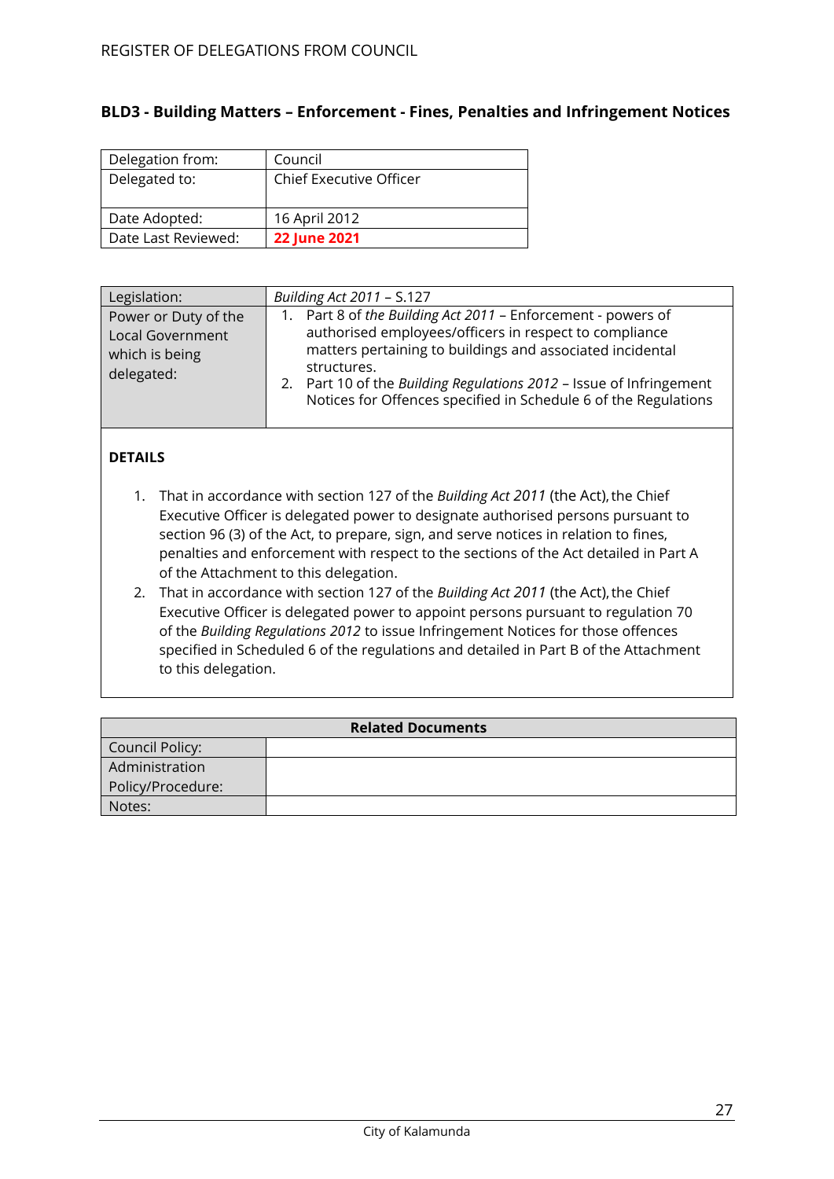## BLD3 - Building Matters – Enforcement - Fines, Penalties and Infringement Notices

| Delegation from: | Council |
|---|---|
| Delegated to: | Chief Executive Officer |
| Date Adopted: | 16 April 2012 |
| Date Last Reviewed: | **22 June 2021** |

| Legislation: | *Building Act 2011* – S.127 |
|---|---|
| Power or Duty of the Local Government which is being delegated: | 1. Part 8 of *the Building Act 2011* – Enforcement - powers of authorised employees/officers in respect to compliance matters pertaining to buildings and associated incidental structures.<br>2. Part 10 of the *Building Regulations 2012* – Issue of Infringement Notices for Offences specified in Schedule 6 of the Regulations |

**DETAILS**

1. That in accordance with section 127 of the *Building Act 2011* (the Act), the Chief Executive Officer is delegated power to designate authorised persons pursuant to section 96 (3) of the Act, to prepare, sign, and serve notices in relation to fines, penalties and enforcement with respect to the sections of the Act detailed in Part A of the Attachment to this delegation.
2. That in accordance with section 127 of the *Building Act 2011* (the Act), the Chief Executive Officer is delegated power to appoint persons pursuant to regulation 70 of the *Building Regulations 2012* to issue Infringement Notices for those offences specified in Scheduled 6 of the regulations and detailed in Part B of the Attachment to this delegation.

| Related Documents | |
|---|---|
| Council Policy: | |
| Administration Policy/Procedure: | |
| Notes: | |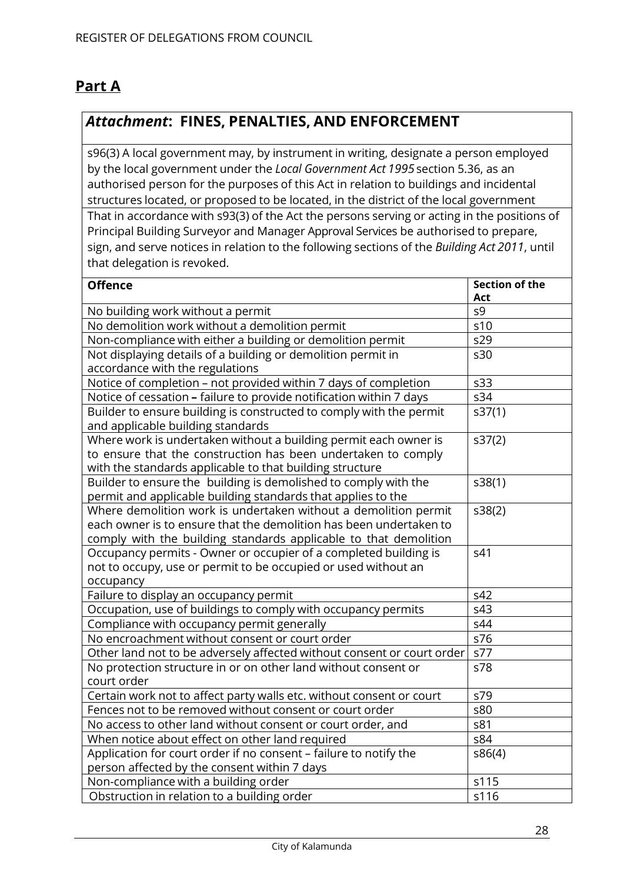## Part A

### *Attachment*: FINES, PENALTIES, AND ENFORCEMENT

s96(3) A local government may, by instrument in writing, designate a person employed by the local government under the *Local Government Act 1995* section 5.36, as an authorised person for the purposes of this Act in relation to buildings and incidental structures located, or proposed to be located, in the district of the local government

That in accordance with s93(3) of the Act the persons serving or acting in the positions of Principal Building Surveyor and Manager Approval Services be authorised to prepare, sign, and serve notices in relation to the following sections of the *Building Act 2011*, until that delegation is revoked.

| Offence | Section of the Act |
|---|---|
| No building work without a permit | s9 |
| No demolition work without a demolition permit | s10 |
| Non-compliance with either a building or demolition permit | s29 |
| Not displaying details of a building or demolition permit in accordance with the regulations | s30 |
| Notice of completion – not provided within 7 days of completion | s33 |
| Notice of cessation **–** failure to provide notification within 7 days | s34 |
| Builder to ensure building is constructed to comply with the permit and applicable building standards | s37(1) |
| Where work is undertaken without a building permit each owner is to ensure that the construction has been undertaken to comply with the standards applicable to that building structure | s37(2) |
| Builder to ensure the building is demolished to comply with the permit and applicable building standards that applies to the | s38(1) |
| Where demolition work is undertaken without a demolition permit each owner is to ensure that the demolition has been undertaken to comply with the building standards applicable to that demolition | s38(2) |
| Occupancy permits - Owner or occupier of a completed building is not to occupy, use or permit to be occupied or used without an occupancy | s41 |
| Failure to display an occupancy permit | s42 |
| Occupation, use of buildings to comply with occupancy permits | s43 |
| Compliance with occupancy permit generally | s44 |
| No encroachment without consent or court order | s76 |
| Other land not to be adversely affected without consent or court order | s77 |
| No protection structure in or on other land without consent or court order | s78 |
| Certain work not to affect party walls etc. without consent or court | s79 |
| Fences not to be removed without consent or court order | s80 |
| No access to other land without consent or court order, and | s81 |
| When notice about effect on other land required | s84 |
| Application for court order if no consent – failure to notify the person affected by the consent within 7 days | s86(4) |
| Non-compliance with a building order | s115 |
| Obstruction in relation to a building order | s116 |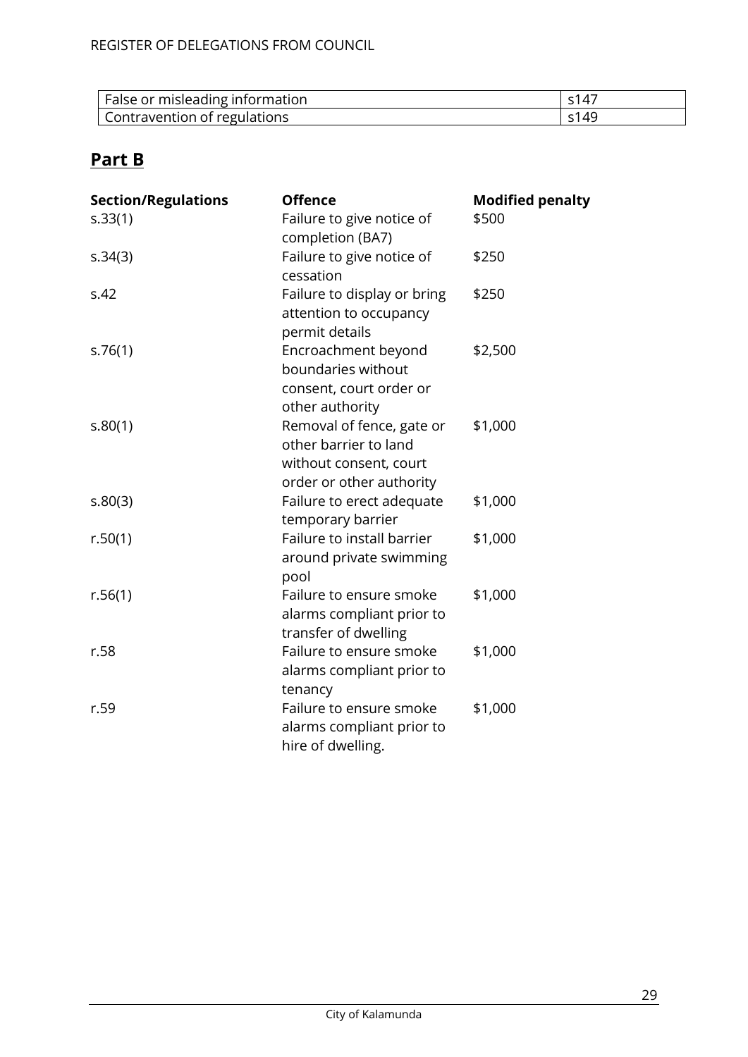| False or misleading information | s147 |
|---|---|
| Contravention of regulations | s149 |

## Part B

| Section/Regulations | Offence | Modified penalty |
|---|---|---|
| s.33(1) | Failure to give notice of completion (BA7) | $500 |
| s.34(3) | Failure to give notice of cessation | $250 |
| s.42 | Failure to display or bring attention to occupancy permit details | $250 |
| s.76(1) | Encroachment beyond boundaries without consent, court order or other authority | $2,500 |
| s.80(1) | Removal of fence, gate or other barrier to land without consent, court order or other authority | $1,000 |
| s.80(3) | Failure to erect adequate temporary barrier | $1,000 |
| r.50(1) | Failure to install barrier around private swimming pool | $1,000 |
| r.56(1) | Failure to ensure smoke alarms compliant prior to transfer of dwelling | $1,000 |
| r.58 | Failure to ensure smoke alarms compliant prior to tenancy | $1,000 |
| r.59 | Failure to ensure smoke alarms compliant prior to hire of dwelling. | $1,000 |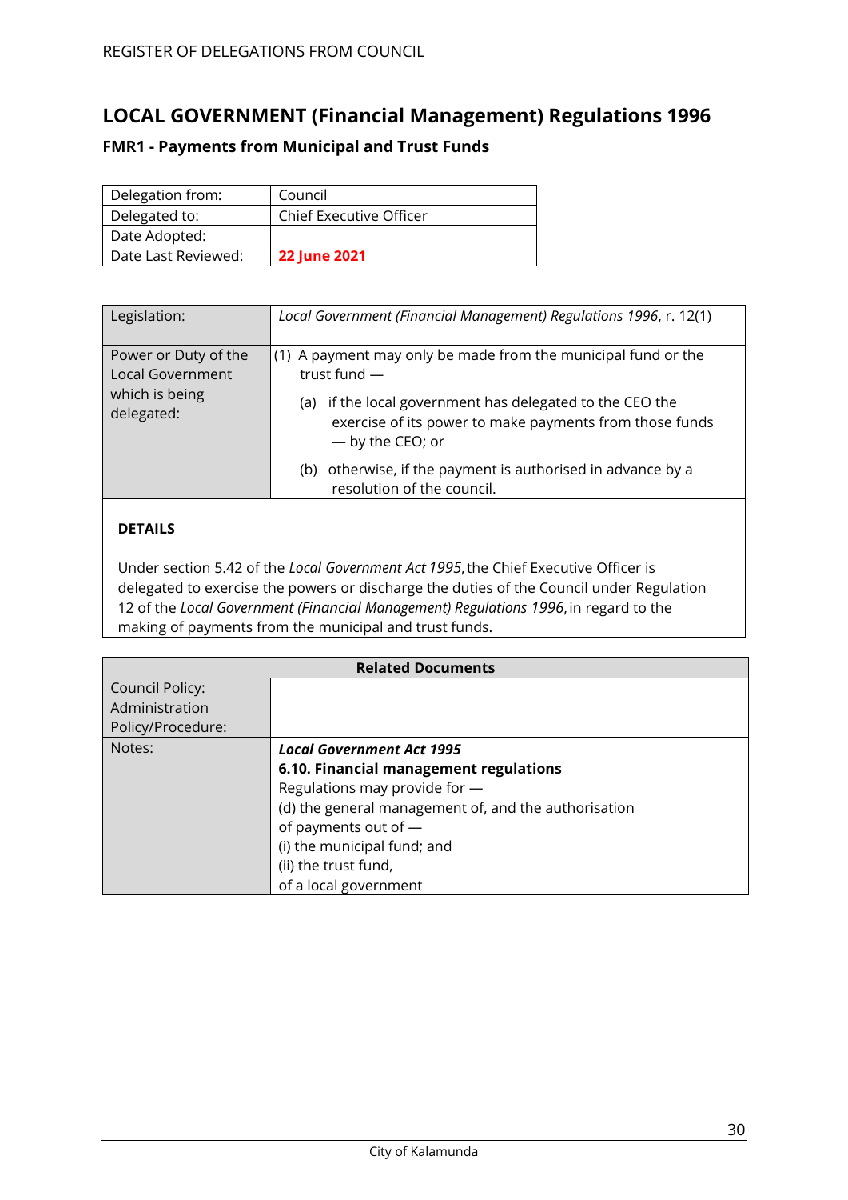# LOCAL GOVERNMENT (Financial Management) Regulations 1996

## FMR1 - Payments from Municipal and Trust Funds

| Delegation from: | Council |
|---|---|
| Delegated to: | Chief Executive Officer |
| Date Adopted: | |
| Date Last Reviewed: | **22 June 2021** |

| Legislation: | *Local Government (Financial Management) Regulations 1996*, r. 12(1) |
|---|---|
| Power or Duty of the Local Government which is being delegated: | (1) A payment may only be made from the municipal fund or the trust fund — <br> (a) if the local government has delegated to the CEO the exercise of its power to make payments from those funds — by the CEO; or <br> (b) otherwise, if the payment is authorised in advance by a resolution of the council. |

**DETAILS**

Under section 5.42 of the *Local Government Act 1995*, the Chief Executive Officer is delegated to exercise the powers or discharge the duties of the Council under Regulation 12 of the *Local Government (Financial Management) Regulations 1996*, in regard to the making of payments from the municipal and trust funds.

| Related Documents | |
|---|---|
| Council Policy: | |
| Administration Policy/Procedure: | |
| Notes: | ***Local Government Act 1995*** <br> **6.10. Financial management regulations** <br> Regulations may provide for — <br> (d) the general management of, and the authorisation of payments out of — <br> (i) the municipal fund; and <br> (ii) the trust fund, <br> of a local government |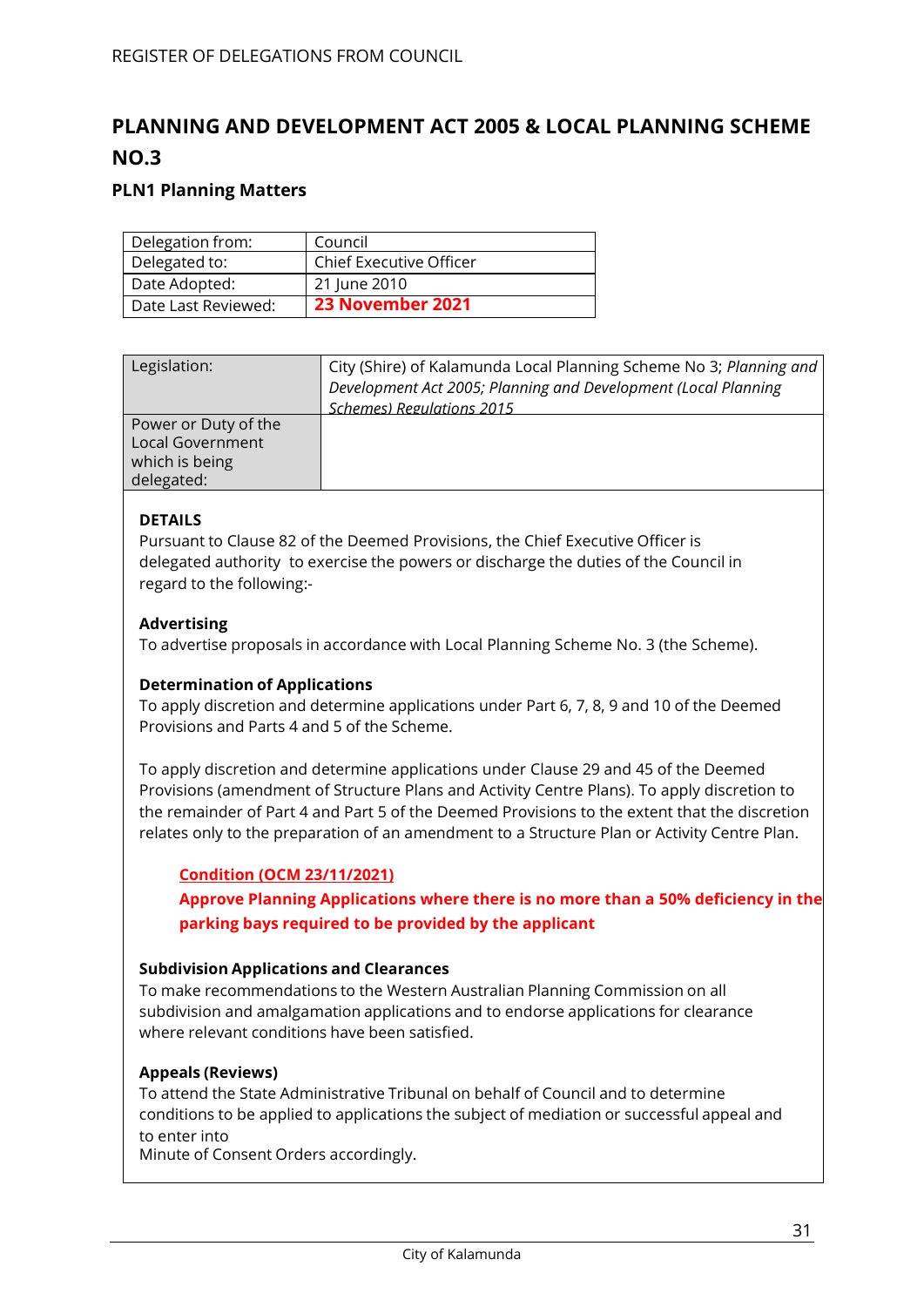## PLANNING AND DEVELOPMENT ACT 2005 & LOCAL PLANNING SCHEME NO.3

### PLN1 Planning Matters

| Delegation from: | Council |
|---|---|
| Delegated to: | Chief Executive Officer |
| Date Adopted: | 21 June 2010 |
| Date Last Reviewed: | **23 November 2021** |

| Legislation: | City (Shire) of Kalamunda Local Planning Scheme No 3; *Planning and Development Act 2005; Planning and Development (Local Planning Schemes) Regulations 2015* |
|---|---|
| Power or Duty of the Local Government which is being delegated: | |

**DETAILS**

Pursuant to Clause 82 of the Deemed Provisions, the Chief Executive Officer is delegated authority to exercise the powers or discharge the duties of the Council in regard to the following:-

**Advertising**

To advertise proposals in accordance with Local Planning Scheme No. 3 (the Scheme).

**Determination of Applications**

To apply discretion and determine applications under Part 6, 7, 8, 9 and 10 of the Deemed Provisions and Parts 4 and 5 of the Scheme.

To apply discretion and determine applications under Clause 29 and 45 of the Deemed Provisions (amendment of Structure Plans and Activity Centre Plans). To apply discretion to the remainder of Part 4 and Part 5 of the Deemed Provisions to the extent that the discretion relates only to the preparation of an amendment to a Structure Plan or Activity Centre Plan.

**Condition (OCM 23/11/2021)**

**Approve Planning Applications where there is no more than a 50% deficiency in the parking bays required to be provided by the applicant**

**Subdivision Applications and Clearances**

To make recommendations to the Western Australian Planning Commission on all subdivision and amalgamation applications and to endorse applications for clearance where relevant conditions have been satisfied.

**Appeals (Reviews)**

To attend the State Administrative Tribunal on behalf of Council and to determine conditions to be applied to applications the subject of mediation or successful appeal and to enter into
Minute of Consent Orders accordingly.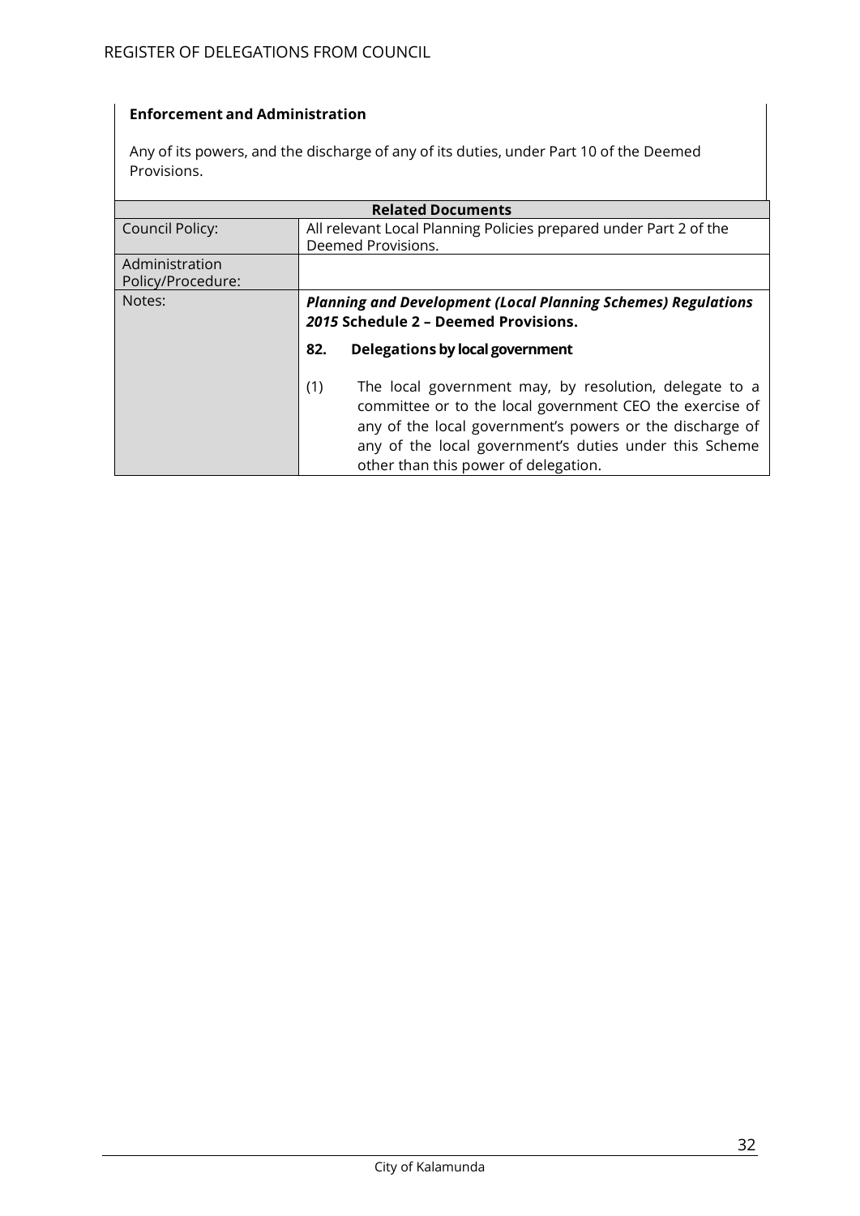**Enforcement and Administration**

Any of its powers, and the discharge of any of its duties, under Part 10 of the Deemed Provisions.

| Related Documents | |
|---|---|
| Council Policy: | All relevant Local Planning Policies prepared under Part 2 of the Deemed Provisions. |
| Administration Policy/Procedure: | |
| Notes: | ***Planning and Development (Local Planning Schemes) Regulations 2015*** **Schedule 2 – Deemed Provisions.**<br><br>**82. Delegations by local government**<br><br>(1) The local government may, by resolution, delegate to a committee or to the local government CEO the exercise of any of the local government's powers or the discharge of any of the local government's duties under this Scheme other than this power of delegation. |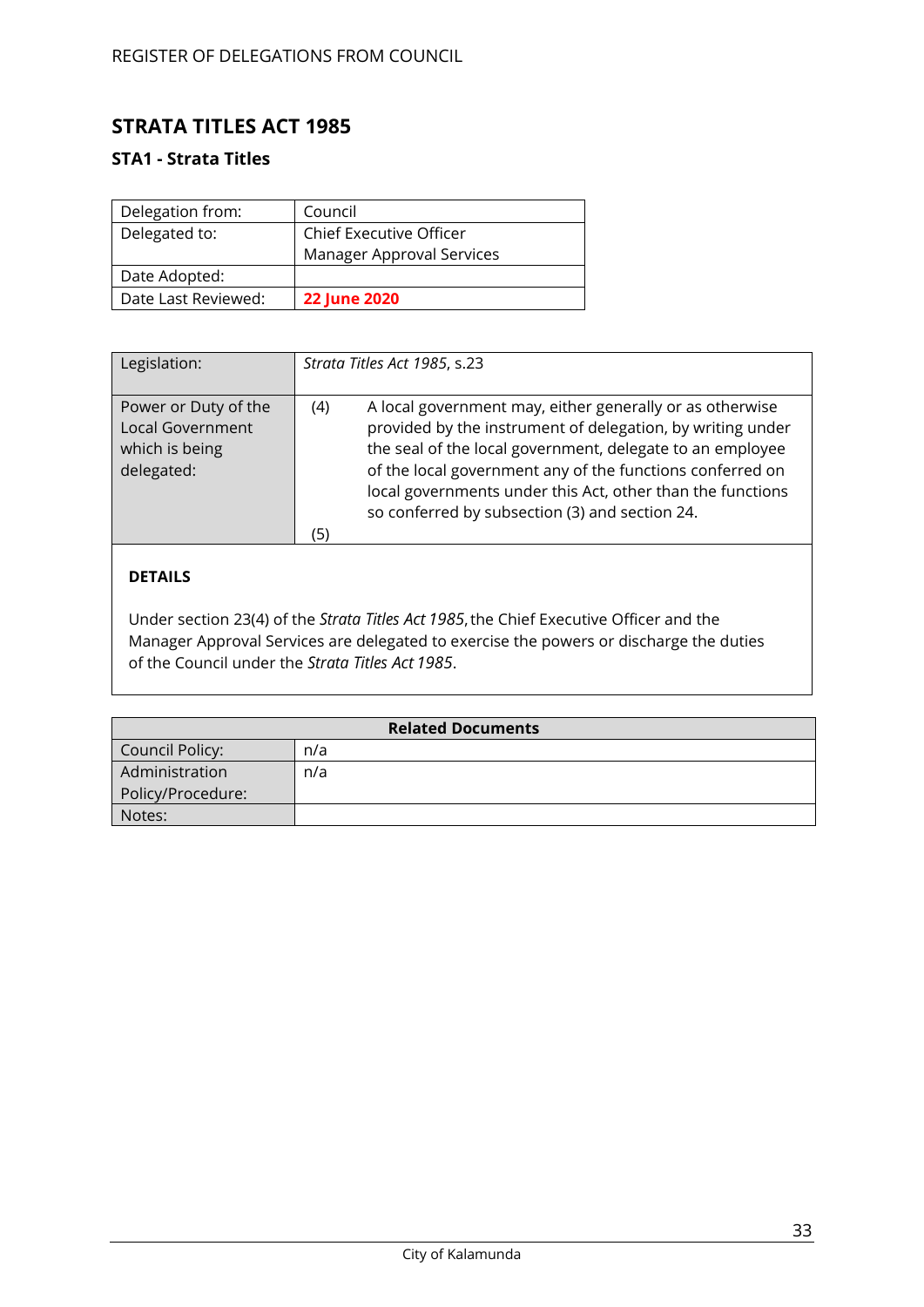# STRATA TITLES ACT 1985

## STA1 - Strata Titles

| Delegation from: | Council |
|---|---|
| Delegated to: | Chief Executive Officer<br>Manager Approval Services |
| Date Adopted: | |
| Date Last Reviewed: | **22 June 2020** |

| Legislation: | *Strata Titles Act 1985*, s.23 |
|---|---|
| Power or Duty of the Local Government which is being delegated: | (4) A local government may, either generally or as otherwise provided by the instrument of delegation, by writing under the seal of the local government, delegate to an employee of the local government any of the functions conferred on local governments under this Act, other than the functions so conferred by subsection (3) and section 24.<br><br>(5) |

**DETAILS**

Under section 23(4) of the *Strata Titles Act 1985*, the Chief Executive Officer and the Manager Approval Services are delegated to exercise the powers or discharge the duties of the Council under the *Strata Titles Act 1985*.

| Related Documents | |
|---|---|
| Council Policy: | n/a |
| Administration Policy/Procedure: | n/a |
| Notes: | |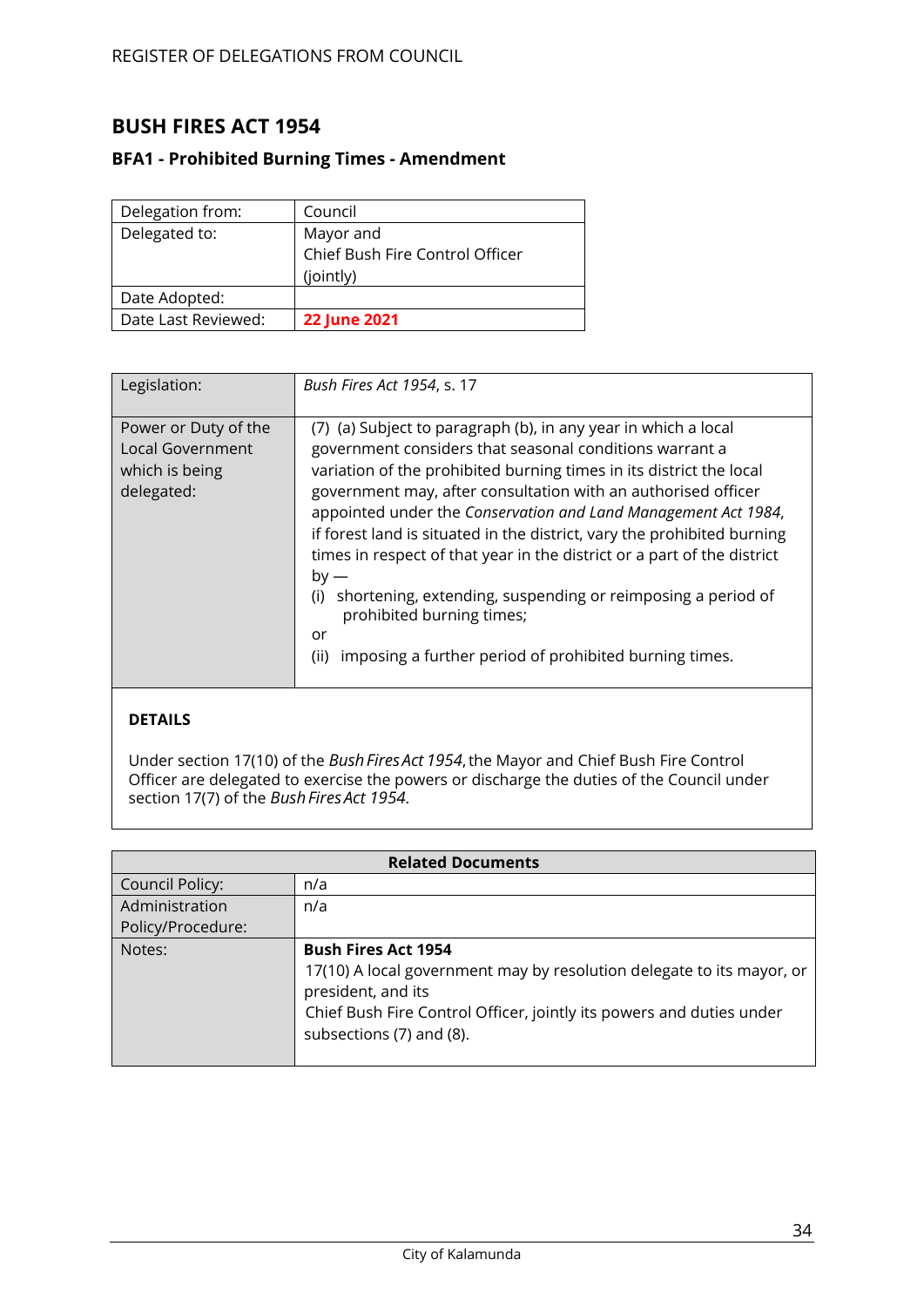## BUSH FIRES ACT 1954

### BFA1 - Prohibited Burning Times - Amendment

| Delegation from: | Council |
|---|---|
| Delegated to: | Mayor and<br>Chief Bush Fire Control Officer<br>(jointly) |
| Date Adopted: | |
| Date Last Reviewed: | **22 June 2021** |

| Legislation: | *Bush Fires Act 1954*, s. 17 |
|---|---|
| Power or Duty of the Local Government which is being delegated: | (7) (a) Subject to paragraph (b), in any year in which a local government considers that seasonal conditions warrant a variation of the prohibited burning times in its district the local government may, after consultation with an authorised officer appointed under the *Conservation and Land Management Act 1984*, if forest land is situated in the district, vary the prohibited burning times in respect of that year in the district or a part of the district by —<br>(i) shortening, extending, suspending or reimposing a period of prohibited burning times;<br>or<br>(ii) imposing a further period of prohibited burning times. |

**DETAILS**

Under section 17(10) of the *Bush Fires Act 1954*, the Mayor and Chief Bush Fire Control Officer are delegated to exercise the powers or discharge the duties of the Council under section 17(7) of the *Bush Fires Act 1954*.

| Related Documents | |
|---|---|
| Council Policy: | n/a |
| Administration Policy/Procedure: | n/a |
| Notes: | **Bush Fires Act 1954**<br>17(10) A local government may by resolution delegate to its mayor, or president, and its<br>Chief Bush Fire Control Officer, jointly its powers and duties under subsections (7) and (8). |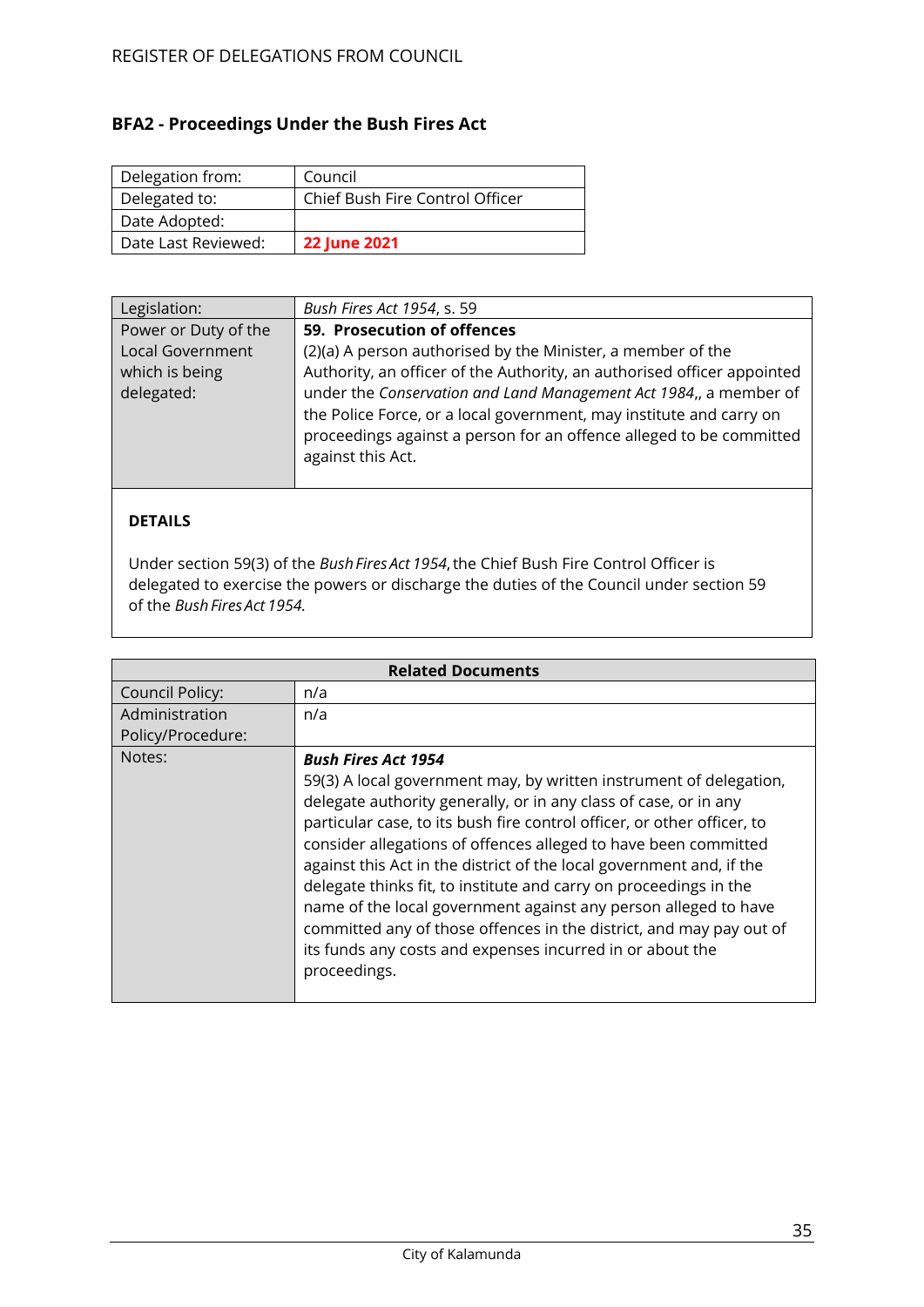## BFA2 - Proceedings Under the Bush Fires Act

| Delegation from: | Council |
|---|---|
| Delegated to: | Chief Bush Fire Control Officer |
| Date Adopted: | |
| Date Last Reviewed: | **22 June 2021** |

| Legislation: | *Bush Fires Act 1954*, s. 59 |
|---|---|
| Power or Duty of the Local Government which is being delegated: | **59. Prosecution of offences**<br>(2)(a) A person authorised by the Minister, a member of the Authority, an officer of the Authority, an authorised officer appointed under the *Conservation and Land Management Act 1984*,, a member of the Police Force, or a local government, may institute and carry on proceedings against a person for an offence alleged to be committed against this Act. |

**DETAILS**

Under section 59(3) of the *Bush Fires Act 1954*, the Chief Bush Fire Control Officer is delegated to exercise the powers or discharge the duties of the Council under section 59 of the *Bush Fires Act 1954.*

| Related Documents | |
|---|---|
| Council Policy: | n/a |
| Administration Policy/Procedure: | n/a |
| Notes: | ***Bush Fires Act 1954***<br>59(3) A local government may, by written instrument of delegation, delegate authority generally, or in any class of case, or in any particular case, to its bush fire control officer, or other officer, to consider allegations of offences alleged to have been committed against this Act in the district of the local government and, if the delegate thinks fit, to institute and carry on proceedings in the name of the local government against any person alleged to have committed any of those offences in the district, and may pay out of its funds any costs and expenses incurred in or about the proceedings. |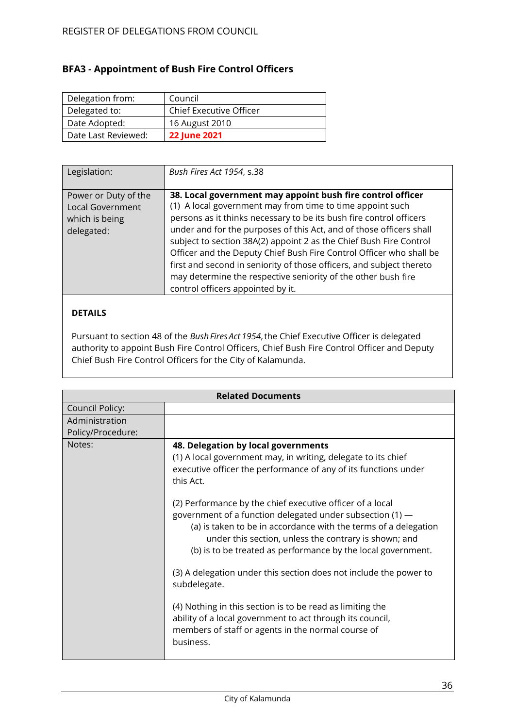## BFA3 - Appointment of Bush Fire Control Officers

| Delegation from: | Council |
|---|---|
| Delegated to: | Chief Executive Officer |
| Date Adopted: | 16 August 2010 |
| Date Last Reviewed: | **22 June 2021** |

| Legislation: | *Bush Fires Act 1954*, s.38 |
|---|---|
| Power or Duty of the Local Government which is being delegated: | **38. Local government may appoint bush fire control officer**<br>(1) A local government may from time to time appoint such persons as it thinks necessary to be its bush fire control officers under and for the purposes of this Act, and of those officers shall subject to section 38A(2) appoint 2 as the Chief Bush Fire Control Officer and the Deputy Chief Bush Fire Control Officer who shall be first and second in seniority of those officers, and subject thereto may determine the respective seniority of the other bush fire control officers appointed by it. |

**DETAILS**

Pursuant to section 48 of the *Bush Fires Act 1954*, the Chief Executive Officer is delegated authority to appoint Bush Fire Control Officers, Chief Bush Fire Control Officer and Deputy Chief Bush Fire Control Officers for the City of Kalamunda.

| **Related Documents** | |
|---|---|
| Council Policy: | |
| Administration Policy/Procedure: | |
| Notes: | **48. Delegation by local governments**<br>(1) A local government may, in writing, delegate to its chief executive officer the performance of any of its functions under this Act.<br><br>(2) Performance by the chief executive officer of a local government of a function delegated under subsection (1) —<br>(a) is taken to be in accordance with the terms of a delegation under this section, unless the contrary is shown; and<br>(b) is to be treated as performance by the local government.<br><br>(3) A delegation under this section does not include the power to subdelegate.<br><br>(4) Nothing in this section is to be read as limiting the ability of a local government to act through its council, members of staff or agents in the normal course of business. |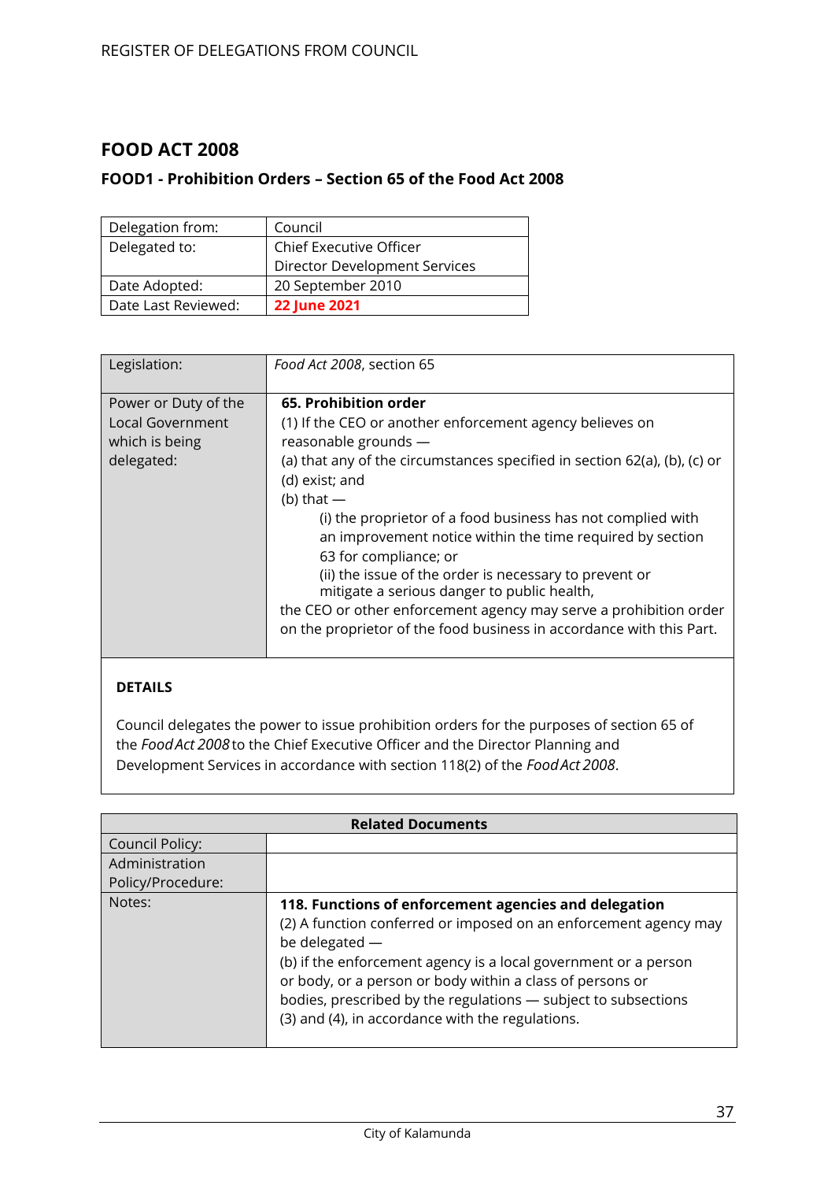# FOOD ACT 2008

## FOOD1 - Prohibition Orders – Section 65 of the Food Act 2008

| Delegation from: | Council |
|---|---|
| Delegated to: | Chief Executive Officer<br>Director Development Services |
| Date Adopted: | 20 September 2010 |
| Date Last Reviewed: | **22 June 2021** |

| Legislation: | *Food Act 2008*, section 65 |
|---|---|
| Power or Duty of the Local Government which is being delegated: | **65. Prohibition order**<br>(1) If the CEO or another enforcement agency believes on reasonable grounds —<br>(a) that any of the circumstances specified in section 62(a), (b), (c) or (d) exist; and<br>(b) that —<br>(i) the proprietor of a food business has not complied with an improvement notice within the time required by section 63 for compliance; or<br>(ii) the issue of the order is necessary to prevent or mitigate a serious danger to public health,<br>the CEO or other enforcement agency may serve a prohibition order on the proprietor of the food business in accordance with this Part. |

**DETAILS**

Council delegates the power to issue prohibition orders for the purposes of section 65 of the *Food Act 2008* to the Chief Executive Officer and the Director Planning and Development Services in accordance with section 118(2) of the *Food Act 2008*.

| Related Documents | |
|---|---|
| Council Policy: | |
| Administration Policy/Procedure: | |
| Notes: | **118. Functions of enforcement agencies and delegation**<br>(2) A function conferred or imposed on an enforcement agency may be delegated —<br>(b) if the enforcement agency is a local government or a person or body, or a person or body within a class of persons or bodies, prescribed by the regulations — subject to subsections (3) and (4), in accordance with the regulations. |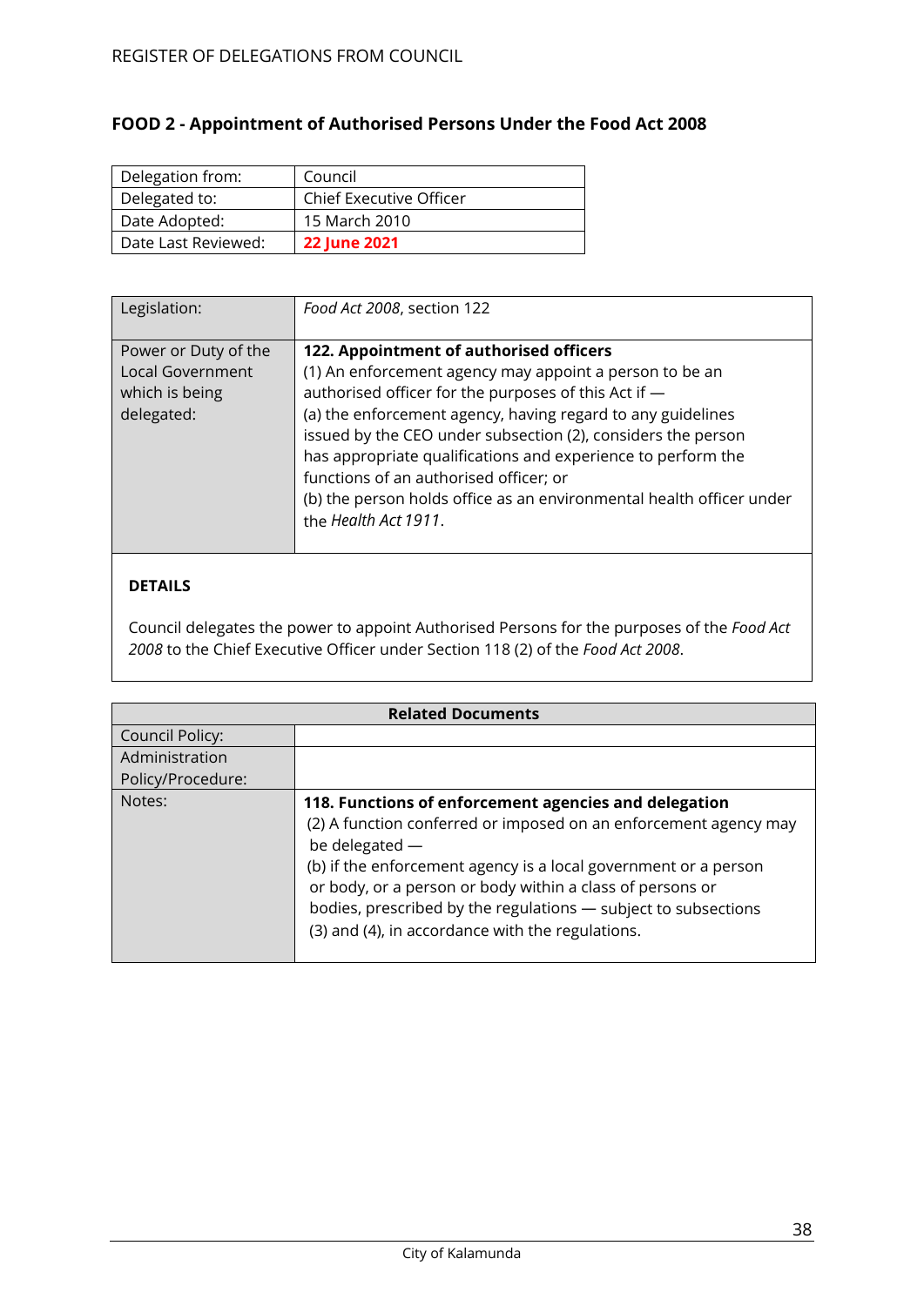## FOOD 2 - Appointment of Authorised Persons Under the Food Act 2008

| Delegation from: | Council |
|---|---|
| Delegated to: | Chief Executive Officer |
| Date Adopted: | 15 March 2010 |
| Date Last Reviewed: | **22 June 2021** |

| Legislation: | *Food Act 2008*, section 122 |
|---|---|
| Power or Duty of the Local Government which is being delegated: | **122. Appointment of authorised officers**<br>(1) An enforcement agency may appoint a person to be an authorised officer for the purposes of this Act if —<br>(a) the enforcement agency, having regard to any guidelines issued by the CEO under subsection (2), considers the person has appropriate qualifications and experience to perform the functions of an authorised officer; or<br>(b) the person holds office as an environmental health officer under the *Health Act 1911*. |

**DETAILS**

Council delegates the power to appoint Authorised Persons for the purposes of the *Food Act 2008* to the Chief Executive Officer under Section 118 (2) of the *Food Act 2008*.

| Related Documents | |
|---|---|
| Council Policy: | |
| Administration Policy/Procedure: | |
| Notes: | **118. Functions of enforcement agencies and delegation**<br>(2) A function conferred or imposed on an enforcement agency may be delegated —<br>(b) if the enforcement agency is a local government or a person or body, or a person or body within a class of persons or bodies, prescribed by the regulations — subject to subsections (3) and (4), in accordance with the regulations. |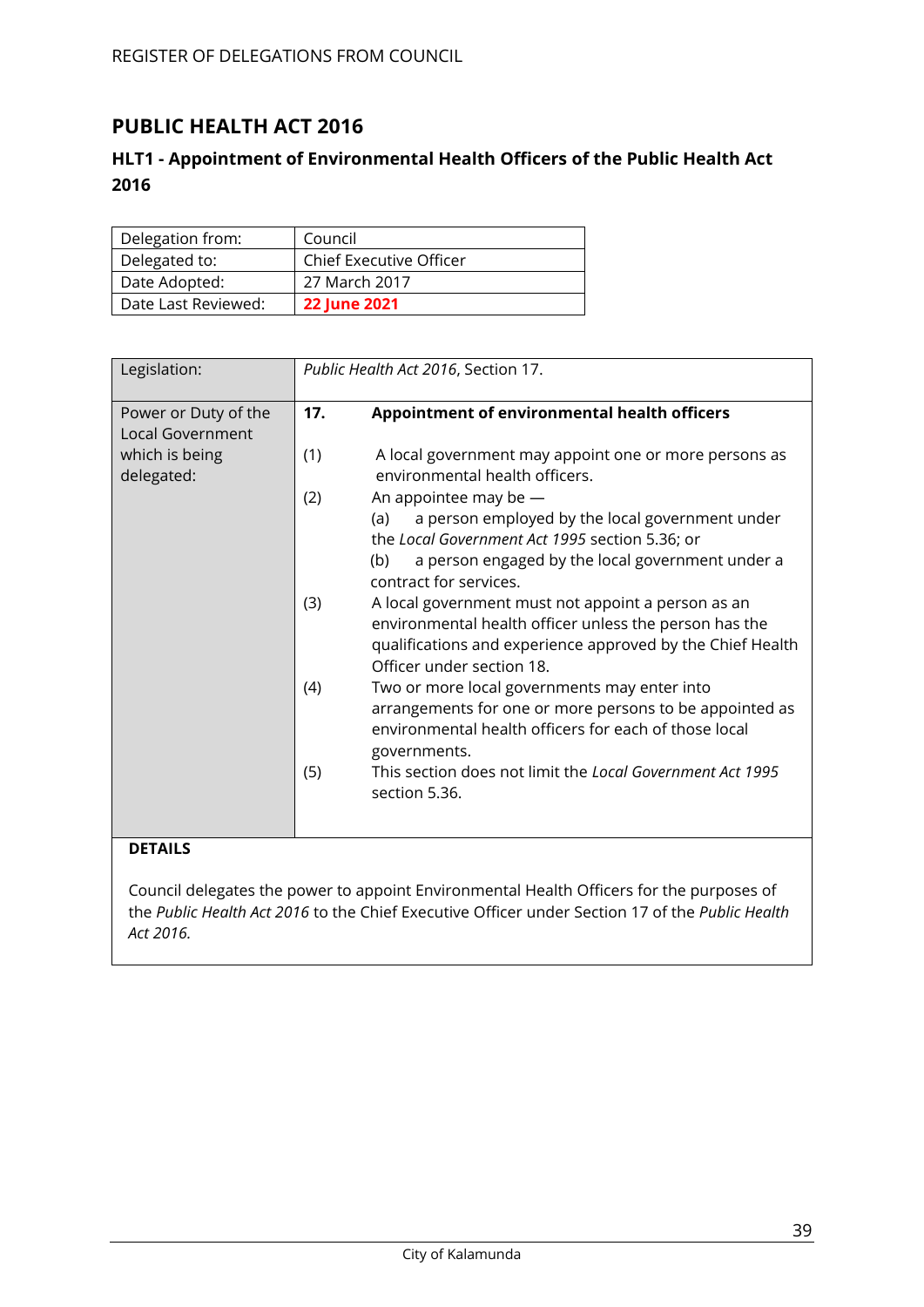# PUBLIC HEALTH ACT 2016

## HLT1 - Appointment of Environmental Health Officers of the Public Health Act 2016

| Delegation from: | Council |
|---|---|
| Delegated to: | Chief Executive Officer |
| Date Adopted: | 27 March 2017 |
| Date Last Reviewed: | **22 June 2021** |

| Legislation: | *Public Health Act 2016*, Section 17. |
|---|---|
| Power or Duty of the Local Government which is being delegated: | **17. Appointment of environmental health officers**<br><br>(1) A local government may appoint one or more persons as environmental health officers.<br>(2) An appointee may be —<br>(a) a person employed by the local government under the *Local Government Act 1995* section 5.36; or<br>(b) a person engaged by the local government under a contract for services.<br>(3) A local government must not appoint a person as an environmental health officer unless the person has the qualifications and experience approved by the Chief Health Officer under section 18.<br>(4) Two or more local governments may enter into arrangements for one or more persons to be appointed as environmental health officers for each of those local governments.<br>(5) This section does not limit the *Local Government Act 1995* section 5.36. |

**DETAILS**

Council delegates the power to appoint Environmental Health Officers for the purposes of the *Public Health Act 2016* to the Chief Executive Officer under Section 17 of the *Public Health Act 2016.*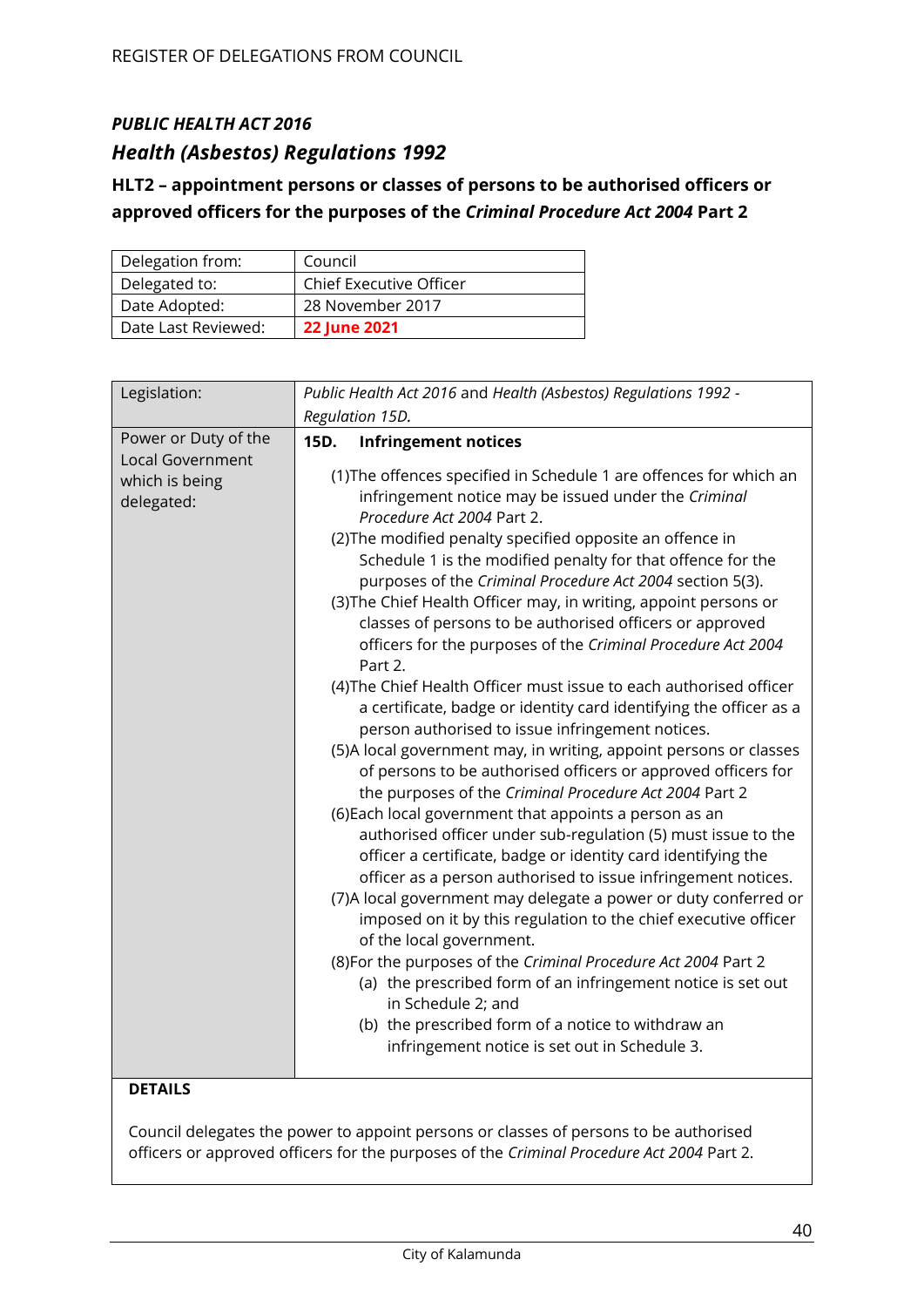*PUBLIC HEALTH ACT 2016*

## *Health (Asbestos) Regulations 1992*

### HLT2 – appointment persons or classes of persons to be authorised officers or approved officers for the purposes of the *Criminal Procedure Act 2004* Part 2

| Delegation from: | Council |
|---|---|
| Delegated to: | Chief Executive Officer |
| Date Adopted: | 28 November 2017 |
| Date Last Reviewed: | **22 June 2021** |

| Legislation: | *Public Health Act 2016* and *Health (Asbestos) Regulations 1992* - *Regulation 15D.* |
|---|---|
| Power or Duty of the Local Government which is being delegated: | **15D. Infringement notices**<br><br>(1)The offences specified in Schedule 1 are offences for which an infringement notice may be issued under the *Criminal Procedure Act 2004* Part 2.<br>(2)The modified penalty specified opposite an offence in Schedule 1 is the modified penalty for that offence for the purposes of the *Criminal Procedure Act 2004* section 5(3).<br>(3)The Chief Health Officer may, in writing, appoint persons or classes of persons to be authorised officers or approved officers for the purposes of the *Criminal Procedure Act 2004* Part 2.<br>(4)The Chief Health Officer must issue to each authorised officer a certificate, badge or identity card identifying the officer as a person authorised to issue infringement notices.<br>(5)A local government may, in writing, appoint persons or classes of persons to be authorised officers or approved officers for the purposes of the *Criminal Procedure Act 2004* Part 2<br>(6)Each local government that appoints a person as an authorised officer under sub-regulation (5) must issue to the officer a certificate, badge or identity card identifying the officer as a person authorised to issue infringement notices.<br>(7)A local government may delegate a power or duty conferred or imposed on it by this regulation to the chief executive officer of the local government.<br>(8)For the purposes of the *Criminal Procedure Act 2004* Part 2<br>(a) the prescribed form of an infringement notice is set out in Schedule 2; and<br>(b) the prescribed form of a notice to withdraw an infringement notice is set out in Schedule 3. |

**DETAILS**

Council delegates the power to appoint persons or classes of persons to be authorised officers or approved officers for the purposes of the *Criminal Procedure Act 2004* Part 2.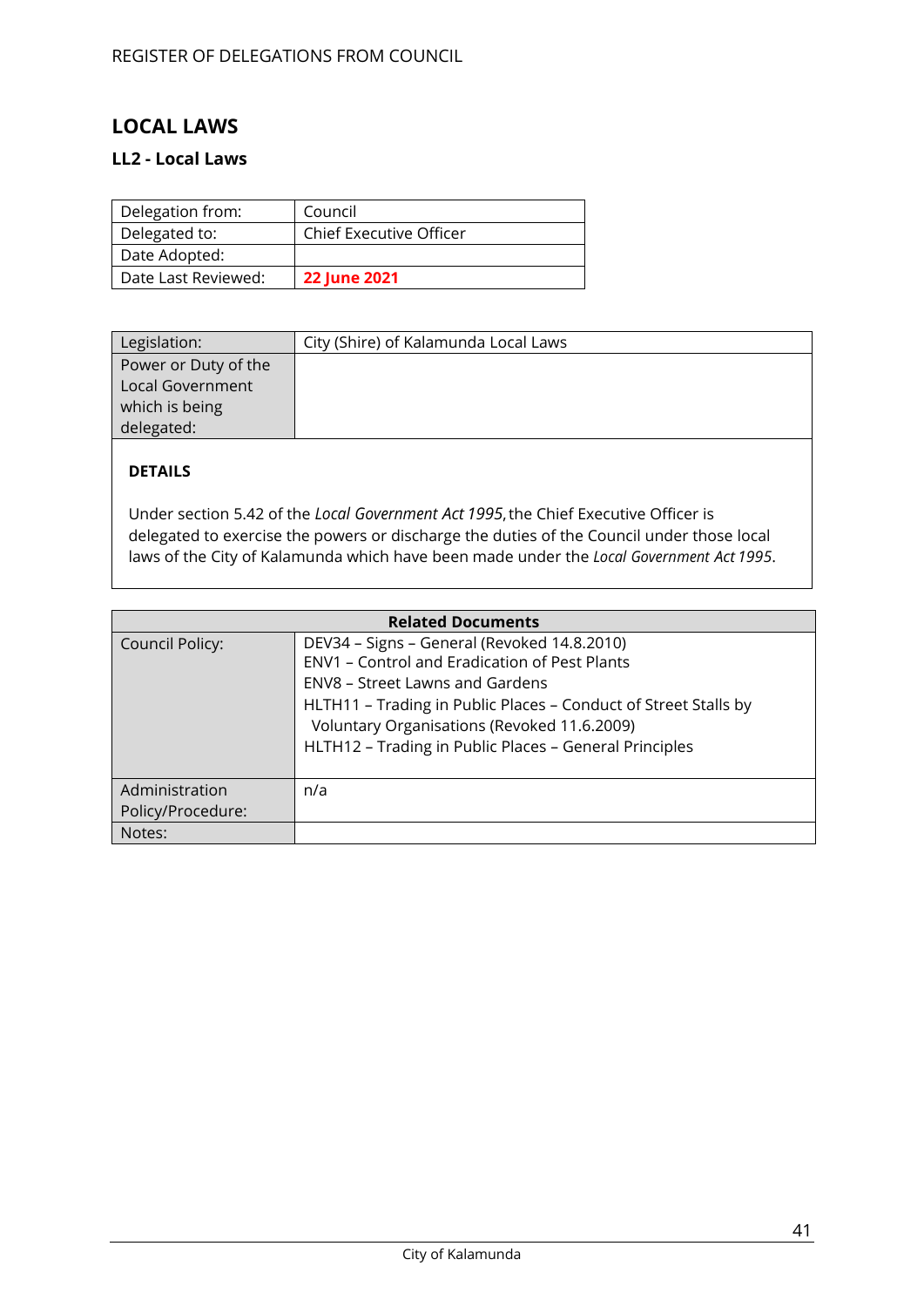## LOCAL LAWS

### LL2 - Local Laws

| Delegation from: | Council |
|---|---|
| Delegated to: | Chief Executive Officer |
| Date Adopted: | |
| Date Last Reviewed: | **22 June 2021** |

| Legislation: | City (Shire) of Kalamunda Local Laws |
|---|---|
| Power or Duty of the Local Government which is being delegated: | |

**DETAILS**

Under section 5.42 of the *Local Government Act 1995*, the Chief Executive Officer is delegated to exercise the powers or discharge the duties of the Council under those local laws of the City of Kalamunda which have been made under the *Local Government Act 1995*.

| **Related Documents** | |
|---|---|
| Council Policy: | DEV34 – Signs – General (Revoked 14.8.2010)<br>ENV1 – Control and Eradication of Pest Plants<br>ENV8 – Street Lawns and Gardens<br>HLTH11 – Trading in Public Places – Conduct of Street Stalls by Voluntary Organisations (Revoked 11.6.2009)<br>HLTH12 – Trading in Public Places – General Principles |
| Administration Policy/Procedure: | n/a |
| Notes: | |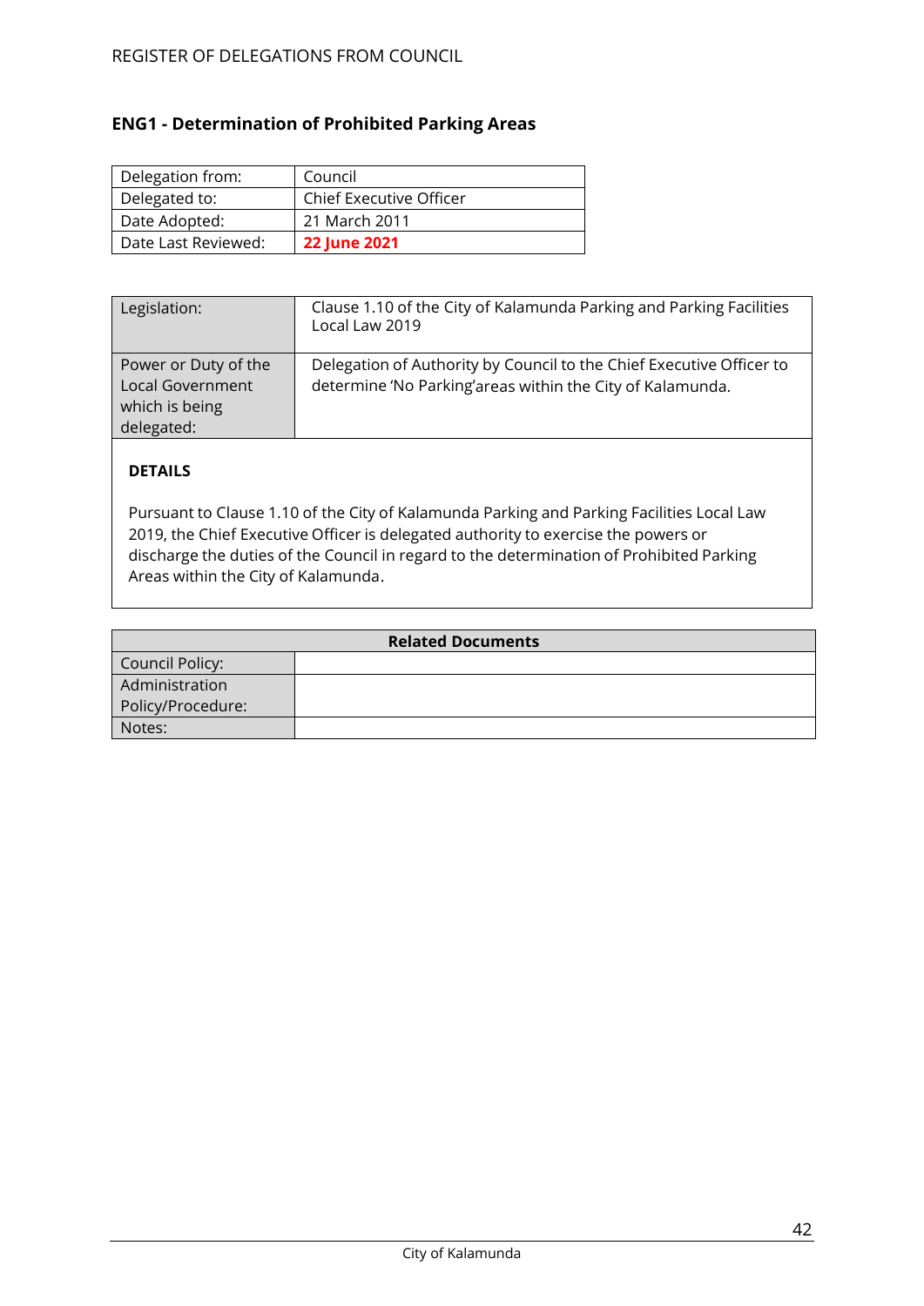## ENG1 - Determination of Prohibited Parking Areas

| Delegation from: | Council |
|---|---|
| Delegated to: | Chief Executive Officer |
| Date Adopted: | 21 March 2011 |
| Date Last Reviewed: | **22 June 2021** |

| Legislation: | Clause 1.10 of the City of Kalamunda Parking and Parking Facilities Local Law 2019 |
|---|---|
| Power or Duty of the Local Government which is being delegated: | Delegation of Authority by Council to the Chief Executive Officer to determine 'No Parking'areas within the City of Kalamunda. |

**DETAILS**

Pursuant to Clause 1.10 of the City of Kalamunda Parking and Parking Facilities Local Law 2019, the Chief Executive Officer is delegated authority to exercise the powers or discharge the duties of the Council in regard to the determination of Prohibited Parking Areas within the City of Kalamunda.

| Related Documents | |
|---|---|
| Council Policy: | |
| Administration Policy/Procedure: | |
| Notes: | |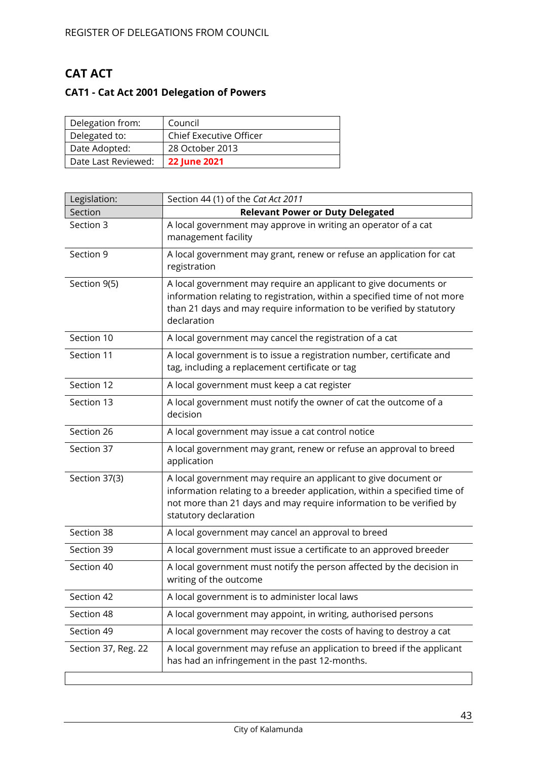# CAT ACT

## CAT1 - Cat Act 2001 Delegation of Powers

| Delegation from: | Council |
|---|---|
| Delegated to: | Chief Executive Officer |
| Date Adopted: | 28 October 2013 |
| Date Last Reviewed: | **22 June 2021** |

| Legislation: | Section 44 (1) of the *Cat Act 2011* |
|---|---|
| Section | **Relevant Power or Duty Delegated** |
| Section 3 | A local government may approve in writing an operator of a cat management facility |
| Section 9 | A local government may grant, renew or refuse an application for cat registration |
| Section 9(5) | A local government may require an applicant to give documents or information relating to registration, within a specified time of not more than 21 days and may require information to be verified by statutory declaration |
| Section 10 | A local government may cancel the registration of a cat |
| Section 11 | A local government is to issue a registration number, certificate and tag, including a replacement certificate or tag |
| Section 12 | A local government must keep a cat register |
| Section 13 | A local government must notify the owner of cat the outcome of a decision |
| Section 26 | A local government may issue a cat control notice |
| Section 37 | A local government may grant, renew or refuse an approval to breed application |
| Section 37(3) | A local government may require an applicant to give document or information relating to a breeder application, within a specified time of not more than 21 days and may require information to be verified by statutory declaration |
| Section 38 | A local government may cancel an approval to breed |
| Section 39 | A local government must issue a certificate to an approved breeder |
| Section 40 | A local government must notify the person affected by the decision in writing of the outcome |
| Section 42 | A local government is to administer local laws |
| Section 48 | A local government may appoint, in writing, authorised persons |
| Section 49 | A local government may recover the costs of having to destroy a cat |
| Section 37, Reg. 22 | A local government may refuse an application to breed if the applicant has had an infringement in the past 12-months. |
| | |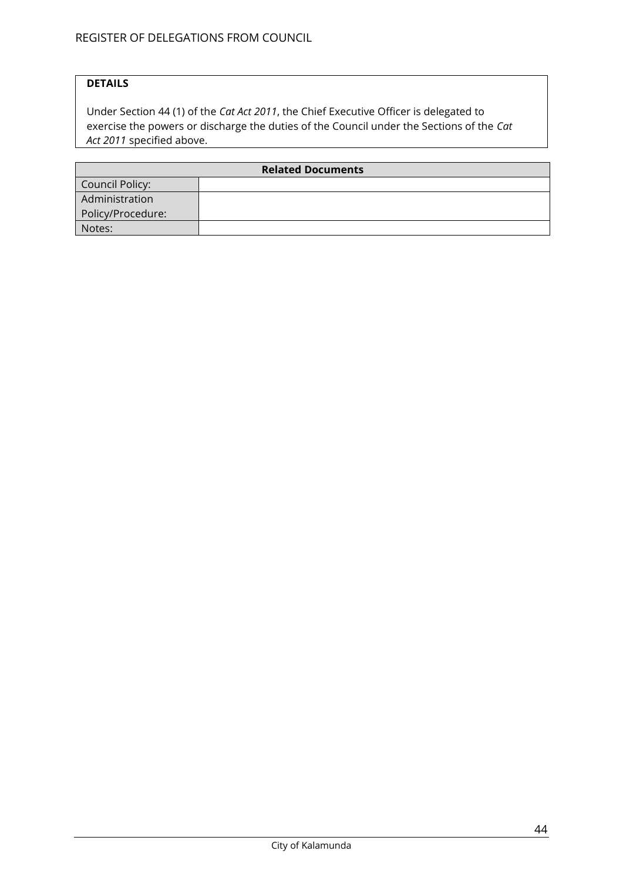**DETAILS**

Under Section 44 (1) of the *Cat Act 2011*, the Chief Executive Officer is delegated to exercise the powers or discharge the duties of the Council under the Sections of the *Cat Act 2011* specified above.

| Related Documents | |
|---|---|
| Council Policy: | |
| Administration Policy/Procedure: | |
| Notes: | |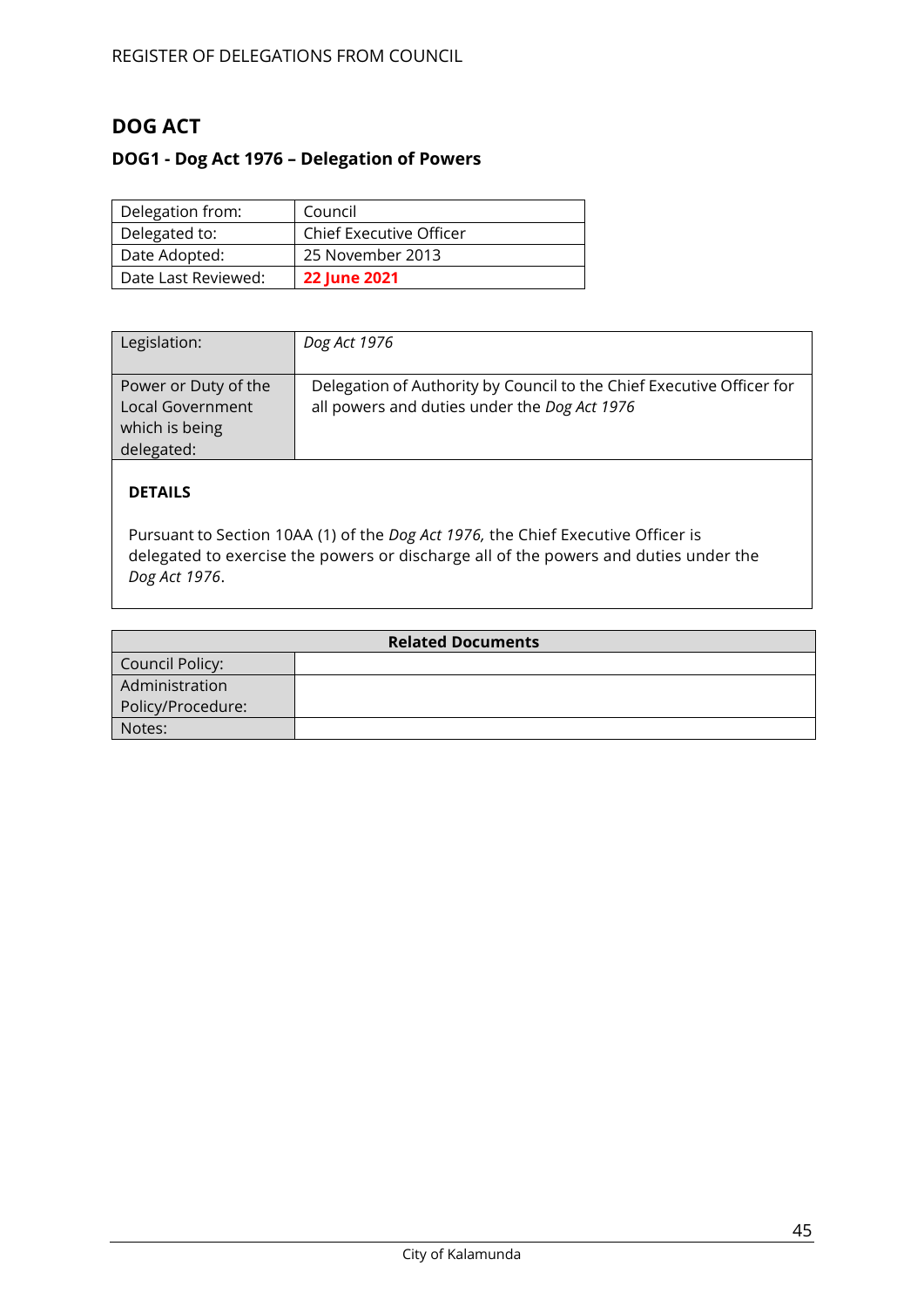# DOG ACT

## DOG1 - Dog Act 1976 – Delegation of Powers

| Delegation from: | Council |
|---|---|
| Delegated to: | Chief Executive Officer |
| Date Adopted: | 25 November 2013 |
| Date Last Reviewed: | **22 June 2021** |

| Legislation: | *Dog Act 1976* |
|---|---|
| Power or Duty of the Local Government which is being delegated: | Delegation of Authority by Council to the Chief Executive Officer for all powers and duties under the *Dog Act 1976* |

**DETAILS**

Pursuant to Section 10AA (1) of the *Dog Act 1976,* the Chief Executive Officer is delegated to exercise the powers or discharge all of the powers and duties under the *Dog Act 1976*.

| Related Documents | |
|---|---|
| Council Policy: | |
| Administration Policy/Procedure: | |
| Notes: | |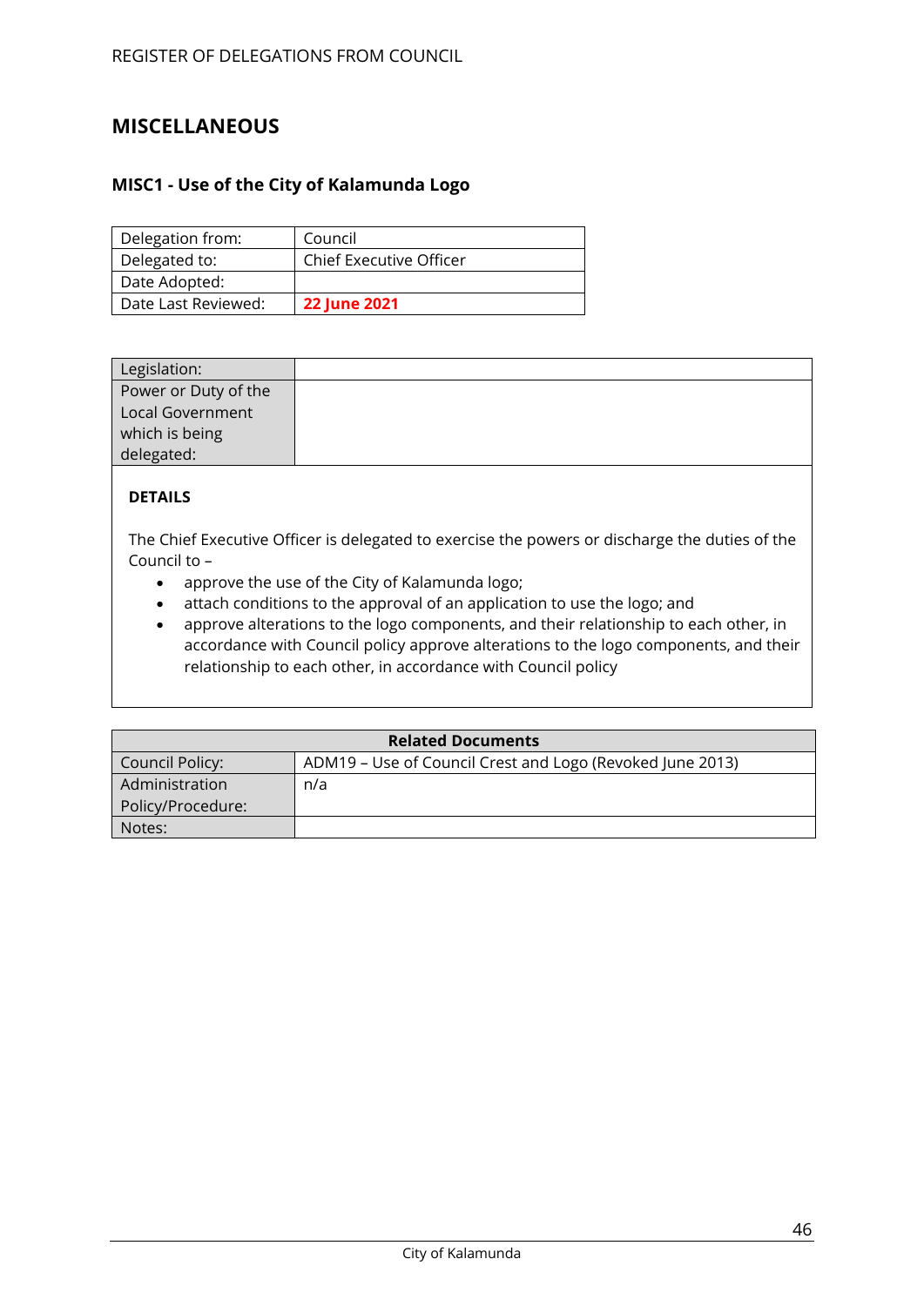## MISCELLANEOUS

### MISC1 - Use of the City of Kalamunda Logo

| Delegation from: | Council |
|---|---|
| Delegated to: | Chief Executive Officer |
| Date Adopted: | |
| Date Last Reviewed: | **22 June 2021** |

| Legislation: | |
|---|---|
| Power or Duty of the Local Government which is being delegated: | |

**DETAILS**

The Chief Executive Officer is delegated to exercise the powers or discharge the duties of the Council to –

- approve the use of the City of Kalamunda logo;
- attach conditions to the approval of an application to use the logo; and
- approve alterations to the logo components, and their relationship to each other, in accordance with Council policy approve alterations to the logo components, and their relationship to each other, in accordance with Council policy

| Related Documents | |
|---|---|
| Council Policy: | ADM19 – Use of Council Crest and Logo (Revoked June 2013) |
| Administration Policy/Procedure: | n/a |
| Notes: | |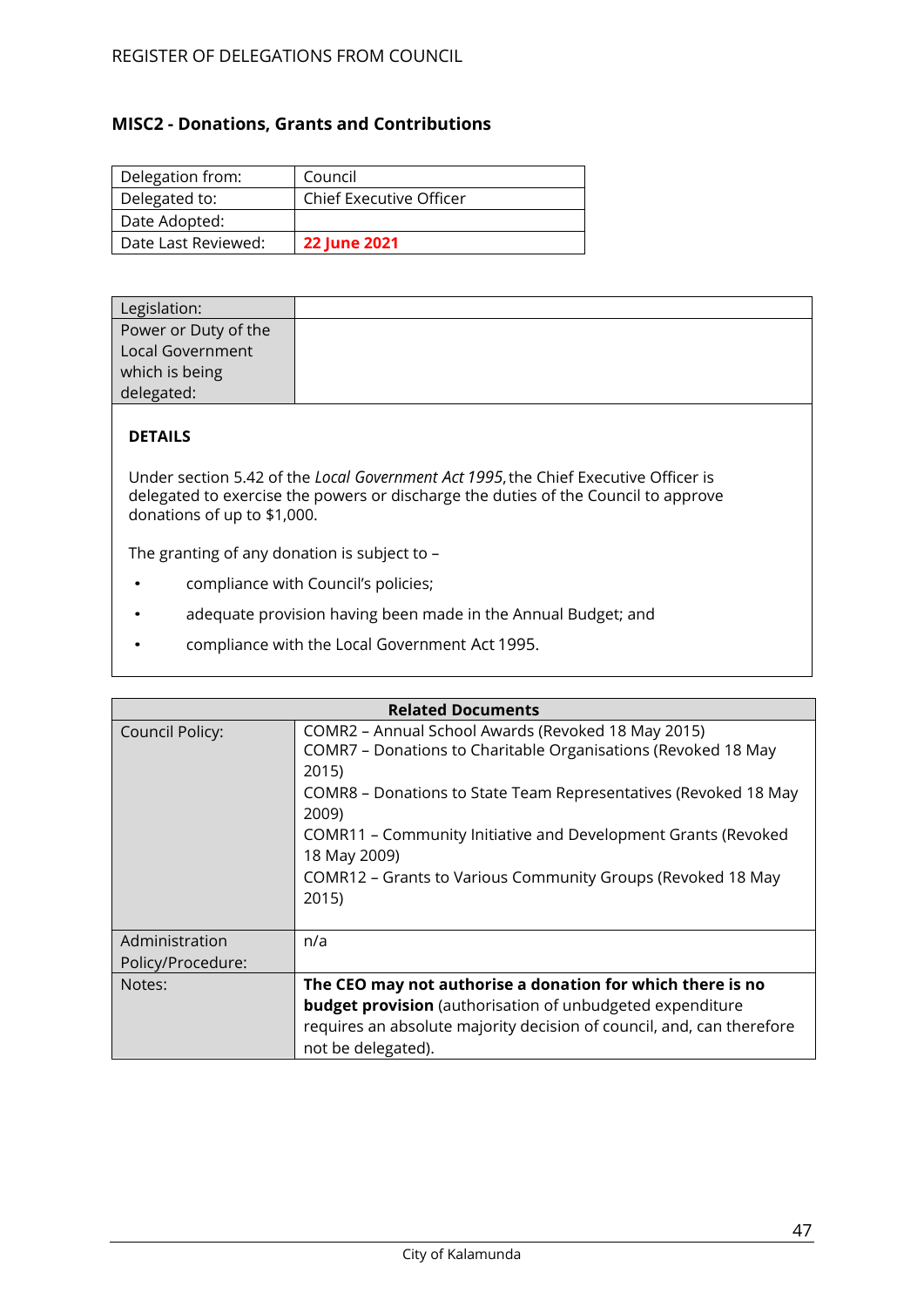## MISC2 - Donations, Grants and Contributions

| Delegation from: | Council |
|---|---|
| Delegated to: | Chief Executive Officer |
| Date Adopted: | |
| Date Last Reviewed: | **22 June 2021** |

| Legislation: | |
|---|---|
| Power or Duty of the Local Government which is being delegated: | |

**DETAILS**

Under section 5.42 of the *Local Government Act 1995*, the Chief Executive Officer is delegated to exercise the powers or discharge the duties of the Council to approve donations of up to $1,000.

The granting of any donation is subject to –

- compliance with Council's policies;
- adequate provision having been made in the Annual Budget; and
- compliance with the Local Government Act 1995.

| Related Documents | |
|---|---|
| Council Policy: | COMR2 – Annual School Awards (Revoked 18 May 2015)<br>COMR7 – Donations to Charitable Organisations (Revoked 18 May 2015)<br>COMR8 – Donations to State Team Representatives (Revoked 18 May 2009)<br>COMR11 – Community Initiative and Development Grants (Revoked 18 May 2009)<br>COMR12 – Grants to Various Community Groups (Revoked 18 May 2015) |
| Administration Policy/Procedure: | n/a |
| Notes: | **The CEO may not authorise a donation for which there is no budget provision** (authorisation of unbudgeted expenditure requires an absolute majority decision of council, and, can therefore not be delegated). |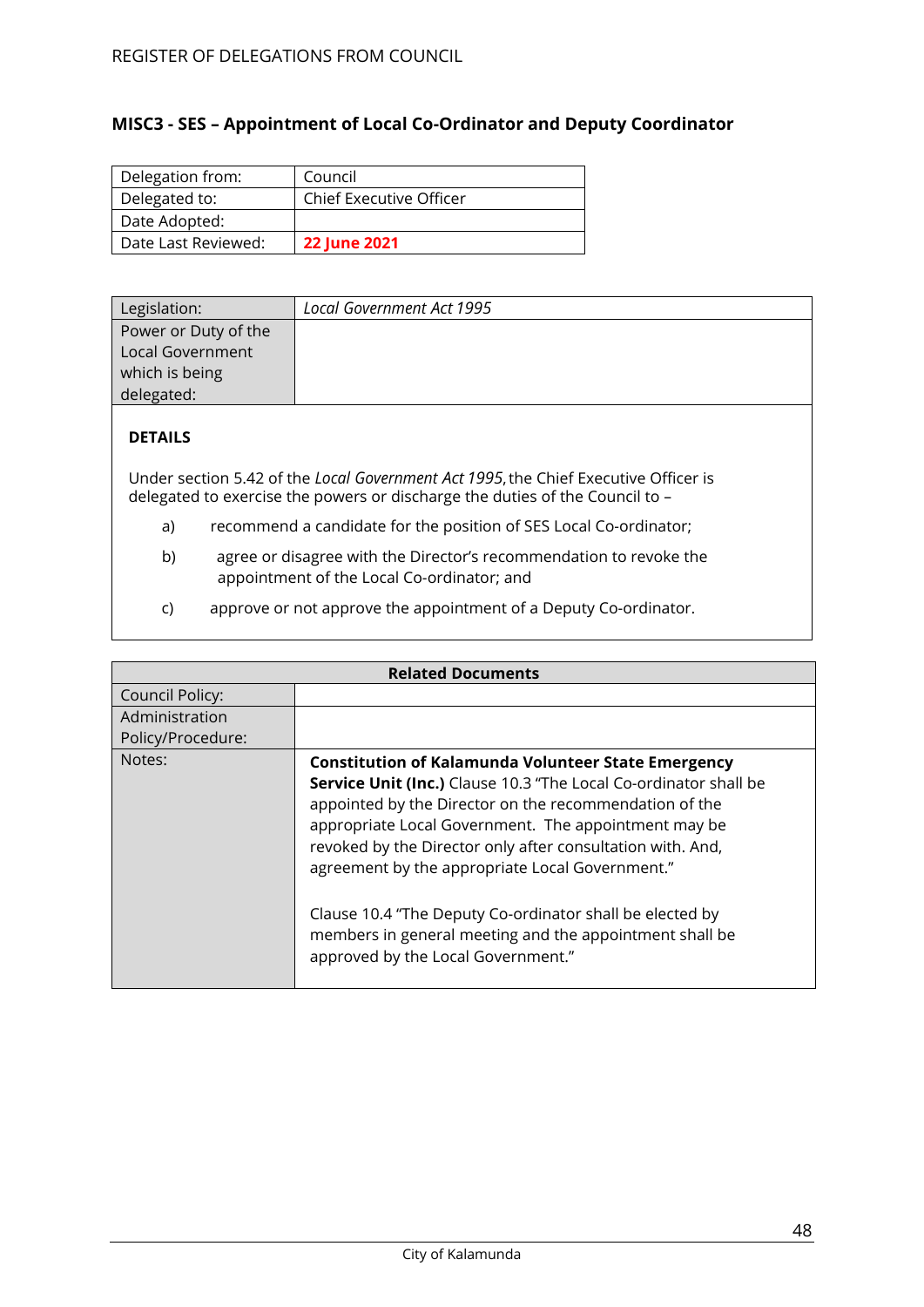## MISC3 - SES – Appointment of Local Co-Ordinator and Deputy Coordinator

| Delegation from: | Council |
|---|---|
| Delegated to: | Chief Executive Officer |
| Date Adopted: | |
| Date Last Reviewed: | **22 June 2021** |

| Legislation: | *Local Government Act 1995* |
|---|---|
| Power or Duty of the Local Government which is being delegated: | |

**DETAILS**

Under section 5.42 of the *Local Government Act 1995*, the Chief Executive Officer is delegated to exercise the powers or discharge the duties of the Council to –

a) recommend a candidate for the position of SES Local Co-ordinator;

b) agree or disagree with the Director's recommendation to revoke the appointment of the Local Co-ordinator; and

c) approve or not approve the appointment of a Deputy Co-ordinator.

| Related Documents | |
|---|---|
| Council Policy: | |
| Administration Policy/Procedure: | |
| Notes: | **Constitution of Kalamunda Volunteer State Emergency Service Unit (Inc.)** Clause 10.3 "The Local Co-ordinator shall be appointed by the Director on the recommendation of the appropriate Local Government. The appointment may be revoked by the Director only after consultation with. And, agreement by the appropriate Local Government."<br><br>Clause 10.4 "The Deputy Co-ordinator shall be elected by members in general meeting and the appointment shall be approved by the Local Government." |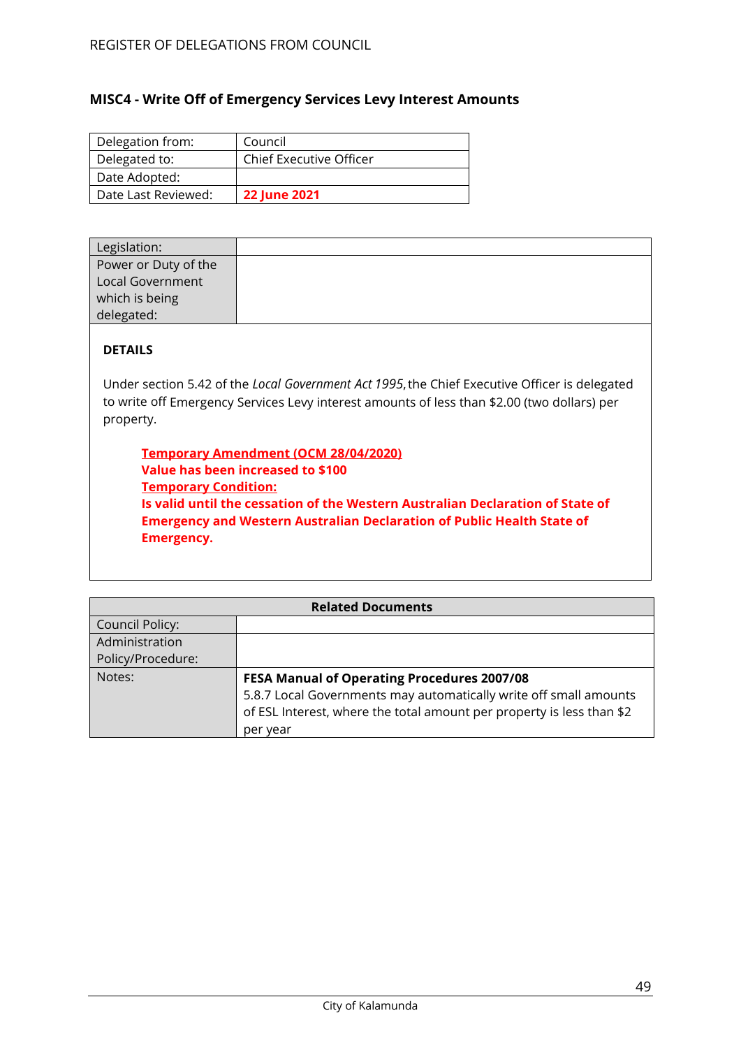## MISC4 - Write Off of Emergency Services Levy Interest Amounts

| Delegation from: | Council |
|---|---|
| Delegated to: | Chief Executive Officer |
| Date Adopted: | |
| Date Last Reviewed: | **22 June 2021** |

| Legislation: | |
|---|---|
| Power or Duty of the Local Government which is being delegated: | |

**DETAILS**

Under section 5.42 of the *Local Government Act 1995*, the Chief Executive Officer is delegated to write off Emergency Services Levy interest amounts of less than $2.00 (two dollars) per property.

> **Temporary Amendment (OCM 28/04/2020)**
> **Value has been increased to $100**
> **Temporary Condition:**
> **Is valid until the cessation of the Western Australian Declaration of State of Emergency and Western Australian Declaration of Public Health State of Emergency.**

| Related Documents | |
|---|---|
| Council Policy: | |
| Administration Policy/Procedure: | |
| Notes: | **FESA Manual of Operating Procedures 2007/08**<br>5.8.7 Local Governments may automatically write off small amounts of ESL Interest, where the total amount per property is less than $2 per year |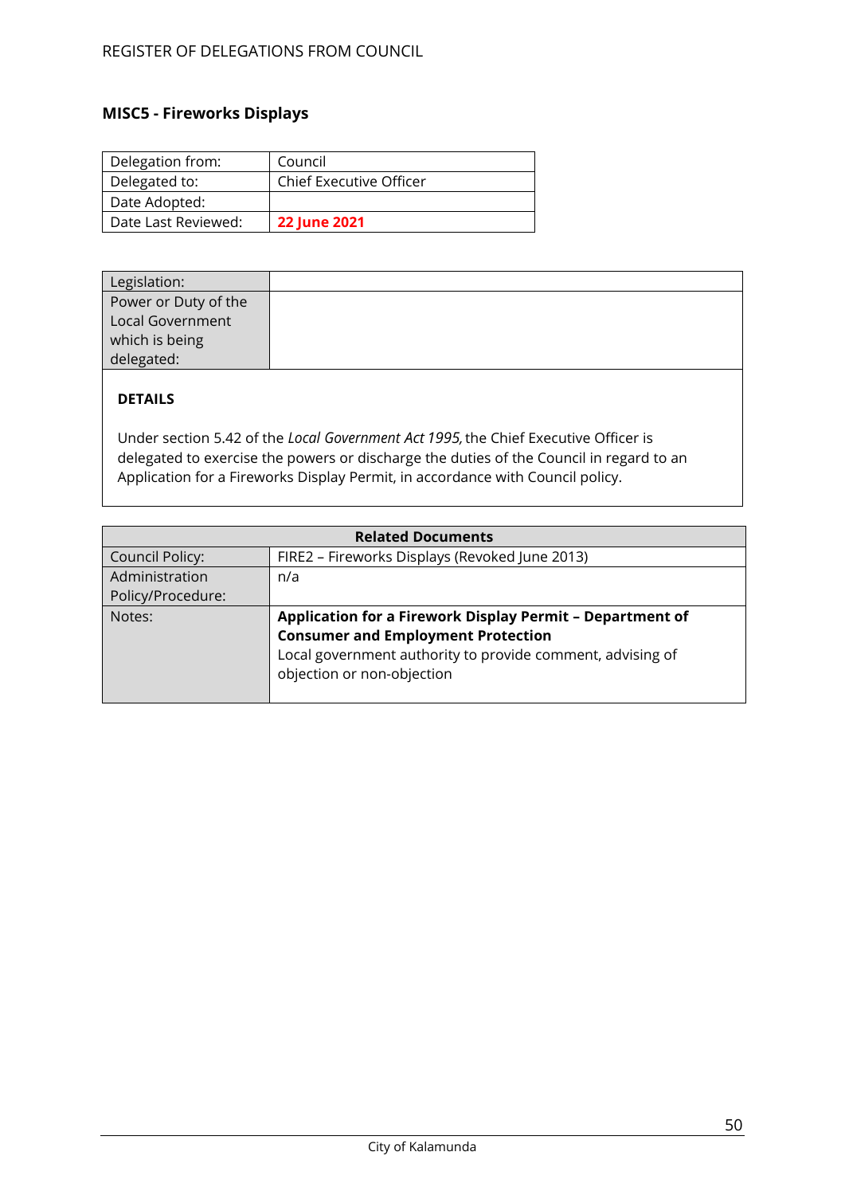## MISC5 - Fireworks Displays

| Delegation from: | Council |
|---|---|
| Delegated to: | Chief Executive Officer |
| Date Adopted: | |
| Date Last Reviewed: | **22 June 2021** |

| Legislation: | |
|---|---|
| Power or Duty of the Local Government which is being delegated: | |

**DETAILS**

Under section 5.42 of the *Local Government Act 1995,* the Chief Executive Officer is delegated to exercise the powers or discharge the duties of the Council in regard to an Application for a Fireworks Display Permit, in accordance with Council policy.

| Related Documents | |
|---|---|
| Council Policy: | FIRE2 – Fireworks Displays (Revoked June 2013) |
| Administration Policy/Procedure: | n/a |
| Notes: | **Application for a Firework Display Permit – Department of Consumer and Employment Protection**<br>Local government authority to provide comment, advising of objection or non-objection |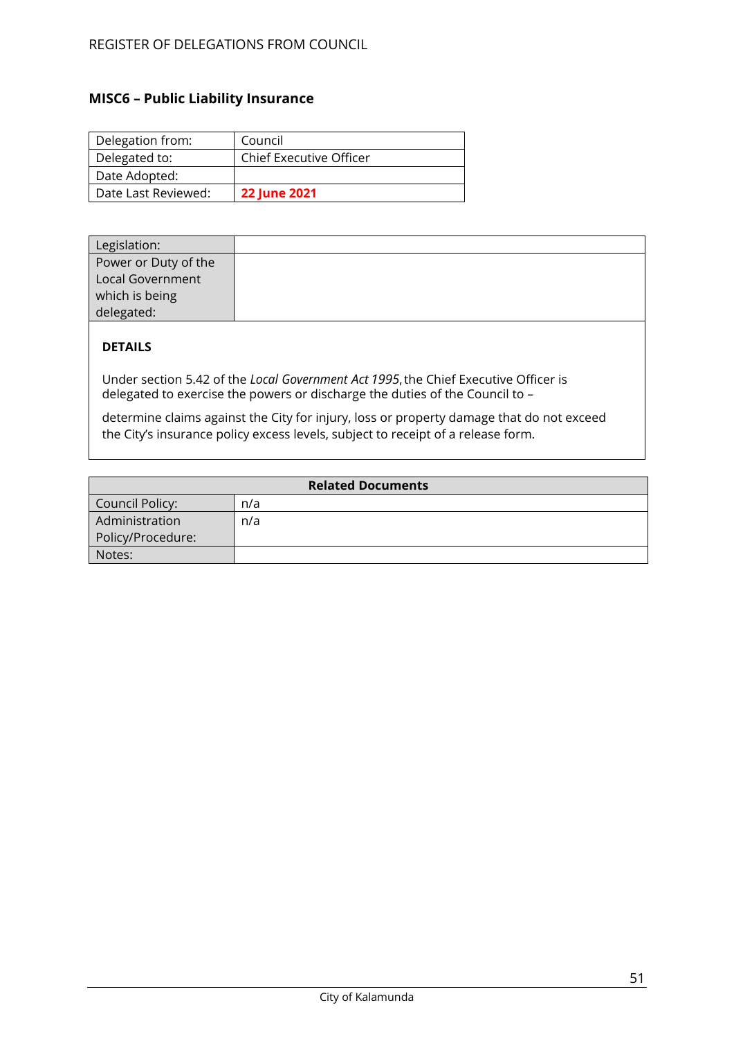## MISC6 – Public Liability Insurance

| Delegation from: | Council |
|---|---|
| Delegated to: | Chief Executive Officer |
| Date Adopted: | |
| Date Last Reviewed: | **22 June 2021** |

| Legislation: | |
|---|---|
| Power or Duty of the Local Government which is being delegated: | |

**DETAILS**

Under section 5.42 of the *Local Government Act 1995,* the Chief Executive Officer is delegated to exercise the powers or discharge the duties of the Council to –

determine claims against the City for injury, loss or property damage that do not exceed the City's insurance policy excess levels, subject to receipt of a release form.

| **Related Documents** | |
|---|---|
| Council Policy: | n/a |
| Administration Policy/Procedure: | n/a |
| Notes: | |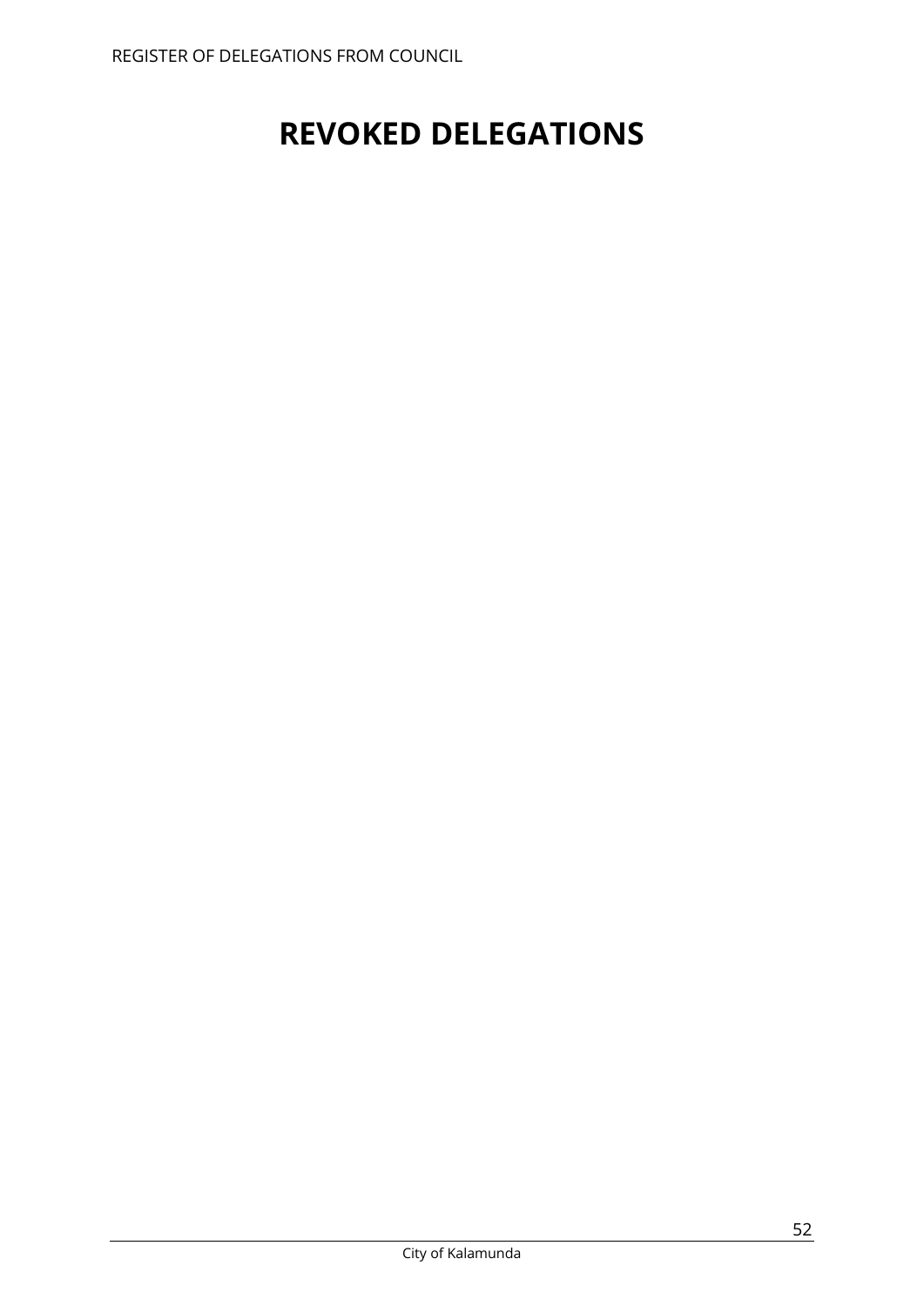# REVOKED DELEGATIONS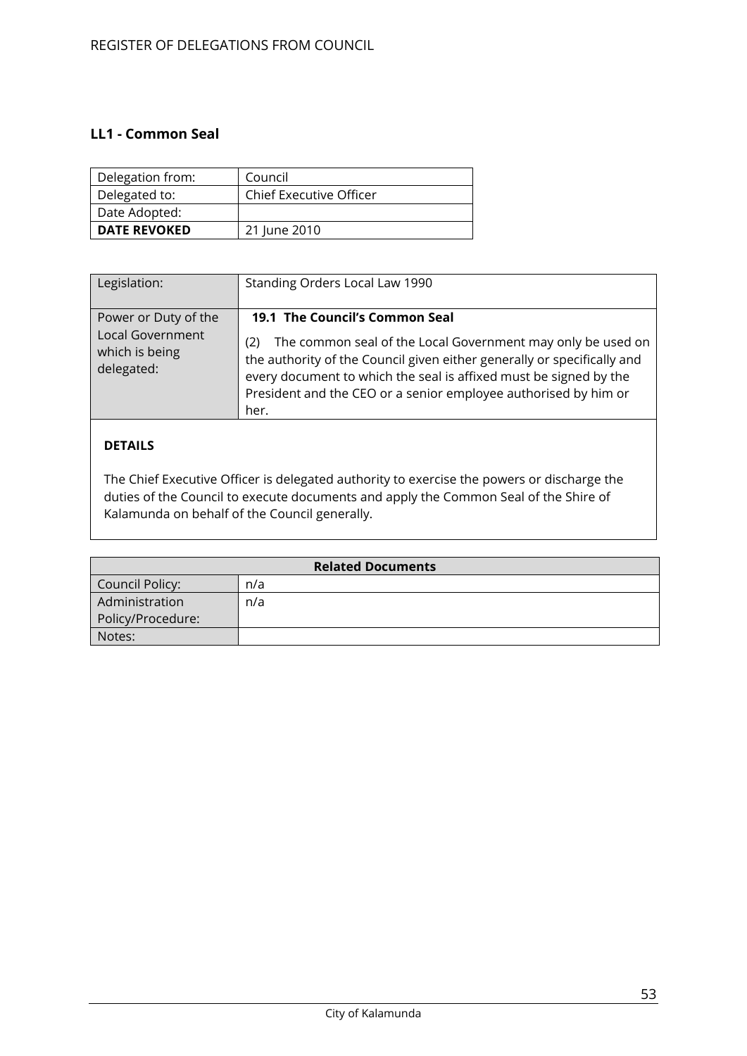## LL1 - Common Seal

| Delegation from: | Council |
|---|---|
| Delegated to: | Chief Executive Officer |
| Date Adopted: | |
| **DATE REVOKED** | 21 June 2010 |

| Legislation: | Standing Orders Local Law 1990 |
|---|---|
| Power or Duty of the Local Government which is being delegated: | **19.1 The Council's Common Seal**<br>(2) The common seal of the Local Government may only be used on the authority of the Council given either generally or specifically and every document to which the seal is affixed must be signed by the President and the CEO or a senior employee authorised by him or her. |

**DETAILS**

The Chief Executive Officer is delegated authority to exercise the powers or discharge the duties of the Council to execute documents and apply the Common Seal of the Shire of Kalamunda on behalf of the Council generally.

| **Related Documents** | |
|---|---|
| Council Policy: | n/a |
| Administration Policy/Procedure: | n/a |
| Notes: | |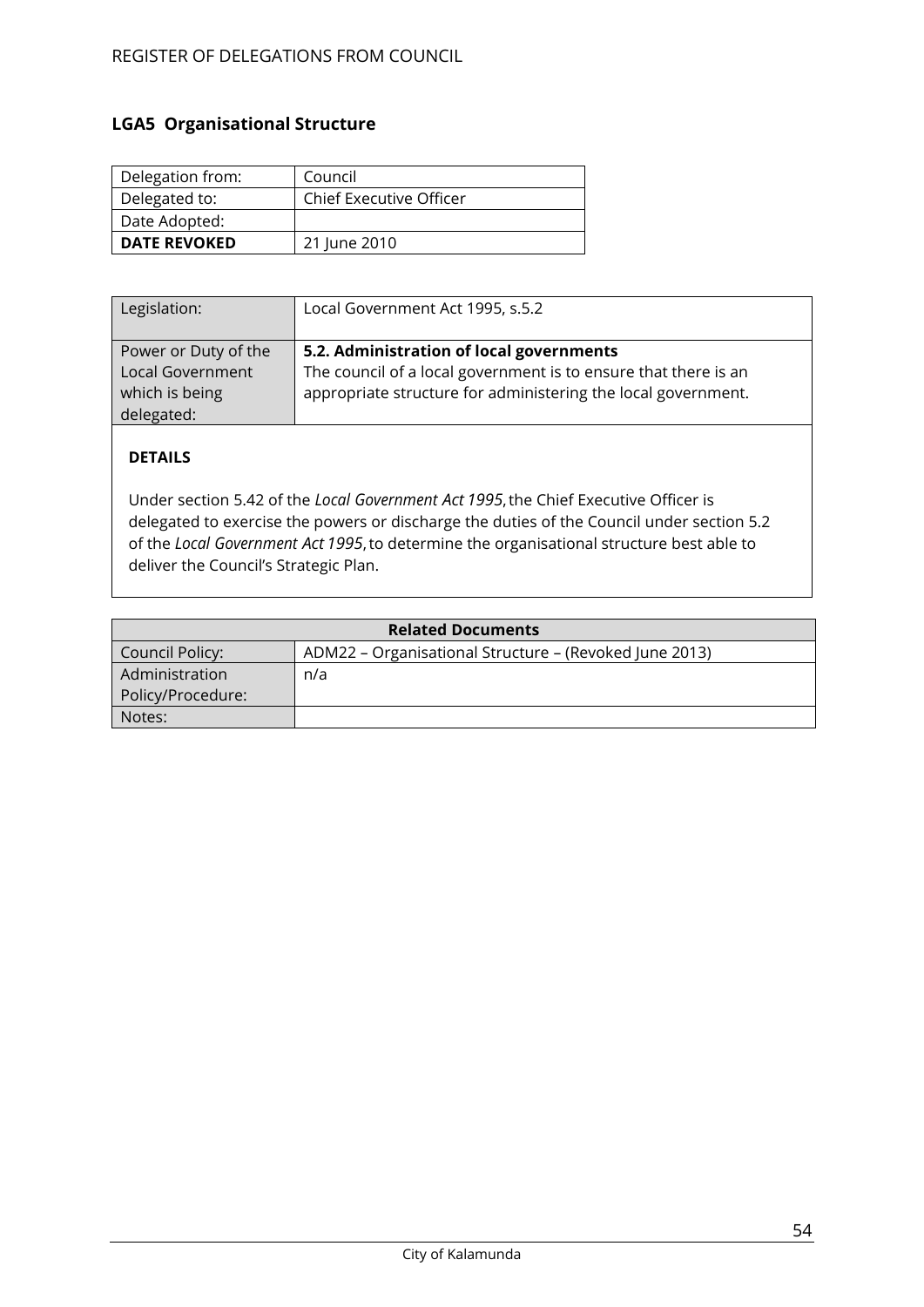## LGA5 Organisational Structure

| Delegation from: | Council |
|---|---|
| Delegated to: | Chief Executive Officer |
| Date Adopted: | |
| **DATE REVOKED** | 21 June 2010 |

| Legislation: | Local Government Act 1995, s.5.2 |
|---|---|
| Power or Duty of the Local Government which is being delegated: | **5.2. Administration of local governments**<br>The council of a local government is to ensure that there is an appropriate structure for administering the local government. |

**DETAILS**

Under section 5.42 of the *Local Government Act 1995*, the Chief Executive Officer is delegated to exercise the powers or discharge the duties of the Council under section 5.2 of the *Local Government Act 1995*, to determine the organisational structure best able to deliver the Council's Strategic Plan.

| **Related Documents** | |
|---|---|
| Council Policy: | ADM22 – Organisational Structure – (Revoked June 2013) |
| Administration Policy/Procedure: | n/a |
| Notes: | |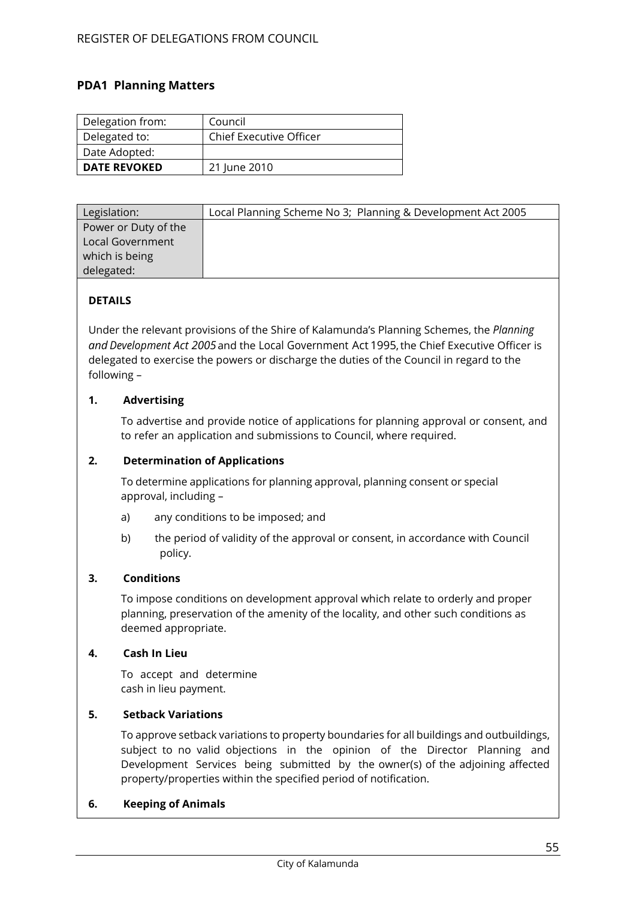# REGISTER OF DELEGATIONS FROM COUNCIL

## PDA1 Planning Matters

| Delegation from: | Council |
| --- | --- |
| Delegated to: | Chief Executive Officer |
| Date Adopted: | |
| **DATE REVOKED** | 21 June 2010 |

| Legislation: | Local Planning Scheme No 3; Planning & Development Act 2005 |
| --- | --- |
| Power or Duty of the Local Government which is being delegated: | |

**DETAILS**

Under the relevant provisions of the Shire of Kalamunda's Planning Schemes, the *Planning and Development Act 2005* and the Local Government Act 1995, the Chief Executive Officer is delegated to exercise the powers or discharge the duties of the Council in regard to the following –

**1. Advertising**

To advertise and provide notice of applications for planning approval or consent, and to refer an application and submissions to Council, where required.

**2. Determination of Applications**

To determine applications for planning approval, planning consent or special approval, including –

a) any conditions to be imposed; and

b) the period of validity of the approval or consent, in accordance with Council policy.

**3. Conditions**

To impose conditions on development approval which relate to orderly and proper planning, preservation of the amenity of the locality, and other such conditions as deemed appropriate.

**4. Cash In Lieu**

To accept and determine cash in lieu payment.

**5. Setback Variations**

To approve setback variations to property boundaries for all buildings and outbuildings, subject to no valid objections in the opinion of the Director Planning and Development Services being submitted by the owner(s) of the adjoining affected property/properties within the specified period of notification.

**6. Keeping of Animals**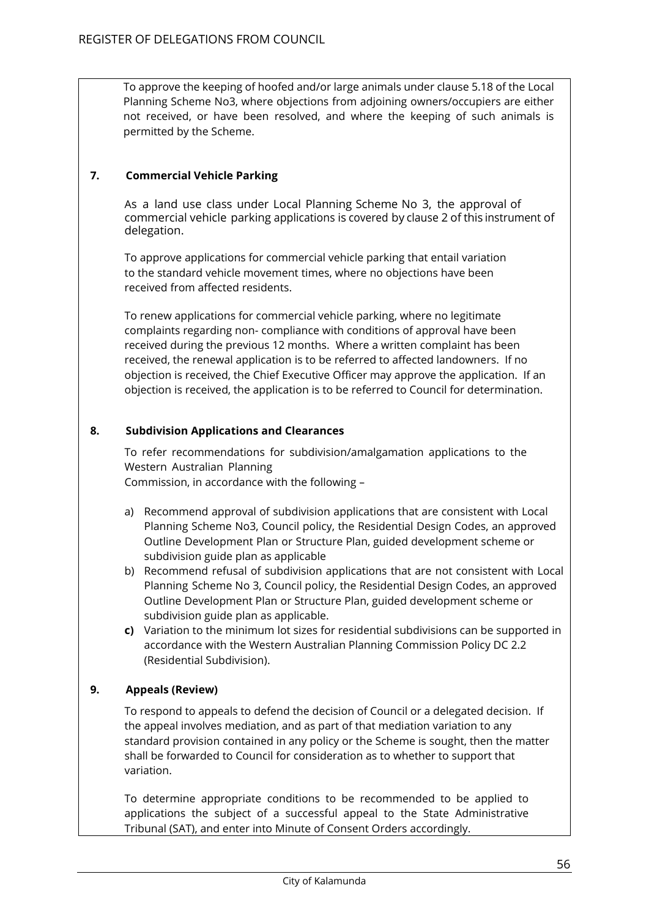To approve the keeping of hoofed and/or large animals under clause 5.18 of the Local Planning Scheme No3, where objections from adjoining owners/occupiers are either not received, or have been resolved, and where the keeping of such animals is permitted by the Scheme.

**7. Commercial Vehicle Parking**

As a land use class under Local Planning Scheme No 3, the approval of commercial vehicle parking applications is covered by clause 2 of this instrument of delegation.

To approve applications for commercial vehicle parking that entail variation to the standard vehicle movement times, where no objections have been received from affected residents.

To renew applications for commercial vehicle parking, where no legitimate complaints regarding non- compliance with conditions of approval have been received during the previous 12 months. Where a written complaint has been received, the renewal application is to be referred to affected landowners. If no objection is received, the Chief Executive Officer may approve the application. If an objection is received, the application is to be referred to Council for determination.

**8. Subdivision Applications and Clearances**

To refer recommendations for subdivision/amalgamation applications to the Western Australian Planning Commission, in accordance with the following –

a) Recommend approval of subdivision applications that are consistent with Local Planning Scheme No3, Council policy, the Residential Design Codes, an approved Outline Development Plan or Structure Plan, guided development scheme or subdivision guide plan as applicable
b) Recommend refusal of subdivision applications that are not consistent with Local Planning Scheme No 3, Council policy, the Residential Design Codes, an approved Outline Development Plan or Structure Plan, guided development scheme or subdivision guide plan as applicable.
**c)** Variation to the minimum lot sizes for residential subdivisions can be supported in accordance with the Western Australian Planning Commission Policy DC 2.2 (Residential Subdivision).

**9. Appeals (Review)**

To respond to appeals to defend the decision of Council or a delegated decision. If the appeal involves mediation, and as part of that mediation variation to any standard provision contained in any policy or the Scheme is sought, then the matter shall be forwarded to Council for consideration as to whether to support that variation.

To determine appropriate conditions to be recommended to be applied to applications the subject of a successful appeal to the State Administrative Tribunal (SAT), and enter into Minute of Consent Orders accordingly.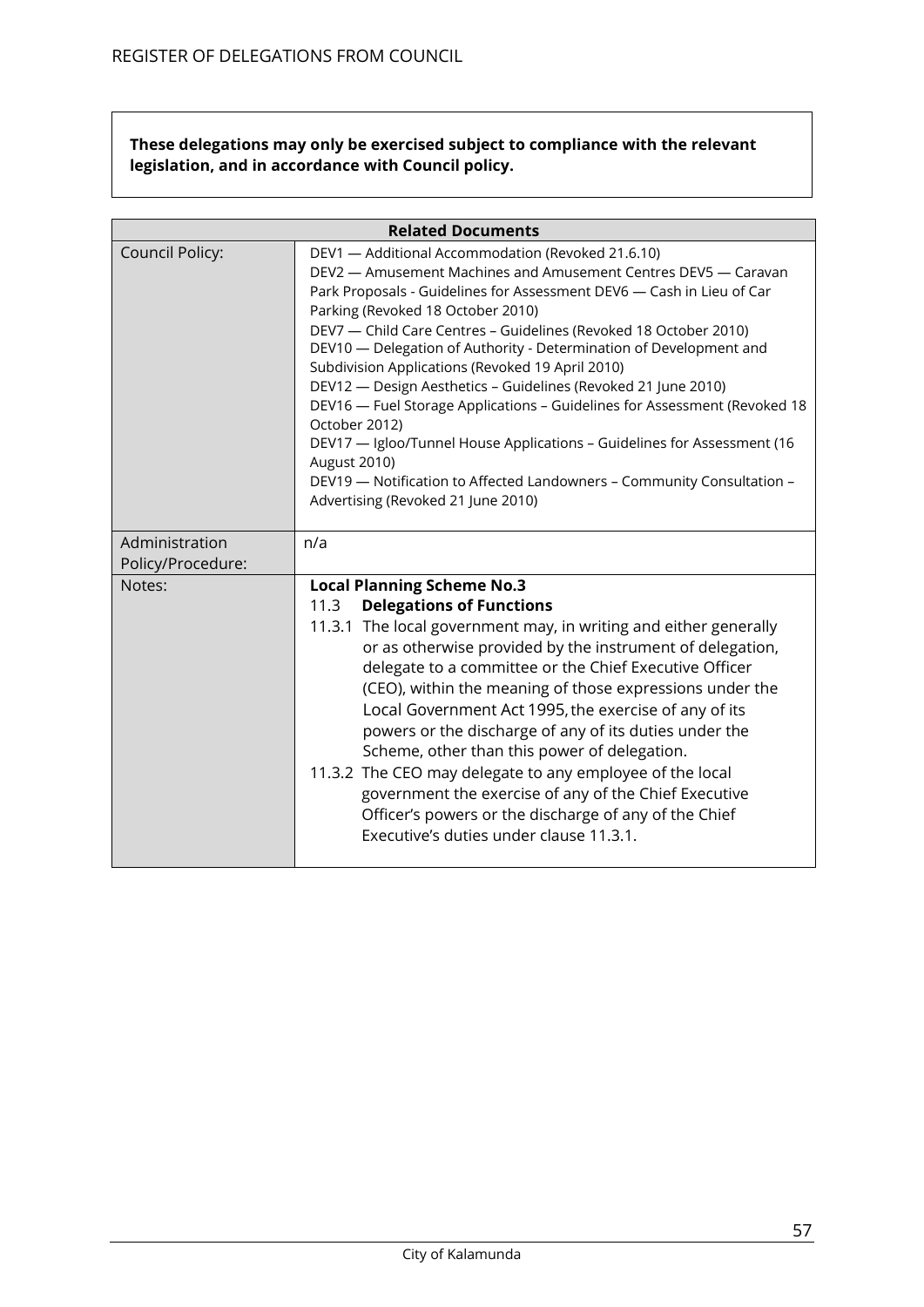**These delegations may only be exercised subject to compliance with the relevant legislation, and in accordance with Council policy.**

| Related Documents | |
|---|---|
| Council Policy: | DEV1 — Additional Accommodation (Revoked 21.6.10)<br>DEV2 — Amusement Machines and Amusement Centres DEV5 — Caravan Park Proposals - Guidelines for Assessment DEV6 — Cash in Lieu of Car Parking (Revoked 18 October 2010)<br>DEV7 — Child Care Centres – Guidelines (Revoked 18 October 2010)<br>DEV10 — Delegation of Authority - Determination of Development and Subdivision Applications (Revoked 19 April 2010)<br>DEV12 — Design Aesthetics – Guidelines (Revoked 21 June 2010)<br>DEV16 — Fuel Storage Applications – Guidelines for Assessment (Revoked 18 October 2012)<br>DEV17 — Igloo/Tunnel House Applications – Guidelines for Assessment (16 August 2010)<br>DEV19 — Notification to Affected Landowners – Community Consultation – Advertising (Revoked 21 June 2010) |
| Administration Policy/Procedure: | n/a |
| Notes: | **Local Planning Scheme No.3**<br>11.3 **Delegations of Functions**<br>11.3.1 The local government may, in writing and either generally or as otherwise provided by the instrument of delegation, delegate to a committee or the Chief Executive Officer (CEO), within the meaning of those expressions under the Local Government Act 1995, the exercise of any of its powers or the discharge of any of its duties under the Scheme, other than this power of delegation.<br>11.3.2 The CEO may delegate to any employee of the local government the exercise of any of the Chief Executive Officer's powers or the discharge of any of the Chief Executive's duties under clause 11.3.1. |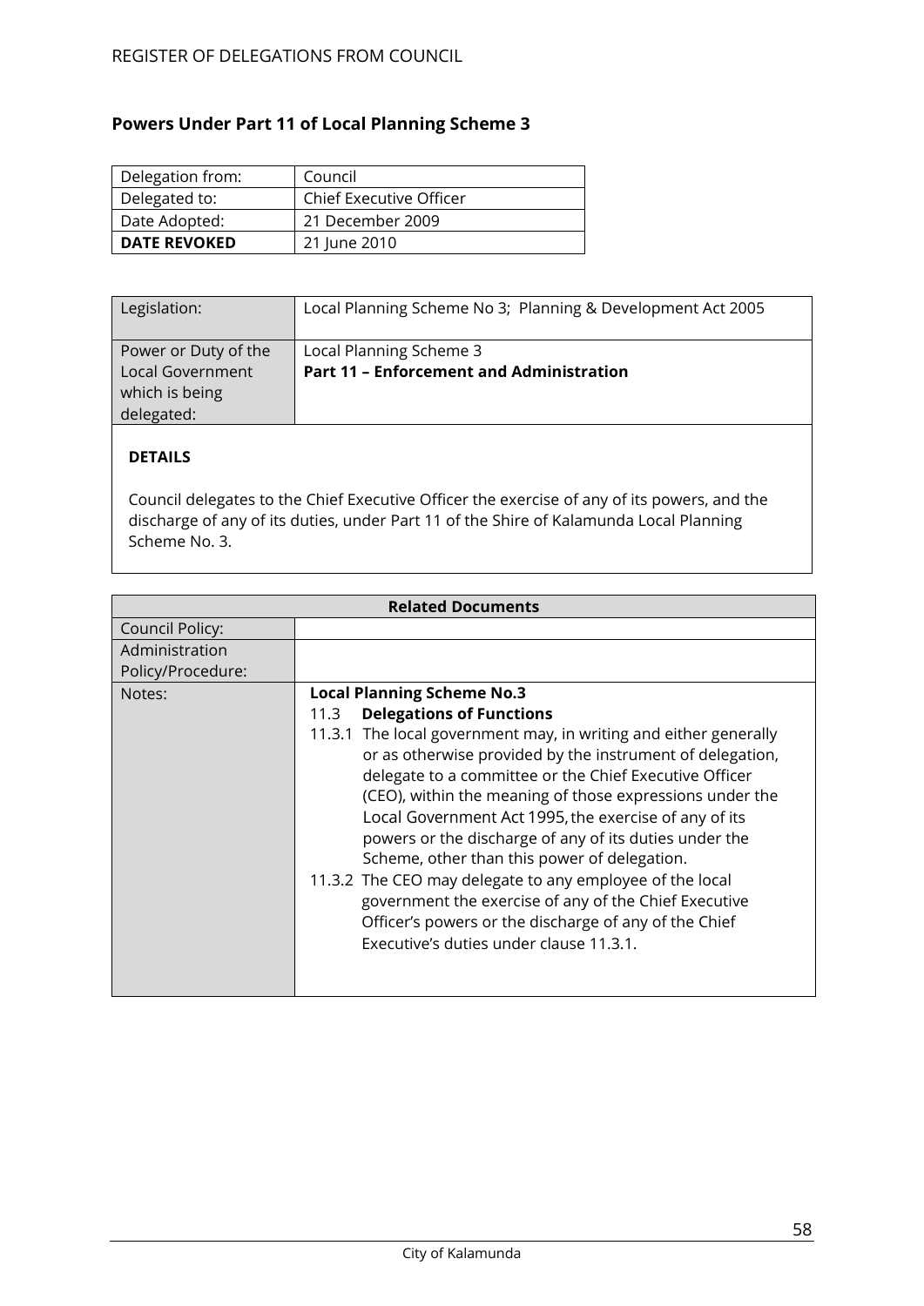## Powers Under Part 11 of Local Planning Scheme 3

| Delegation from: | Council |
|---|---|
| Delegated to: | Chief Executive Officer |
| Date Adopted: | 21 December 2009 |
| **DATE REVOKED** | 21 June 2010 |

| Legislation: | Local Planning Scheme No 3; Planning & Development Act 2005 |
|---|---|
| Power or Duty of the Local Government which is being delegated: | Local Planning Scheme 3<br>**Part 11 – Enforcement and Administration** |

**DETAILS**

Council delegates to the Chief Executive Officer the exercise of any of its powers, and the discharge of any of its duties, under Part 11 of the Shire of Kalamunda Local Planning Scheme No. 3.

| **Related Documents** | |
|---|---|
| Council Policy: | |
| Administration Policy/Procedure: | |
| Notes: | **Local Planning Scheme No.3**<br>11.3 **Delegations of Functions**<br>11.3.1 The local government may, in writing and either generally or as otherwise provided by the instrument of delegation, delegate to a committee or the Chief Executive Officer (CEO), within the meaning of those expressions under the Local Government Act 1995, the exercise of any of its powers or the discharge of any of its duties under the Scheme, other than this power of delegation.<br>11.3.2 The CEO may delegate to any employee of the local government the exercise of any of the Chief Executive Officer's powers or the discharge of any of the Chief Executive's duties under clause 11.3.1. |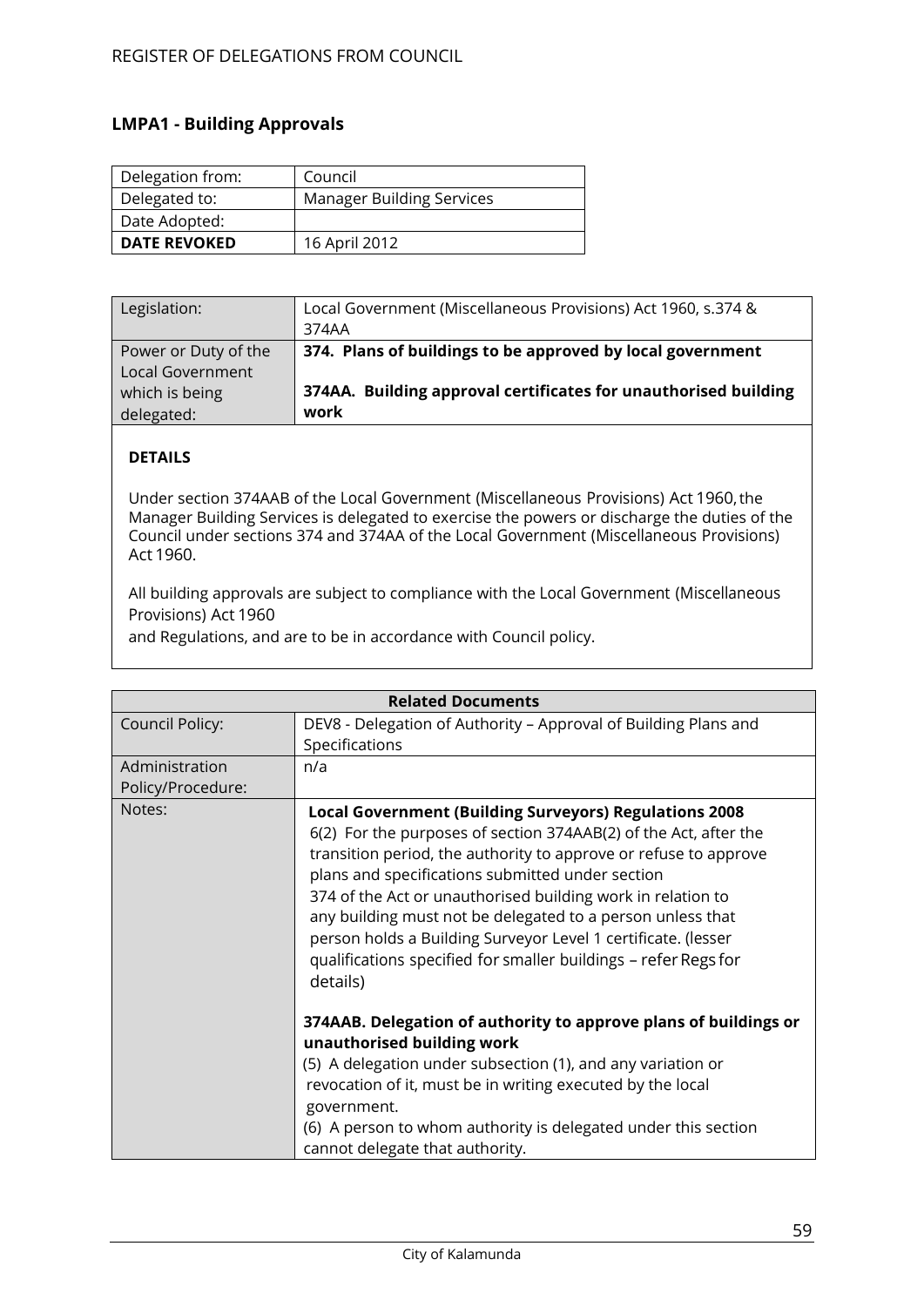## LMPA1 - Building Approvals

| Delegation from: | Council |
|---|---|
| Delegated to: | Manager Building Services |
| Date Adopted: | |
| **DATE REVOKED** | 16 April 2012 |

| Legislation: | Local Government (Miscellaneous Provisions) Act 1960, s.374 & 374AA |
|---|---|
| Power or Duty of the Local Government which is being delegated: | **374. Plans of buildings to be approved by local government**<br><br>**374AA. Building approval certificates for unauthorised building work** |

**DETAILS**

Under section 374AAB of the Local Government (Miscellaneous Provisions) Act 1960, the Manager Building Services is delegated to exercise the powers or discharge the duties of the Council under sections 374 and 374AA of the Local Government (Miscellaneous Provisions) Act 1960.

All building approvals are subject to compliance with the Local Government (Miscellaneous Provisions) Act 1960
and Regulations, and are to be in accordance with Council policy.

| **Related Documents** | |
|---|---|
| Council Policy: | DEV8 - Delegation of Authority – Approval of Building Plans and Specifications |
| Administration Policy/Procedure: | n/a |
| Notes: | **Local Government (Building Surveyors) Regulations 2008**<br>6(2) For the purposes of section 374AAB(2) of the Act, after the transition period, the authority to approve or refuse to approve plans and specifications submitted under section 374 of the Act or unauthorised building work in relation to any building must not be delegated to a person unless that person holds a Building Surveyor Level 1 certificate. (lesser qualifications specified for smaller buildings – refer Regs for details)<br><br>**374AAB. Delegation of authority to approve plans of buildings or unauthorised building work**<br>(5) A delegation under subsection (1), and any variation or revocation of it, must be in writing executed by the local government.<br>(6) A person to whom authority is delegated under this section cannot delegate that authority. |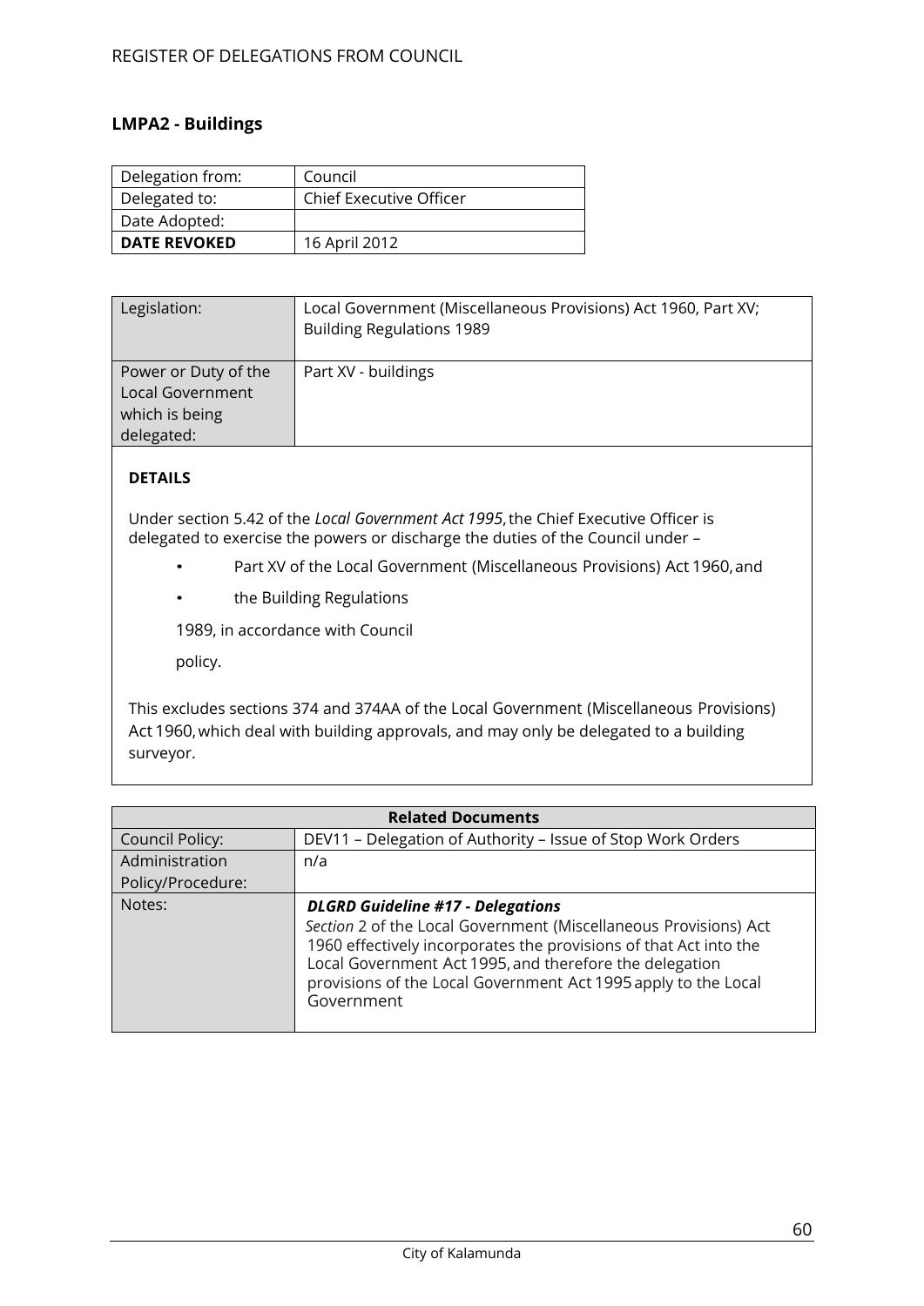## LMPA2 - Buildings

| Delegation from: | Council |
|---|---|
| Delegated to: | Chief Executive Officer |
| Date Adopted: | |
| **DATE REVOKED** | 16 April 2012 |

| Legislation: | Local Government (Miscellaneous Provisions) Act 1960, Part XV; Building Regulations 1989 |
|---|---|
| Power or Duty of the Local Government which is being delegated: | Part XV - buildings |

**DETAILS**

Under section 5.42 of the *Local Government Act 1995*, the Chief Executive Officer is delegated to exercise the powers or discharge the duties of the Council under –

- Part XV of the Local Government (Miscellaneous Provisions) Act 1960, and
- the Building Regulations

1989, in accordance with Council

policy.

This excludes sections 374 and 374AA of the Local Government (Miscellaneous Provisions) Act 1960, which deal with building approvals, and may only be delegated to a building surveyor.

| Related Documents | |
|---|---|
| Council Policy: | DEV11 – Delegation of Authority – Issue of Stop Work Orders |
| Administration Policy/Procedure: | n/a |
| Notes: | ***DLGRD Guideline #17 - Delegations*** *Section* 2 of the Local Government (Miscellaneous Provisions) Act 1960 effectively incorporates the provisions of that Act into the Local Government Act 1995, and therefore the delegation provisions of the Local Government Act 1995 apply to the Local Government |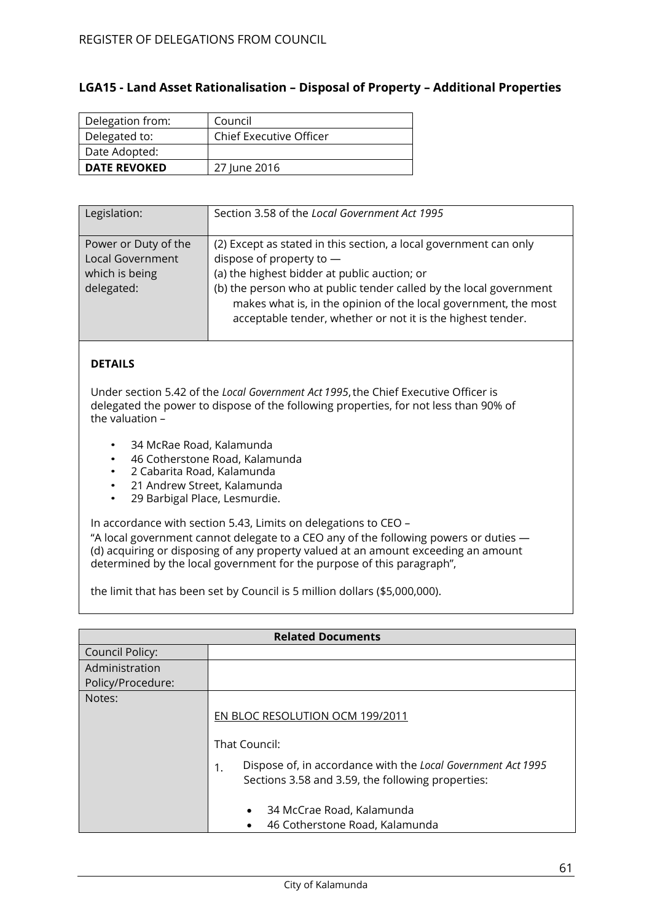## LGA15 - Land Asset Rationalisation – Disposal of Property – Additional Properties

| Delegation from: | Council |
|---|---|
| Delegated to: | Chief Executive Officer |
| Date Adopted: | |
| **DATE REVOKED** | 27 June 2016 |

| Legislation: | Section 3.58 of the *Local Government Act 1995* |
|---|---|
| Power or Duty of the Local Government which is being delegated: | (2) Except as stated in this section, a local government can only dispose of property to — (a) the highest bidder at public auction; or (b) the person who at public tender called by the local government makes what is, in the opinion of the local government, the most acceptable tender, whether or not it is the highest tender. |

**DETAILS**

Under section 5.42 of the *Local Government Act 1995*, the Chief Executive Officer is delegated the power to dispose of the following properties, for not less than 90% of the valuation –

- 34 McRae Road, Kalamunda
- 46 Cotherstone Road, Kalamunda
- 2 Cabarita Road, Kalamunda
- 21 Andrew Street, Kalamunda
- 29 Barbigal Place, Lesmurdie.

In accordance with section 5.43, Limits on delegations to CEO –
"A local government cannot delegate to a CEO any of the following powers or duties — (d) acquiring or disposing of any property valued at an amount exceeding an amount determined by the local government for the purpose of this paragraph",

the limit that has been set by Council is 5 million dollars ($5,000,000).

| Related Documents | |
|---|---|
| Council Policy: | |
| Administration Policy/Procedure: | |
| Notes: | EN BLOC RESOLUTION OCM 199/2011<br><br>That Council:<br><br>1. Dispose of, in accordance with the *Local Government Act 1995* Sections 3.58 and 3.59, the following properties:<br><br>• 34 McCrae Road, Kalamunda<br>• 46 Cotherstone Road, Kalamunda |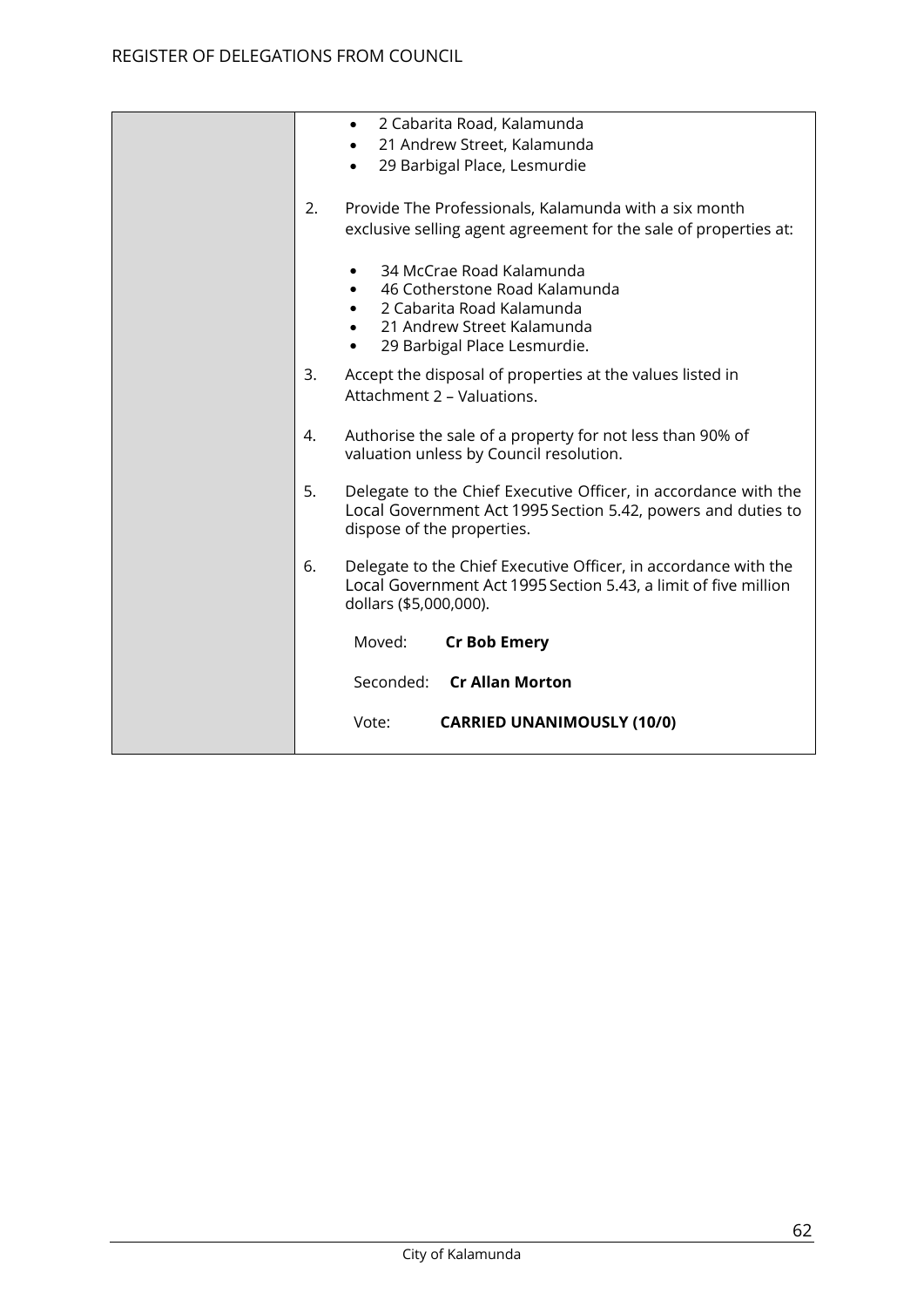| | |
|---|---|
| | • 2 Cabarita Road, Kalamunda<br>• 21 Andrew Street, Kalamunda<br>• 29 Barbigal Place, Lesmurdie<br><br>2. Provide The Professionals, Kalamunda with a six month exclusive selling agent agreement for the sale of properties at:<br><br>• 34 McCrae Road Kalamunda<br>• 46 Cotherstone Road Kalamunda<br>• 2 Cabarita Road Kalamunda<br>• 21 Andrew Street Kalamunda<br>• 29 Barbigal Place Lesmurdie.<br><br>3. Accept the disposal of properties at the values listed in Attachment 2 – Valuations.<br><br>4. Authorise the sale of a property for not less than 90% of valuation unless by Council resolution.<br><br>5. Delegate to the Chief Executive Officer, in accordance with the Local Government Act 1995 Section 5.42, powers and duties to dispose of the properties.<br><br>6. Delegate to the Chief Executive Officer, in accordance with the Local Government Act 1995 Section 5.43, a limit of five million dollars ($5,000,000).<br><br>Moved: **Cr Bob Emery**<br><br>Seconded: **Cr Allan Morton**<br><br>Vote: **CARRIED UNANIMOUSLY (10/0)** |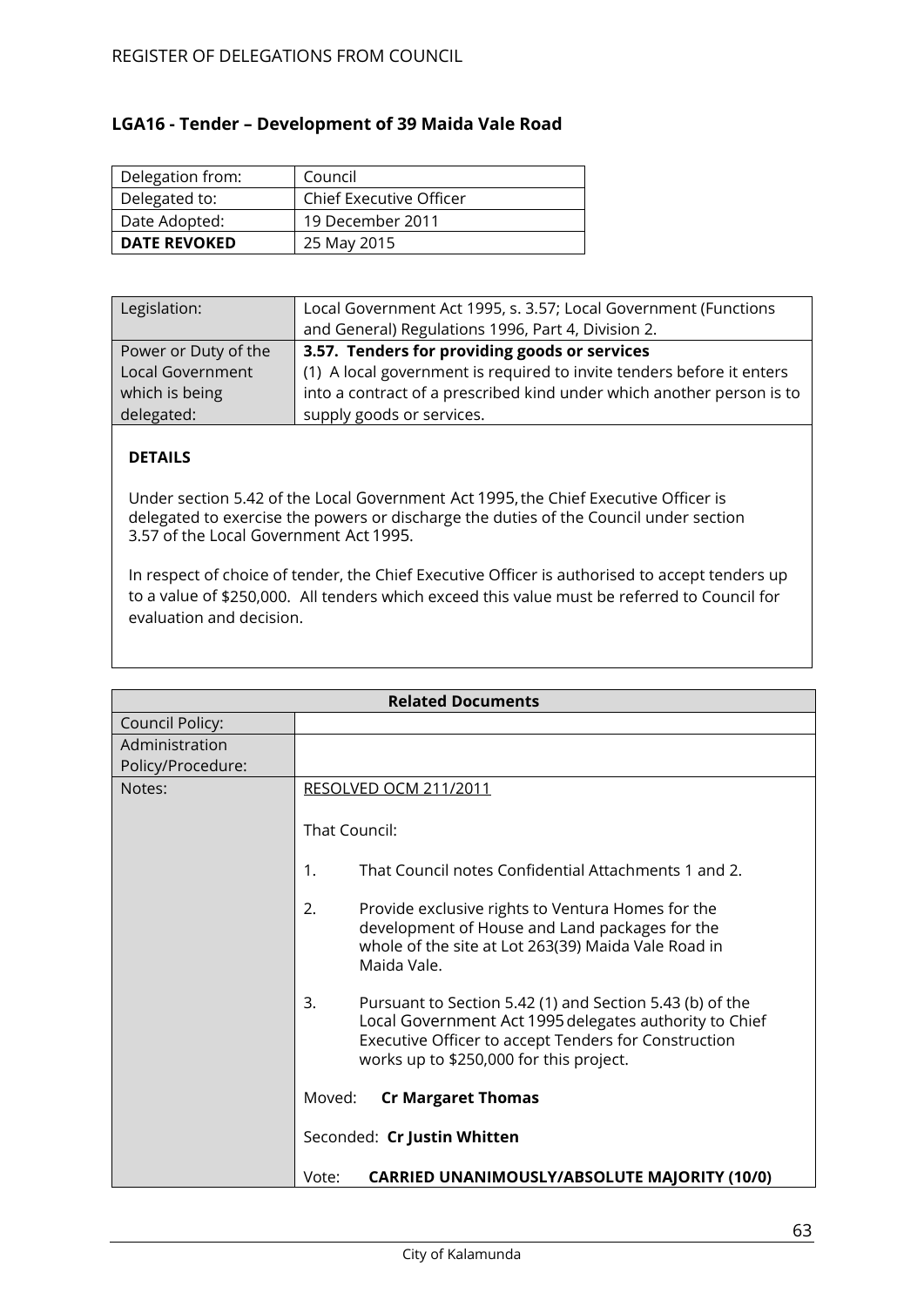## LGA16 - Tender – Development of 39 Maida Vale Road

| Delegation from: | Council |
|---|---|
| Delegated to: | Chief Executive Officer |
| Date Adopted: | 19 December 2011 |
| **DATE REVOKED** | 25 May 2015 |

| Legislation: | Local Government Act 1995, s. 3.57; Local Government (Functions and General) Regulations 1996, Part 4, Division 2. |
|---|---|
| Power or Duty of the Local Government which is being delegated: | **3.57. Tenders for providing goods or services** (1) A local government is required to invite tenders before it enters into a contract of a prescribed kind under which another person is to supply goods or services. |

**DETAILS**

Under section 5.42 of the Local Government Act 1995, the Chief Executive Officer is delegated to exercise the powers or discharge the duties of the Council under section 3.57 of the Local Government Act 1995.

In respect of choice of tender, the Chief Executive Officer is authorised to accept tenders up to a value of $250,000. All tenders which exceed this value must be referred to Council for evaluation and decision.

| Related Documents | |
|---|---|
| Council Policy: | |
| Administration Policy/Procedure: | |
| Notes: | RESOLVED OCM 211/2011<br><br>That Council:<br><br>1. That Council notes Confidential Attachments 1 and 2.<br><br>2. Provide exclusive rights to Ventura Homes for the development of House and Land packages for the whole of the site at Lot 263(39) Maida Vale Road in Maida Vale.<br><br>3. Pursuant to Section 5.42 (1) and Section 5.43 (b) of the Local Government Act 1995 delegates authority to Chief Executive Officer to accept Tenders for Construction works up to $250,000 for this project.<br><br>Moved: **Cr Margaret Thomas**<br><br>Seconded: **Cr Justin Whitten**<br><br>Vote: **CARRIED UNANIMOUSLY/ABSOLUTE MAJORITY (10/0)** |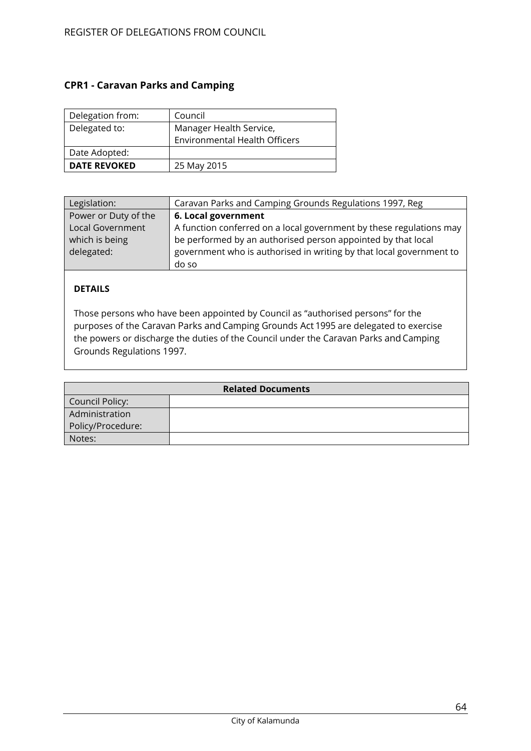## CPR1 - Caravan Parks and Camping

| Delegation from: | Council |
|---|---|
| Delegated to: | Manager Health Service, Environmental Health Officers |
| Date Adopted: | |
| **DATE REVOKED** | 25 May 2015 |

| Legislation: | Caravan Parks and Camping Grounds Regulations 1997, Reg |
|---|---|
| Power or Duty of the Local Government which is being delegated: | **6. Local government** A function conferred on a local government by these regulations may be performed by an authorised person appointed by that local government who is authorised in writing by that local government to do so |

**DETAILS**

Those persons who have been appointed by Council as "authorised persons" for the purposes of the Caravan Parks and Camping Grounds Act 1995 are delegated to exercise the powers or discharge the duties of the Council under the Caravan Parks and Camping Grounds Regulations 1997.

| **Related Documents** | |
|---|---|
| Council Policy: | |
| Administration Policy/Procedure: | |
| Notes: | |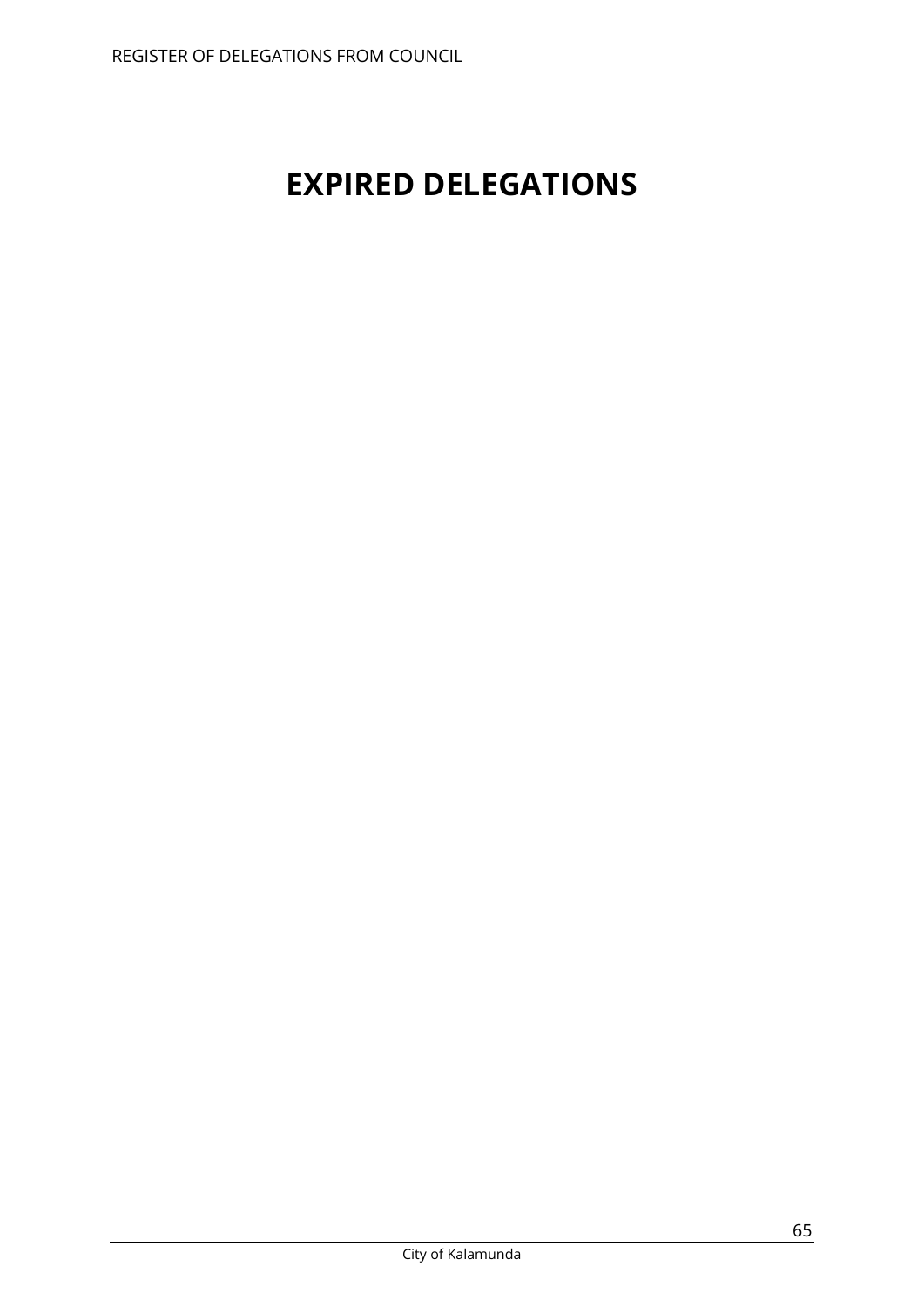# EXPIRED DELEGATIONS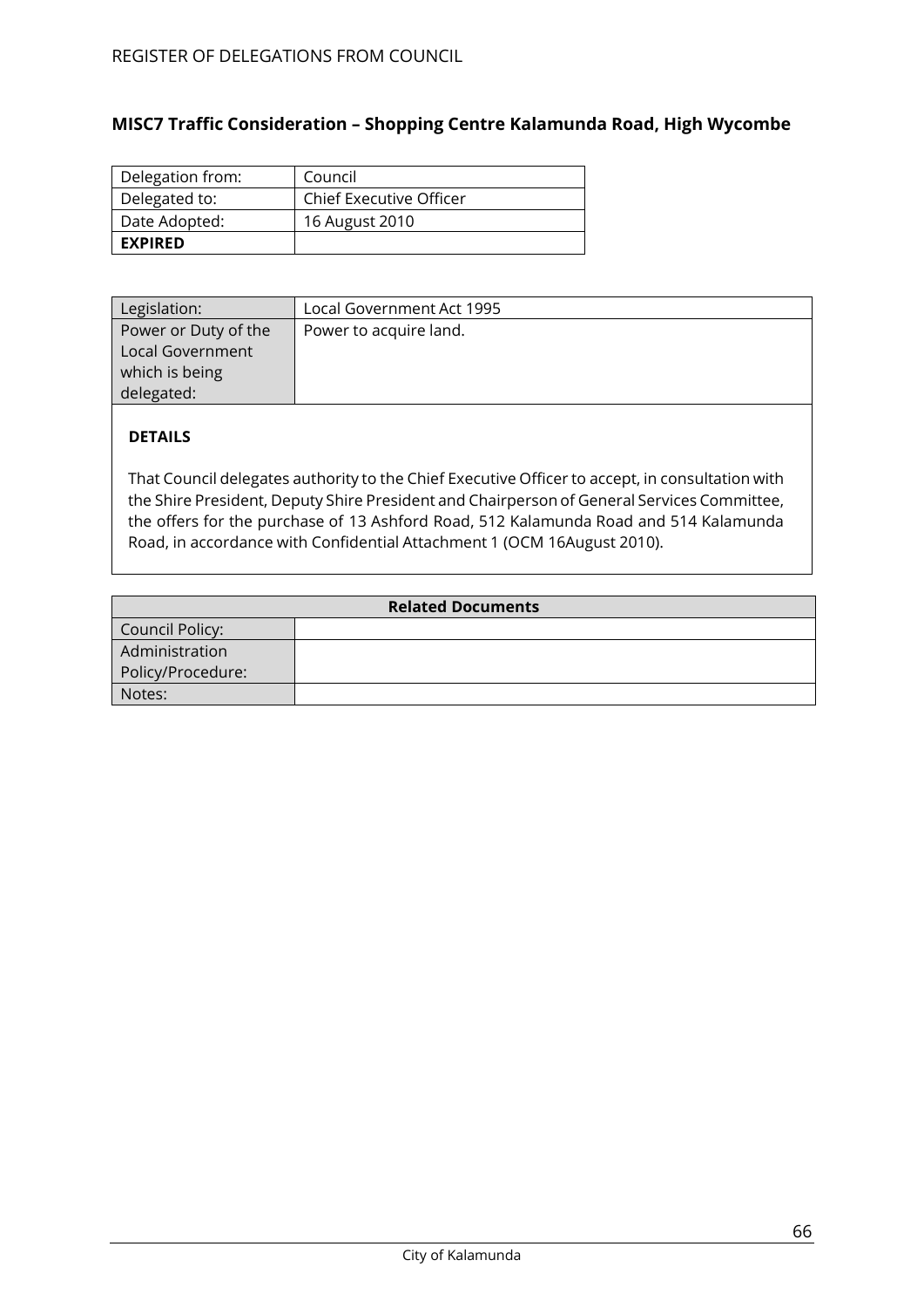## MISC7 Traffic Consideration – Shopping Centre Kalamunda Road, High Wycombe

| Delegation from: | Council |
|---|---|
| Delegated to: | Chief Executive Officer |
| Date Adopted: | 16 August 2010 |
| **EXPIRED** | |

| Legislation: | Local Government Act 1995 |
|---|---|
| Power or Duty of the Local Government which is being delegated: | Power to acquire land. |

**DETAILS**

That Council delegates authority to the Chief Executive Officer to accept, in consultation with the Shire President, Deputy Shire President and Chairperson of General Services Committee, the offers for the purchase of 13 Ashford Road, 512 Kalamunda Road and 514 Kalamunda Road, in accordance with Confidential Attachment 1 (OCM 16August 2010).

| **Related Documents** | |
|---|---|
| Council Policy: | |
| Administration Policy/Procedure: | |
| Notes: | |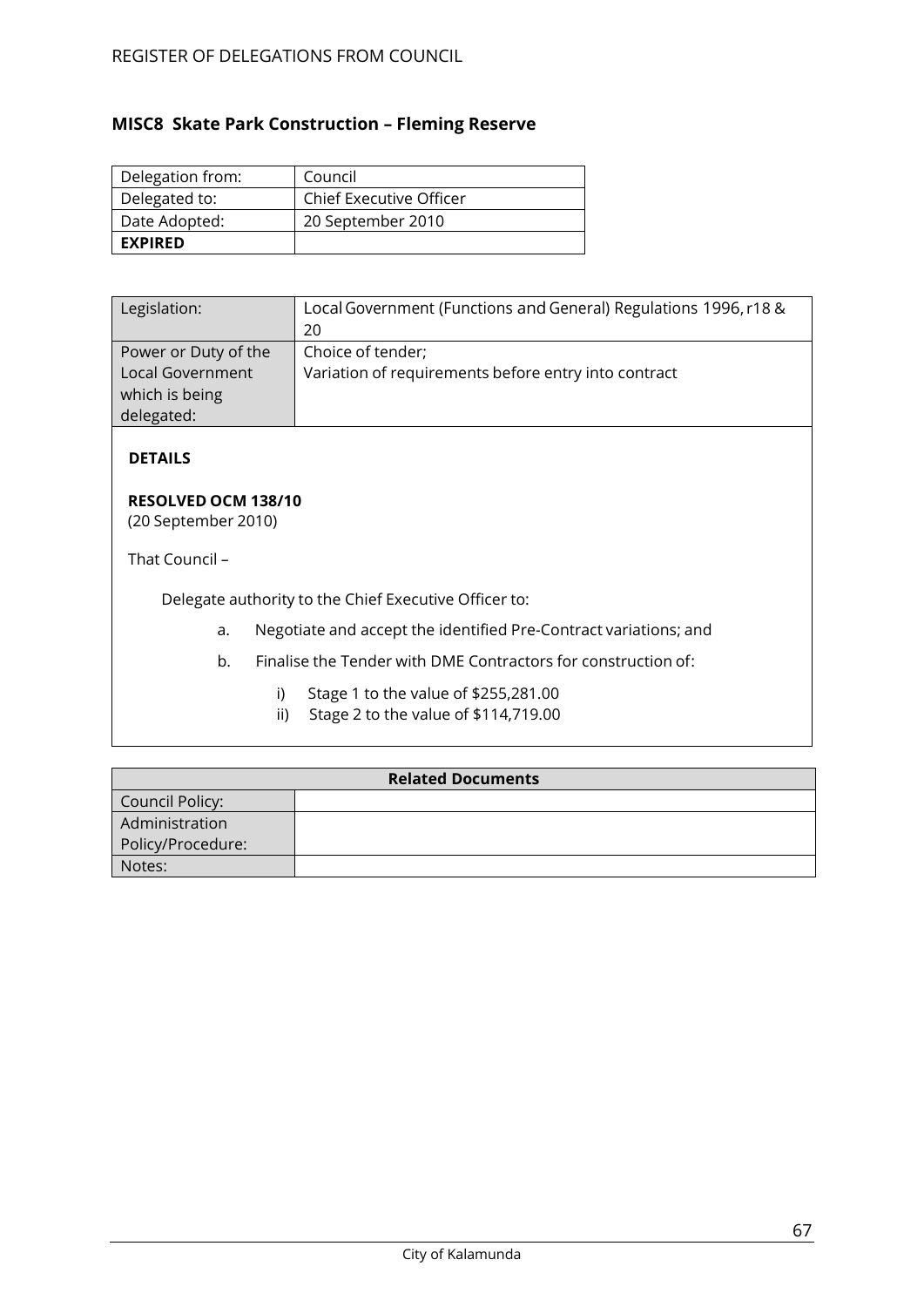## MISC8 Skate Park Construction – Fleming Reserve

| Delegation from: | Council |
|---|---|
| Delegated to: | Chief Executive Officer |
| Date Adopted: | 20 September 2010 |
| **EXPIRED** | |

| Legislation: | Local Government (Functions and General) Regulations 1996, r18 & 20 |
|---|---|
| Power or Duty of the Local Government which is being delegated: | Choice of tender;<br>Variation of requirements before entry into contract |

**DETAILS**

**RESOLVED OCM 138/10**
(20 September 2010)

That Council –

Delegate authority to the Chief Executive Officer to:

a. Negotiate and accept the identified Pre-Contract variations; and

b. Finalise the Tender with DME Contractors for construction of:

   i) Stage 1 to the value of $255,281.00
   ii) Stage 2 to the value of $114,719.00

| Related Documents | |
|---|---|
| Council Policy: | |
| Administration Policy/Procedure: | |
| Notes: | |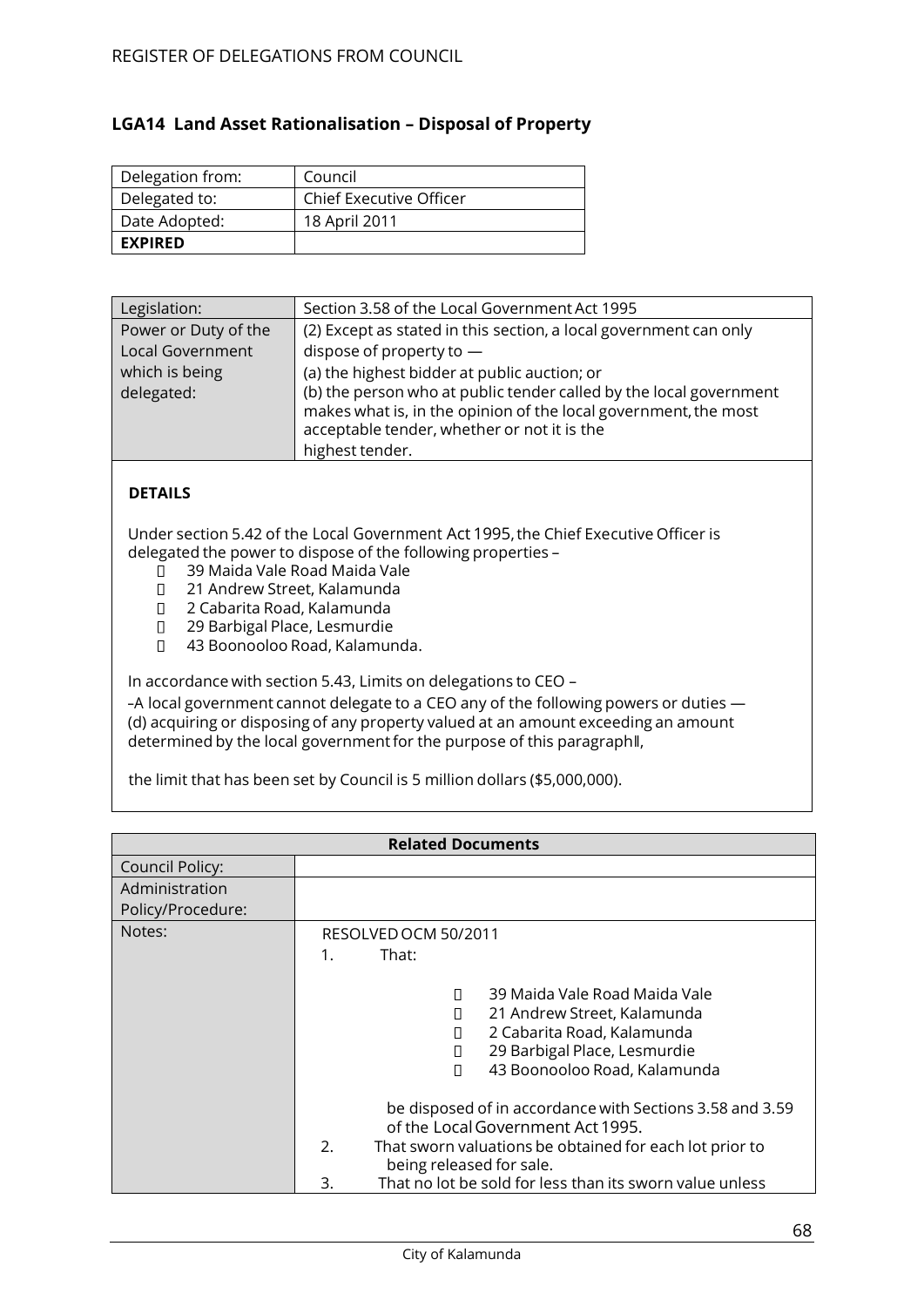## LGA14 Land Asset Rationalisation – Disposal of Property

| Delegation from: | Council |
|---|---|
| Delegated to: | Chief Executive Officer |
| Date Adopted: | 18 April 2011 |
| **EXPIRED** | |

| Legislation: | Section 3.58 of the Local Government Act 1995 |
|---|---|
| Power or Duty of the Local Government which is being delegated: | (2) Except as stated in this section, a local government can only dispose of property to —<br>(a) the highest bidder at public auction; or<br>(b) the person who at public tender called by the local government makes what is, in the opinion of the local government, the most acceptable tender, whether or not it is the highest tender. |

**DETAILS**

Under section 5.42 of the Local Government Act 1995, the Chief Executive Officer is delegated the power to dispose of the following properties –

- 39 Maida Vale Road Maida Vale
- 21 Andrew Street, Kalamunda
- 2 Cabarita Road, Kalamunda
- 29 Barbigal Place, Lesmurdie
- 43 Boonooloo Road, Kalamunda.

In accordance with section 5.43, Limits on delegations to CEO –

–A local government cannot delegate to a CEO any of the following powers or duties —
(d) acquiring or disposing of any property valued at an amount exceeding an amount determined by the local government for the purpose of this paragraph‖,

the limit that has been set by Council is 5 million dollars ($5,000,000).

| Related Documents | |
|---|---|
| Council Policy: | |
| Administration Policy/Procedure: | |
| Notes: | RESOLVED OCM 50/2011<br>1. That:<br>- 39 Maida Vale Road Maida Vale<br>- 21 Andrew Street, Kalamunda<br>- 2 Cabarita Road, Kalamunda<br>- 29 Barbigal Place, Lesmurdie<br>- 43 Boonooloo Road, Kalamunda<br><br>be disposed of in accordance with Sections 3.58 and 3.59 of the Local Government Act 1995.<br>2. That sworn valuations be obtained for each lot prior to being released for sale.<br>3. That no lot be sold for less than its sworn value unless |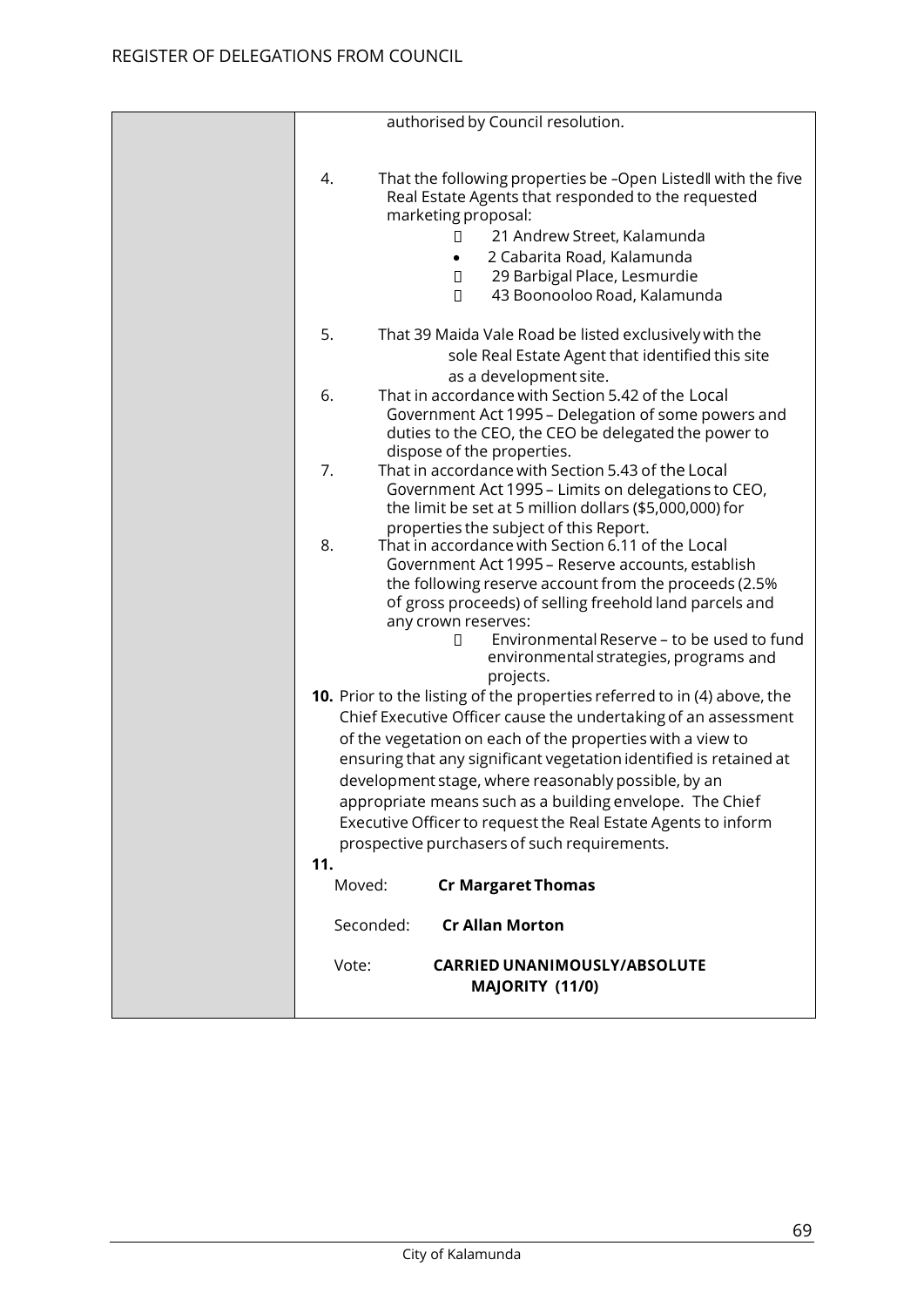| | |
|---|---|
| | authorised by Council resolution.<br><br>4. That the following properties be –Open Listed‖ with the five Real Estate Agents that responded to the requested marketing proposal:<br>- 21 Andrew Street, Kalamunda<br>- 2 Cabarita Road, Kalamunda<br>- 29 Barbigal Place, Lesmurdie<br>- 43 Boonooloo Road, Kalamunda<br><br>5. That 39 Maida Vale Road be listed exclusively with the sole Real Estate Agent that identified this site as a development site.<br>6. That in accordance with Section 5.42 of the Local Government Act 1995 – Delegation of some powers and duties to the CEO, the CEO be delegated the power to dispose of the properties.<br>7. That in accordance with Section 5.43 of the Local Government Act 1995 – Limits on delegations to CEO, the limit be set at 5 million dollars ($5,000,000) for properties the subject of this Report.<br>8. That in accordance with Section 6.11 of the Local Government Act 1995 – Reserve accounts, establish the following reserve account from the proceeds (2.5% of gross proceeds) of selling freehold land parcels and any crown reserves:<br>- Environmental Reserve – to be used to fund environmental strategies, programs and projects.<br><br>**10.** Prior to the listing of the properties referred to in (4) above, the Chief Executive Officer cause the undertaking of an assessment of the vegetation on each of the properties with a view to ensuring that any significant vegetation identified is retained at development stage, where reasonably possible, by an appropriate means such as a building envelope. The Chief Executive Officer to request the Real Estate Agents to inform prospective purchasers of such requirements.<br>**11.**<br>Moved: **Cr Margaret Thomas**<br><br>Seconded: **Cr Allan Morton**<br><br>Vote: **CARRIED UNANIMOUSLY/ABSOLUTE MAJORITY (11/0)** |